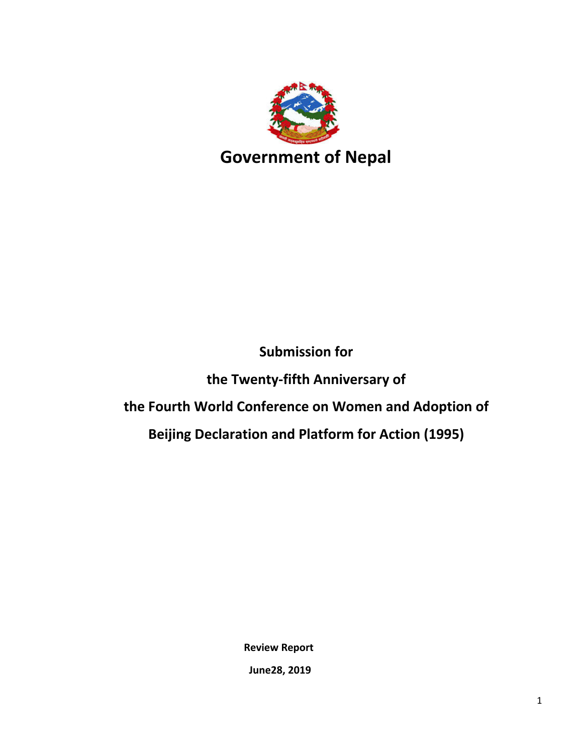# Government of Nepal

**Submission for**

**the Twenty-fifth Anniversary of**

**the Fourth World Conference on Women and Adoption of**

**Beijing Declaration and Platform for Action (1995)**

**Review Report**

**June28, 2019**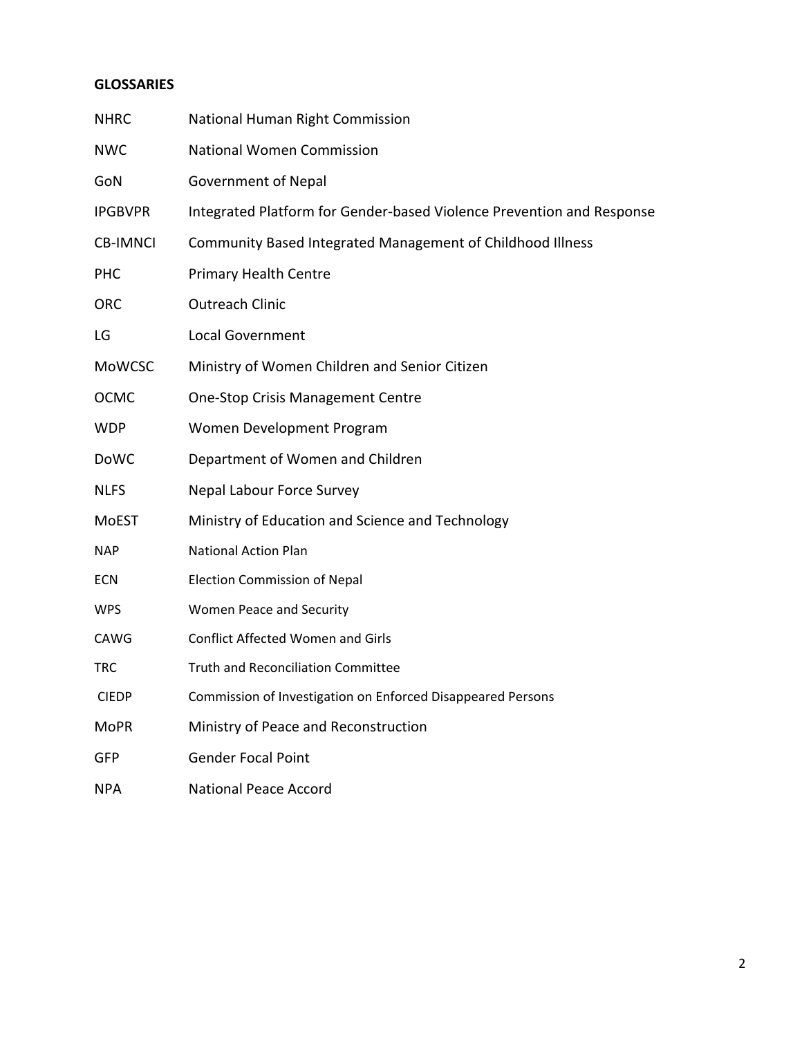## GLOSSARIES

| | |
|---|---|
| NHRC | National Human Right Commission |
| NWC | National Women Commission |
| GoN | Government of Nepal |
| IPGBVPR | Integrated Platform for Gender-based Violence Prevention and Response |
| CB-IMNCI | Community Based Integrated Management of Childhood Illness |
| PHC | Primary Health Centre |
| ORC | Outreach Clinic |
| LG | Local Government |
| MoWCSC | Ministry of Women Children and Senior Citizen |
| OCMC | One-Stop Crisis Management Centre |
| WDP | Women Development Program |
| DoWC | Department of Women and Children |
| NLFS | Nepal Labour Force Survey |
| MoEST | Ministry of Education and Science and Technology |
| NAP | National Action Plan |
| ECN | Election Commission of Nepal |
| WPS | Women Peace and Security |
| CAWG | Conflict Affected Women and Girls |
| TRC | Truth and Reconciliation Committee |
| CIEDP | Commission of Investigation on Enforced Disappeared Persons |
| MoPR | Ministry of Peace and Reconstruction |
| GFP | Gender Focal Point |
| NPA | National Peace Accord |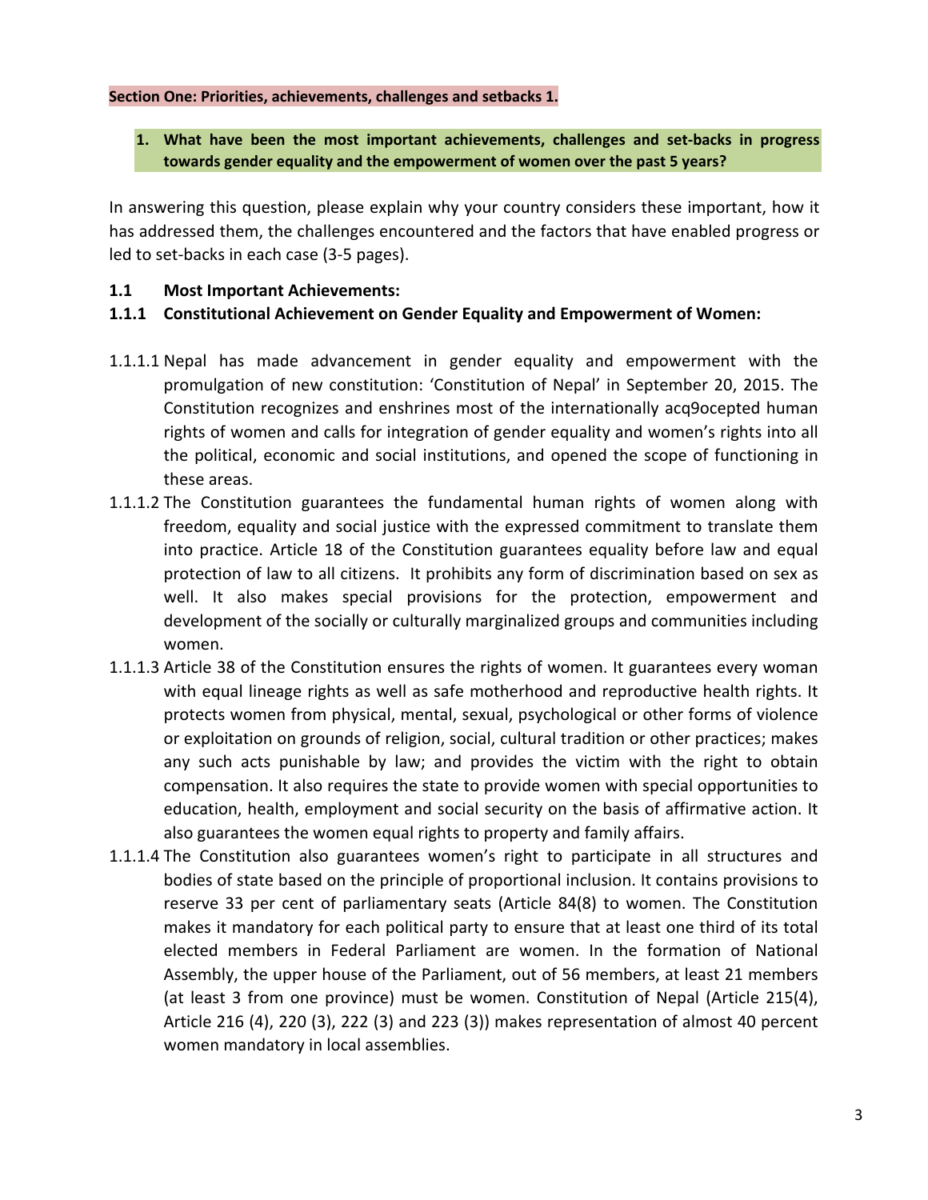**Section One: Priorities, achievements, challenges and setbacks 1.**

**1. What have been the most important achievements, challenges and set-backs in progress towards gender equality and the empowerment of women over the past 5 years?**

In answering this question, please explain why your country considers these important, how it has addressed them, the challenges encountered and the factors that have enabled progress or led to set-backs in each case (3-5 pages).

**1.1 Most Important Achievements:**

**1.1.1 Constitutional Achievement on Gender Equality and Empowerment of Women:**

1.1.1.1 Nepal has made advancement in gender equality and empowerment with the promulgation of new constitution: 'Constitution of Nepal' in September 20, 2015. The Constitution recognizes and enshrines most of the internationally acq9ocepted human rights of women and calls for integration of gender equality and women's rights into all the political, economic and social institutions, and opened the scope of functioning in these areas.

1.1.1.2 The Constitution guarantees the fundamental human rights of women along with freedom, equality and social justice with the expressed commitment to translate them into practice. Article 18 of the Constitution guarantees equality before law and equal protection of law to all citizens. It prohibits any form of discrimination based on sex as well. It also makes special provisions for the protection, empowerment and development of the socially or culturally marginalized groups and communities including women.

1.1.1.3 Article 38 of the Constitution ensures the rights of women. It guarantees every woman with equal lineage rights as well as safe motherhood and reproductive health rights. It protects women from physical, mental, sexual, psychological or other forms of violence or exploitation on grounds of religion, social, cultural tradition or other practices; makes any such acts punishable by law; and provides the victim with the right to obtain compensation. It also requires the state to provide women with special opportunities to education, health, employment and social security on the basis of affirmative action. It also guarantees the women equal rights to property and family affairs.

1.1.1.4 The Constitution also guarantees women's right to participate in all structures and bodies of state based on the principle of proportional inclusion. It contains provisions to reserve 33 per cent of parliamentary seats (Article 84(8) to women. The Constitution makes it mandatory for each political party to ensure that at least one third of its total elected members in Federal Parliament are women. In the formation of National Assembly, the upper house of the Parliament, out of 56 members, at least 21 members (at least 3 from one province) must be women. Constitution of Nepal (Article 215(4), Article 216 (4), 220 (3), 222 (3) and 223 (3)) makes representation of almost 40 percent women mandatory in local assemblies.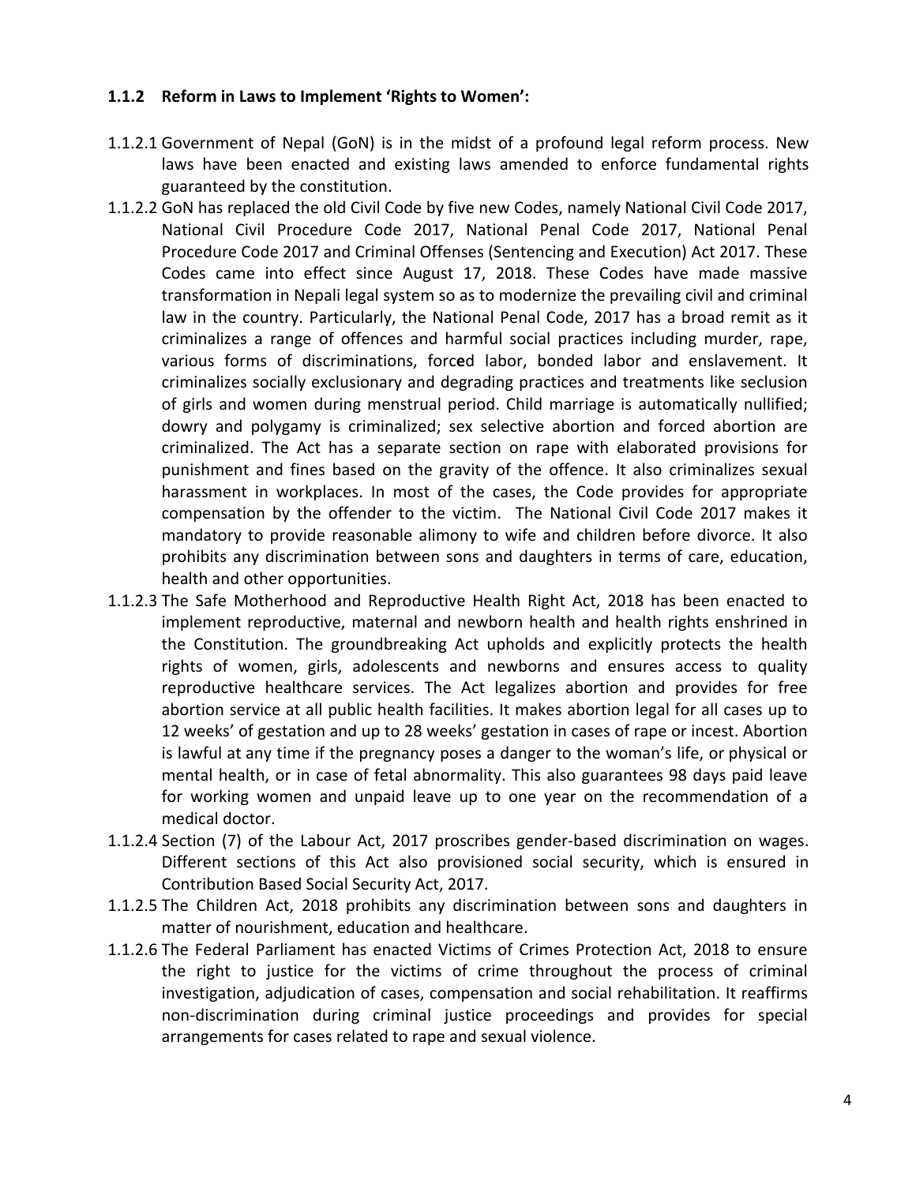### 1.1.2 Reform in Laws to Implement 'Rights to Women':

1.1.2.1 Government of Nepal (GoN) is in the midst of a profound legal reform process. New laws have been enacted and existing laws amended to enforce fundamental rights guaranteed by the constitution.

1.1.2.2 GoN has replaced the old Civil Code by five new Codes, namely National Civil Code 2017, National Civil Procedure Code 2017, National Penal Code 2017, National Penal Procedure Code 2017 and Criminal Offenses (Sentencing and Execution) Act 2017. These Codes came into effect since August 17, 2018. These Codes have made massive transformation in Nepali legal system so as to modernize the prevailing civil and criminal law in the country. Particularly, the National Penal Code, 2017 has a broad remit as it criminalizes a range of offences and harmful social practices including murder, rape, various forms of discriminations, forced labor, bonded labor and enslavement. It criminalizes socially exclusionary and degrading practices and treatments like seclusion of girls and women during menstrual period. Child marriage is automatically nullified; dowry and polygamy is criminalized; sex selective abortion and forced abortion are criminalized. The Act has a separate section on rape with elaborated provisions for punishment and fines based on the gravity of the offence. It also criminalizes sexual harassment in workplaces. In most of the cases, the Code provides for appropriate compensation by the offender to the victim. The National Civil Code 2017 makes it mandatory to provide reasonable alimony to wife and children before divorce. It also prohibits any discrimination between sons and daughters in terms of care, education, health and other opportunities.

1.1.2.3 The Safe Motherhood and Reproductive Health Right Act, 2018 has been enacted to implement reproductive, maternal and newborn health and health rights enshrined in the Constitution. The groundbreaking Act upholds and explicitly protects the health rights of women, girls, adolescents and newborns and ensures access to quality reproductive healthcare services. The Act legalizes abortion and provides for free abortion service at all public health facilities. It makes abortion legal for all cases up to 12 weeks' of gestation and up to 28 weeks' gestation in cases of rape or incest. Abortion is lawful at any time if the pregnancy poses a danger to the woman's life, or physical or mental health, or in case of fetal abnormality. This also guarantees 98 days paid leave for working women and unpaid leave up to one year on the recommendation of a medical doctor.

1.1.2.4 Section (7) of the Labour Act, 2017 proscribes gender-based discrimination on wages. Different sections of this Act also provisioned social security, which is ensured in Contribution Based Social Security Act, 2017.

1.1.2.5 The Children Act, 2018 prohibits any discrimination between sons and daughters in matter of nourishment, education and healthcare.

1.1.2.6 The Federal Parliament has enacted Victims of Crimes Protection Act, 2018 to ensure the right to justice for the victims of crime throughout the process of criminal investigation, adjudication of cases, compensation and social rehabilitation. It reaffirms non-discrimination during criminal justice proceedings and provides for special arrangements for cases related to rape and sexual violence.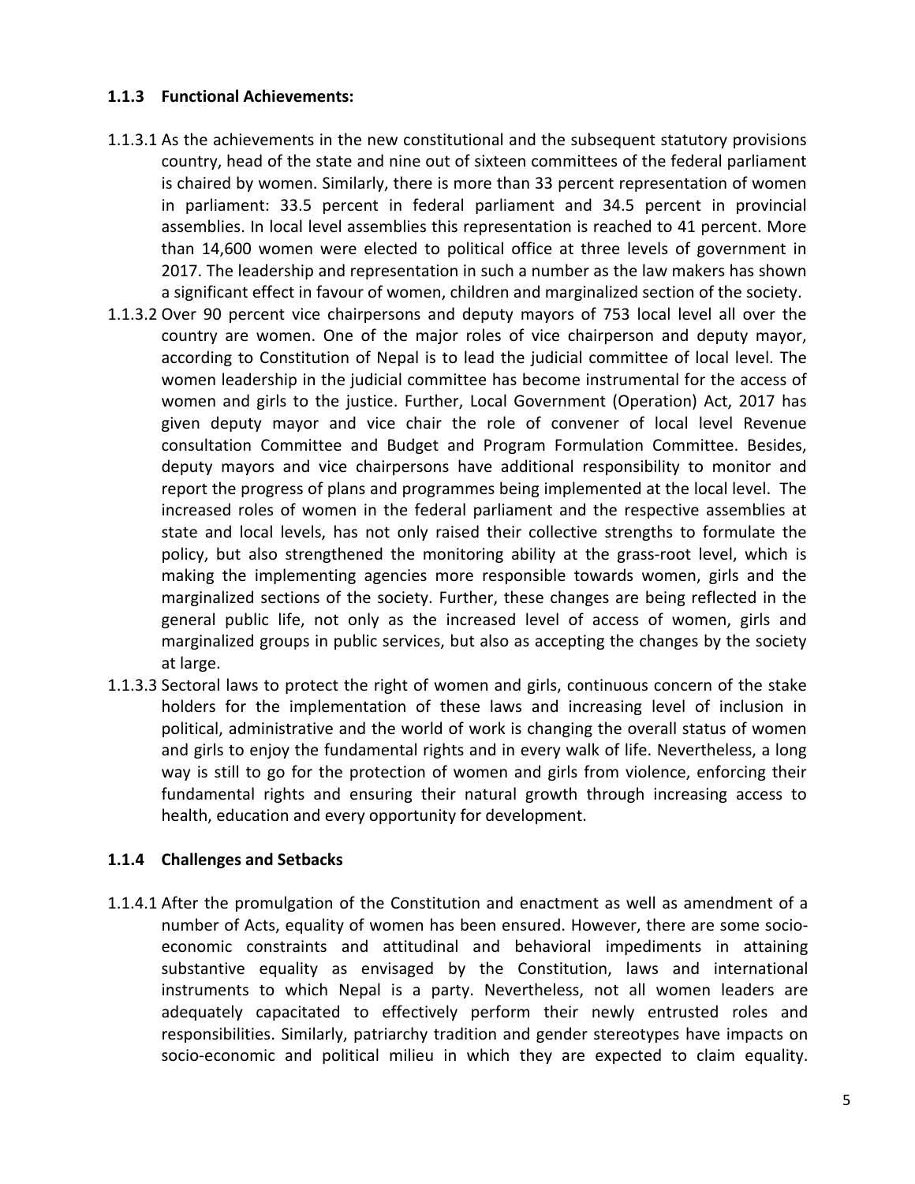### 1.1.3 Functional Achievements:

1.1.3.1 As the achievements in the new constitutional and the subsequent statutory provisions country, head of the state and nine out of sixteen committees of the federal parliament is chaired by women. Similarly, there is more than 33 percent representation of women in parliament: 33.5 percent in federal parliament and 34.5 percent in provincial assemblies. In local level assemblies this representation is reached to 41 percent. More than 14,600 women were elected to political office at three levels of government in 2017. The leadership and representation in such a number as the law makers has shown a significant effect in favour of women, children and marginalized section of the society.

1.1.3.2 Over 90 percent vice chairpersons and deputy mayors of 753 local level all over the country are women. One of the major roles of vice chairperson and deputy mayor, according to Constitution of Nepal is to lead the judicial committee of local level. The women leadership in the judicial committee has become instrumental for the access of women and girls to the justice. Further, Local Government (Operation) Act, 2017 has given deputy mayor and vice chair the role of convener of local level Revenue consultation Committee and Budget and Program Formulation Committee. Besides, deputy mayors and vice chairpersons have additional responsibility to monitor and report the progress of plans and programmes being implemented at the local level. The increased roles of women in the federal parliament and the respective assemblies at state and local levels, has not only raised their collective strengths to formulate the policy, but also strengthened the monitoring ability at the grass-root level, which is making the implementing agencies more responsible towards women, girls and the marginalized sections of the society. Further, these changes are being reflected in the general public life, not only as the increased level of access of women, girls and marginalized groups in public services, but also as accepting the changes by the society at large.

1.1.3.3 Sectoral laws to protect the right of women and girls, continuous concern of the stake holders for the implementation of these laws and increasing level of inclusion in political, administrative and the world of work is changing the overall status of women and girls to enjoy the fundamental rights and in every walk of life. Nevertheless, a long way is still to go for the protection of women and girls from violence, enforcing their fundamental rights and ensuring their natural growth through increasing access to health, education and every opportunity for development.

### 1.1.4 Challenges and Setbacks

1.1.4.1 After the promulgation of the Constitution and enactment as well as amendment of a number of Acts, equality of women has been ensured. However, there are some socio-economic constraints and attitudinal and behavioral impediments in attaining substantive equality as envisaged by the Constitution, laws and international instruments to which Nepal is a party. Nevertheless, not all women leaders are adequately capacitated to effectively perform their newly entrusted roles and responsibilities. Similarly, patriarchy tradition and gender stereotypes have impacts on socio-economic and political milieu in which they are expected to claim equality.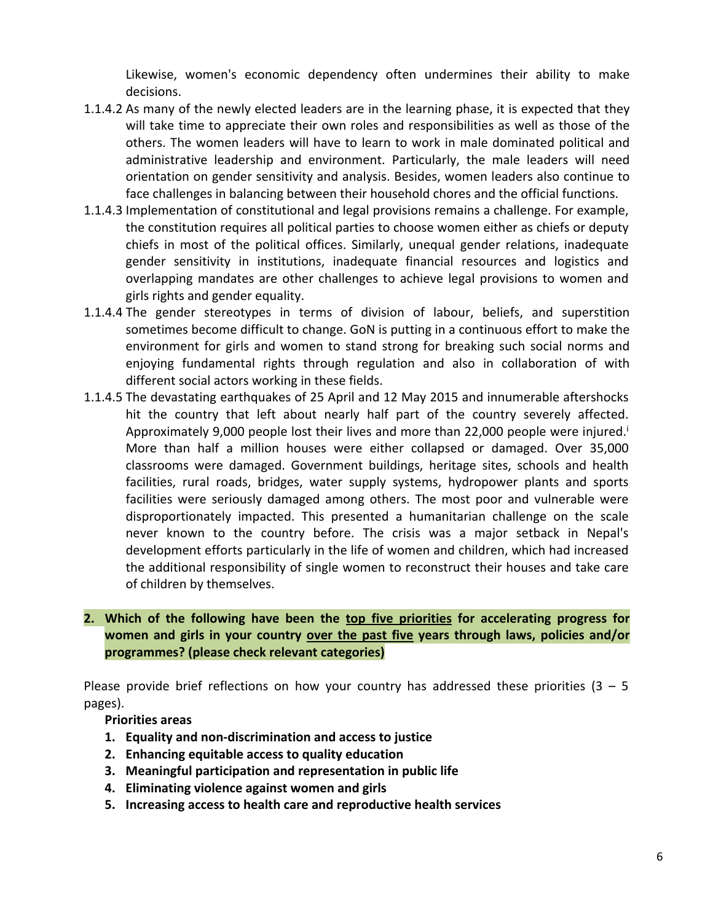Likewise, women's economic dependency often undermines their ability to make decisions.

1.1.4.2 As many of the newly elected leaders are in the learning phase, it is expected that they will take time to appreciate their own roles and responsibilities as well as those of the others. The women leaders will have to learn to work in male dominated political and administrative leadership and environment. Particularly, the male leaders will need orientation on gender sensitivity and analysis. Besides, women leaders also continue to face challenges in balancing between their household chores and the official functions.

1.1.4.3 Implementation of constitutional and legal provisions remains a challenge. For example, the constitution requires all political parties to choose women either as chiefs or deputy chiefs in most of the political offices. Similarly, unequal gender relations, inadequate gender sensitivity in institutions, inadequate financial resources and logistics and overlapping mandates are other challenges to achieve legal provisions to women and girls rights and gender equality.

1.1.4.4 The gender stereotypes in terms of division of labour, beliefs, and superstition sometimes become difficult to change. GoN is putting in a continuous effort to make the environment for girls and women to stand strong for breaking such social norms and enjoying fundamental rights through regulation and also in collaboration of with different social actors working in these fields.

1.1.4.5 The devastating earthquakes of 25 April and 12 May 2015 and innumerable aftershocks hit the country that left about nearly half part of the country severely affected. Approximately 9,000 people lost their lives and more than 22,000 people were injured.[i] More than half a million houses were either collapsed or damaged. Over 35,000 classrooms were damaged. Government buildings, heritage sites, schools and health facilities, rural roads, bridges, water supply systems, hydropower plants and sports facilities were seriously damaged among others. The most poor and vulnerable were disproportionately impacted. This presented a humanitarian challenge on the scale never known to the country before. The crisis was a major setback in Nepal's development efforts particularly in the life of women and children, which had increased the additional responsibility of single women to reconstruct their houses and take care of children by themselves.

## 2. Which of the following have been the top five priorities for accelerating progress for women and girls in your country over the past five years through laws, policies and/or programmes? (please check relevant categories)

Please provide brief reflections on how your country has addressed these priorities (3 – 5 pages).

**Priorities areas**

1. **Equality and non-discrimination and access to justice**
2. **Enhancing equitable access to quality education**
3. **Meaningful participation and representation in public life**
4. **Eliminating violence against women and girls**
5. **Increasing access to health care and reproductive health services**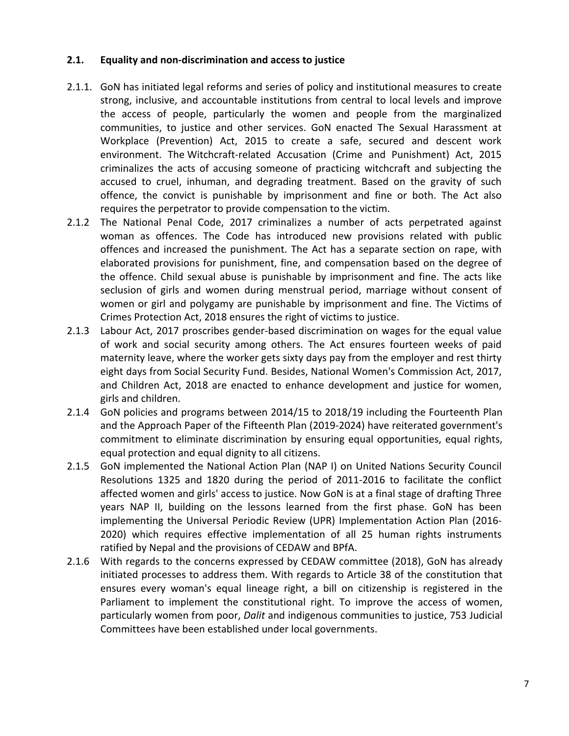### 2.1. Equality and non-discrimination and access to justice

2.1.1. GoN has initiated legal reforms and series of policy and institutional measures to create strong, inclusive, and accountable institutions from central to local levels and improve the access of people, particularly the women and people from the marginalized communities, to justice and other services. GoN enacted The Sexual Harassment at Workplace (Prevention) Act, 2015 to create a safe, secured and descent work environment. The Witchcraft-related Accusation (Crime and Punishment) Act, 2015 criminalizes the acts of accusing someone of practicing witchcraft and subjecting the accused to cruel, inhuman, and degrading treatment. Based on the gravity of such offence, the convict is punishable by imprisonment and fine or both. The Act also requires the perpetrator to provide compensation to the victim.

2.1.2 The National Penal Code, 2017 criminalizes a number of acts perpetrated against woman as offences. The Code has introduced new provisions related with public offences and increased the punishment. The Act has a separate section on rape, with elaborated provisions for punishment, fine, and compensation based on the degree of the offence. Child sexual abuse is punishable by imprisonment and fine. The acts like seclusion of girls and women during menstrual period, marriage without consent of women or girl and polygamy are punishable by imprisonment and fine. The Victims of Crimes Protection Act, 2018 ensures the right of victims to justice.

2.1.3 Labour Act, 2017 proscribes gender-based discrimination on wages for the equal value of work and social security among others. The Act ensures fourteen weeks of paid maternity leave, where the worker gets sixty days pay from the employer and rest thirty eight days from Social Security Fund. Besides, National Women's Commission Act, 2017, and Children Act, 2018 are enacted to enhance development and justice for women, girls and children.

2.1.4 GoN policies and programs between 2014/15 to 2018/19 including the Fourteenth Plan and the Approach Paper of the Fifteenth Plan (2019-2024) have reiterated government's commitment to eliminate discrimination by ensuring equal opportunities, equal rights, equal protection and equal dignity to all citizens.

2.1.5 GoN implemented the National Action Plan (NAP I) on United Nations Security Council Resolutions 1325 and 1820 during the period of 2011-2016 to facilitate the conflict affected women and girls' access to justice. Now GoN is at a final stage of drafting Three years NAP II, building on the lessons learned from the first phase. GoN has been implementing the Universal Periodic Review (UPR) Implementation Action Plan (2016-2020) which requires effective implementation of all 25 human rights instruments ratified by Nepal and the provisions of CEDAW and BPfA.

2.1.6 With regards to the concerns expressed by CEDAW committee (2018), GoN has already initiated processes to address them. With regards to Article 38 of the constitution that ensures every woman's equal lineage right, a bill on citizenship is registered in the Parliament to implement the constitutional right. To improve the access of women, particularly women from poor, *Dalit* and indigenous communities to justice, 753 Judicial Committees have been established under local governments.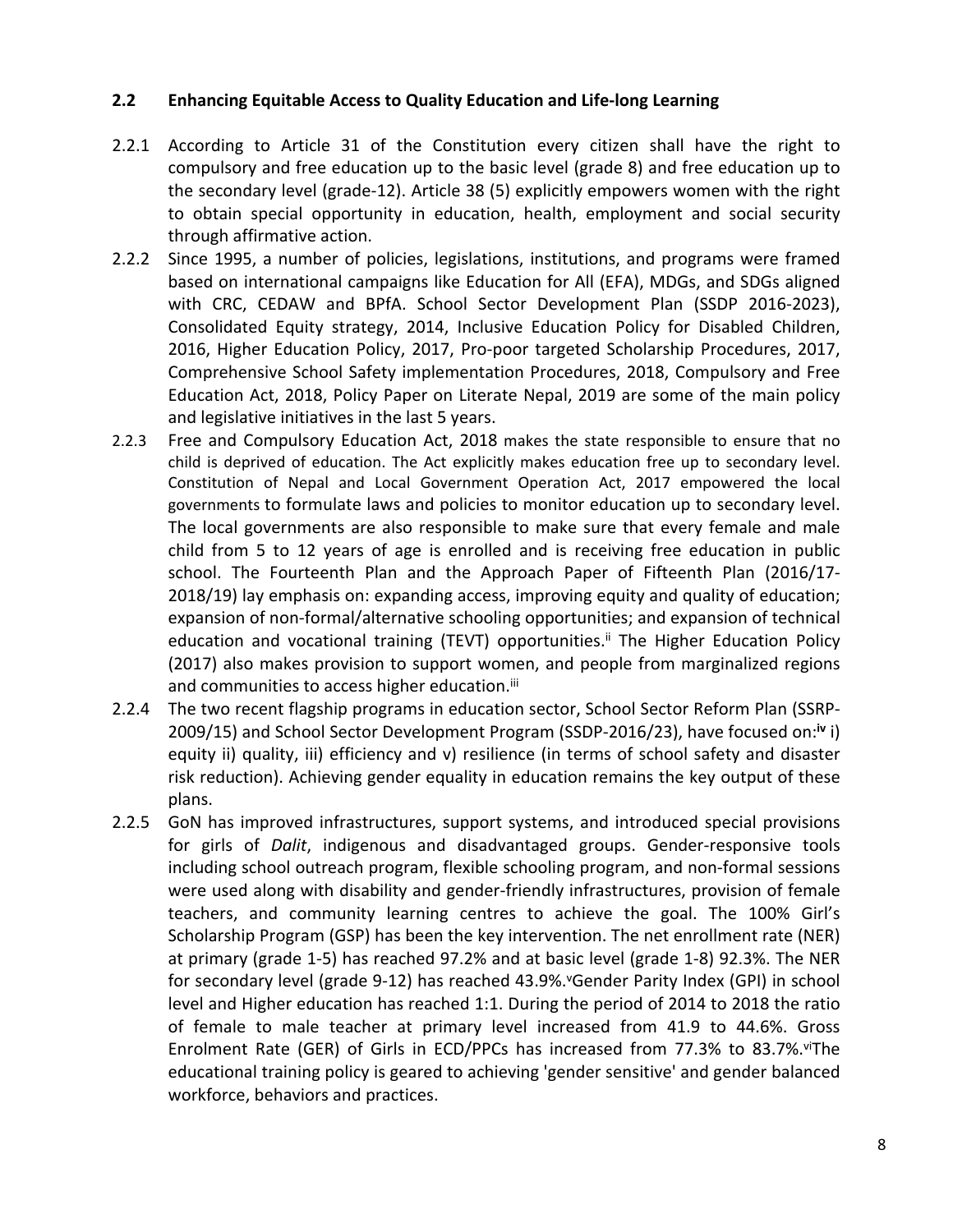### 2.2 Enhancing Equitable Access to Quality Education and Life-long Learning

2.2.1 According to Article 31 of the Constitution every citizen shall have the right to compulsory and free education up to the basic level (grade 8) and free education up to the secondary level (grade-12). Article 38 (5) explicitly empowers women with the right to obtain special opportunity in education, health, employment and social security through affirmative action.

2.2.2 Since 1995, a number of policies, legislations, institutions, and programs were framed based on international campaigns like Education for All (EFA), MDGs, and SDGs aligned with CRC, CEDAW and BPfA. School Sector Development Plan (SSDP 2016-2023), Consolidated Equity strategy, 2014, Inclusive Education Policy for Disabled Children, 2016, Higher Education Policy, 2017, Pro-poor targeted Scholarship Procedures, 2017, Comprehensive School Safety implementation Procedures, 2018, Compulsory and Free Education Act, 2018, Policy Paper on Literate Nepal, 2019 are some of the main policy and legislative initiatives in the last 5 years.

2.2.3 Free and Compulsory Education Act, 2018 makes the state responsible to ensure that no child is deprived of education. The Act explicitly makes education free up to secondary level. Constitution of Nepal and Local Government Operation Act, 2017 empowered the local governments to formulate laws and policies to monitor education up to secondary level. The local governments are also responsible to make sure that every female and male child from 5 to 12 years of age is enrolled and is receiving free education in public school. The Fourteenth Plan and the Approach Paper of Fifteenth Plan (2016/17-2018/19) lay emphasis on: expanding access, improving equity and quality of education; expansion of non-formal/alternative schooling opportunities; and expansion of technical education and vocational training (TEVT) opportunities.[ii] The Higher Education Policy (2017) also makes provision to support women, and people from marginalized regions and communities to access higher education.[iii]

2.2.4 The two recent flagship programs in education sector, School Sector Reform Plan (SSRP-2009/15) and School Sector Development Program (SSDP-2016/23), have focused on:[iv] i) equity ii) quality, iii) efficiency and v) resilience (in terms of school safety and disaster risk reduction). Achieving gender equality in education remains the key output of these plans.

2.2.5 GoN has improved infrastructures, support systems, and introduced special provisions for girls of *Dalit*, indigenous and disadvantaged groups. Gender-responsive tools including school outreach program, flexible schooling program, and non-formal sessions were used along with disability and gender-friendly infrastructures, provision of female teachers, and community learning centres to achieve the goal. The 100% Girl's Scholarship Program (GSP) has been the key intervention. The net enrollment rate (NER) at primary (grade 1-5) has reached 97.2% and at basic level (grade 1-8) 92.3%. The NER for secondary level (grade 9-12) has reached 43.9%.[v] Gender Parity Index (GPI) in school level and Higher education has reached 1:1. During the period of 2014 to 2018 the ratio of female to male teacher at primary level increased from 41.9 to 44.6%. Gross Enrolment Rate (GER) of Girls in ECD/PPCs has increased from 77.3% to 83.7%.[vi] The educational training policy is geared to achieving 'gender sensitive' and gender balanced workforce, behaviors and practices.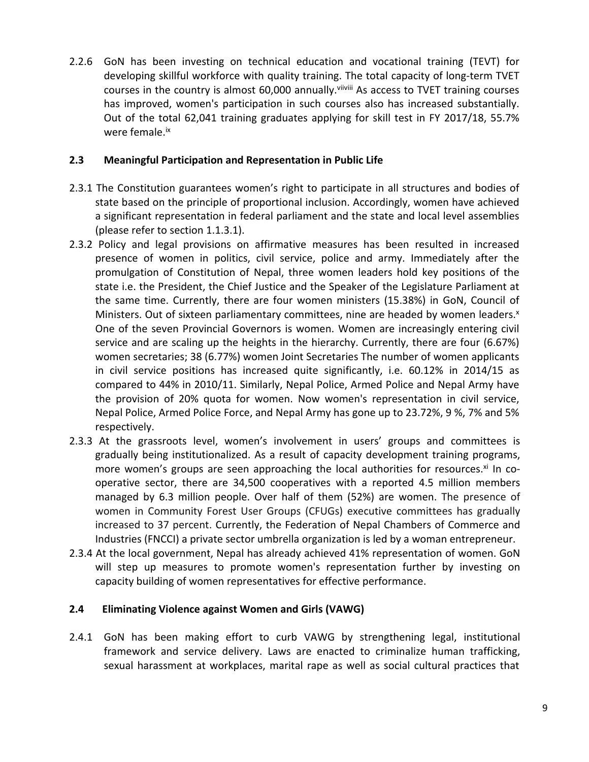2.2.6 GoN has been investing on technical education and vocational training (TEVT) for developing skillful workforce with quality training. The total capacity of long-term TVET courses in the country is almost 60,000 annually.[viiviii] As access to TVET training courses has improved, women's participation in such courses also has increased substantially. Out of the total 62,041 training graduates applying for skill test in FY 2017/18, 55.7% were female.[ix]

## 2.3 Meaningful Participation and Representation in Public Life

2.3.1 The Constitution guarantees women's right to participate in all structures and bodies of state based on the principle of proportional inclusion. Accordingly, women have achieved a significant representation in federal parliament and the state and local level assemblies (please refer to section 1.1.3.1).

2.3.2 Policy and legal provisions on affirmative measures has been resulted in increased presence of women in politics, civil service, police and army. Immediately after the promulgation of Constitution of Nepal, three women leaders hold key positions of the state i.e. the President, the Chief Justice and the Speaker of the Legislature Parliament at the same time. Currently, there are four women ministers (15.38%) in GoN, Council of Ministers. Out of sixteen parliamentary committees, nine are headed by women leaders.[x] One of the seven Provincial Governors is women. Women are increasingly entering civil service and are scaling up the heights in the hierarchy. Currently, there are four (6.67%) women secretaries; 38 (6.77%) women Joint Secretaries The number of women applicants in civil service positions has increased quite significantly, i.e. 60.12% in 2014/15 as compared to 44% in 2010/11. Similarly, Nepal Police, Armed Police and Nepal Army have the provision of 20% quota for women. Now women's representation in civil service, Nepal Police, Armed Police Force, and Nepal Army has gone up to 23.72%, 9 %, 7% and 5% respectively.

2.3.3 At the grassroots level, women's involvement in users' groups and committees is gradually being institutionalized. As a result of capacity development training programs, more women's groups are seen approaching the local authorities for resources.[xi] In co-operative sector, there are 34,500 cooperatives with a reported 4.5 million members managed by 6.3 million people. Over half of them (52%) are women. The presence of women in Community Forest User Groups (CFUGs) executive committees has gradually increased to 37 percent. Currently, the Federation of Nepal Chambers of Commerce and Industries (FNCCI) a private sector umbrella organization is led by a woman entrepreneur.

2.3.4 At the local government, Nepal has already achieved 41% representation of women. GoN will step up measures to promote women's representation further by investing on capacity building of women representatives for effective performance.

## 2.4 Eliminating Violence against Women and Girls (VAWG)

2.4.1 GoN has been making effort to curb VAWG by strengthening legal, institutional framework and service delivery. Laws are enacted to criminalize human trafficking, sexual harassment at workplaces, marital rape as well as social cultural practices that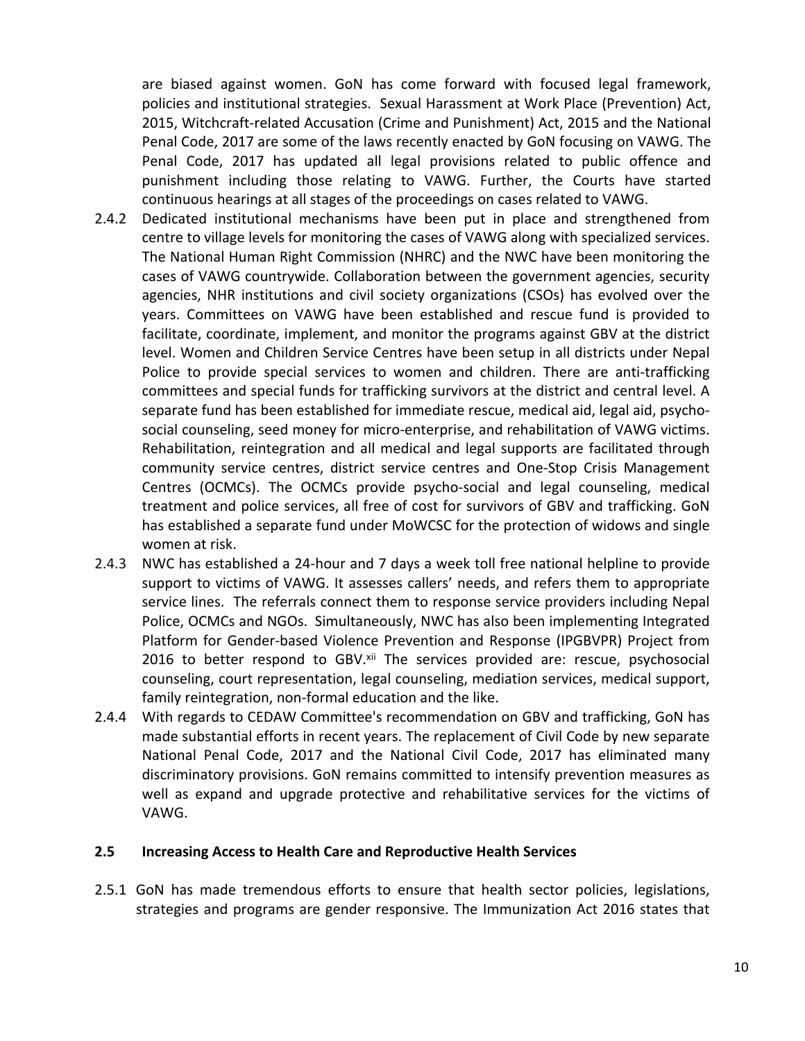are biased against women. GoN has come forward with focused legal framework, policies and institutional strategies. Sexual Harassment at Work Place (Prevention) Act, 2015, Witchcraft-related Accusation (Crime and Punishment) Act, 2015 and the National Penal Code, 2017 are some of the laws recently enacted by GoN focusing on VAWG. The Penal Code, 2017 has updated all legal provisions related to public offence and punishment including those relating to VAWG. Further, the Courts have started continuous hearings at all stages of the proceedings on cases related to VAWG.

2.4.2 Dedicated institutional mechanisms have been put in place and strengthened from centre to village levels for monitoring the cases of VAWG along with specialized services. The National Human Right Commission (NHRC) and the NWC have been monitoring the cases of VAWG countrywide. Collaboration between the government agencies, security agencies, NHR institutions and civil society organizations (CSOs) has evolved over the years. Committees on VAWG have been established and rescue fund is provided to facilitate, coordinate, implement, and monitor the programs against GBV at the district level. Women and Children Service Centres have been setup in all districts under Nepal Police to provide special services to women and children. There are anti-trafficking committees and special funds for trafficking survivors at the district and central level. A separate fund has been established for immediate rescue, medical aid, legal aid, psycho-social counseling, seed money for micro-enterprise, and rehabilitation of VAWG victims. Rehabilitation, reintegration and all medical and legal supports are facilitated through community service centres, district service centres and One-Stop Crisis Management Centres (OCMCs). The OCMCs provide psycho-social and legal counseling, medical treatment and police services, all free of cost for survivors of GBV and trafficking. GoN has established a separate fund under MoWCSC for the protection of widows and single women at risk.

2.4.3 NWC has established a 24-hour and 7 days a week toll free national helpline to provide support to victims of VAWG. It assesses callers' needs, and refers them to appropriate service lines. The referrals connect them to response service providers including Nepal Police, OCMCs and NGOs. Simultaneously, NWC has also been implementing Integrated Platform for Gender-based Violence Prevention and Response (IPGBVPR) Project from 2016 to better respond to GBV.[xii] The services provided are: rescue, psychosocial counseling, court representation, legal counseling, mediation services, medical support, family reintegration, non-formal education and the like.

2.4.4 With regards to CEDAW Committee's recommendation on GBV and trafficking, GoN has made substantial efforts in recent years. The replacement of Civil Code by new separate National Penal Code, 2017 and the National Civil Code, 2017 has eliminated many discriminatory provisions. GoN remains committed to intensify prevention measures as well as expand and upgrade protective and rehabilitative services for the victims of VAWG.

### 2.5 Increasing Access to Health Care and Reproductive Health Services

2.5.1 GoN has made tremendous efforts to ensure that health sector policies, legislations, strategies and programs are gender responsive. The Immunization Act 2016 states that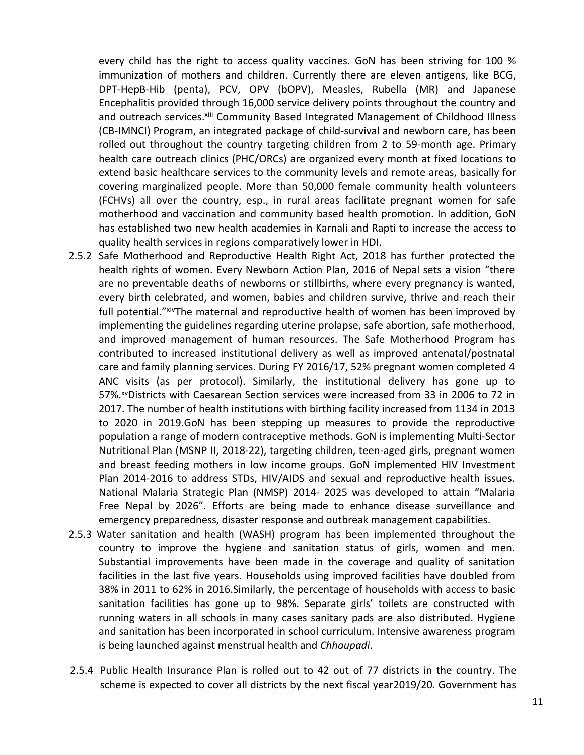every child has the right to access quality vaccines. GoN has been striving for 100 % immunization of mothers and children. Currently there are eleven antigens, like BCG, DPT-HepB-Hib (penta), PCV, OPV (bOPV), Measles, Rubella (MR) and Japanese Encephalitis provided through 16,000 service delivery points throughout the country and and outreach services.[xiii] Community Based Integrated Management of Childhood Illness (CB-IMNCI) Program, an integrated package of child-survival and newborn care, has been rolled out throughout the country targeting children from 2 to 59-month age. Primary health care outreach clinics (PHC/ORCs) are organized every month at fixed locations to extend basic healthcare services to the community levels and remote areas, basically for covering marginalized people. More than 50,000 female community health volunteers (FCHVs) all over the country, esp., in rural areas facilitate pregnant women for safe motherhood and vaccination and community based health promotion. In addition, GoN has established two new health academies in Karnali and Rapti to increase the access to quality health services in regions comparatively lower in HDI.

2.5.2 Safe Motherhood and Reproductive Health Right Act, 2018 has further protected the health rights of women. Every Newborn Action Plan, 2016 of Nepal sets a vision "there are no preventable deaths of newborns or stillbirths, where every pregnancy is wanted, every birth celebrated, and women, babies and children survive, thrive and reach their full potential."[xiv]The maternal and reproductive health of women has been improved by implementing the guidelines regarding uterine prolapse, safe abortion, safe motherhood, and improved management of human resources. The Safe Motherhood Program has contributed to increased institutional delivery as well as improved antenatal/postnatal care and family planning services. During FY 2016/17, 52% pregnant women completed 4 ANC visits (as per protocol). Similarly, the institutional delivery has gone up to 57%.[xv]Districts with Caesarean Section services were increased from 33 in 2006 to 72 in 2017. The number of health institutions with birthing facility increased from 1134 in 2013 to 2020 in 2019.GoN has been stepping up measures to provide the reproductive population a range of modern contraceptive methods. GoN is implementing Multi-Sector Nutritional Plan (MSNP II, 2018-22), targeting children, teen-aged girls, pregnant women and breast feeding mothers in low income groups. GoN implemented HIV Investment Plan 2014-2016 to address STDs, HIV/AIDS and sexual and reproductive health issues. National Malaria Strategic Plan (NMSP) 2014- 2025 was developed to attain "Malaria Free Nepal by 2026". Efforts are being made to enhance disease surveillance and emergency preparedness, disaster response and outbreak management capabilities.

2.5.3 Water sanitation and health (WASH) program has been implemented throughout the country to improve the hygiene and sanitation status of girls, women and men. Substantial improvements have been made in the coverage and quality of sanitation facilities in the last five years. Households using improved facilities have doubled from 38% in 2011 to 62% in 2016.Similarly, the percentage of households with access to basic sanitation facilities has gone up to 98%. Separate girls' toilets are constructed with running waters in all schools in many cases sanitary pads are also distributed. Hygiene and sanitation has been incorporated in school curriculum. Intensive awareness program is being launched against menstrual health and *Chhaupadi*.

2.5.4 Public Health Insurance Plan is rolled out to 42 out of 77 districts in the country. The scheme is expected to cover all districts by the next fiscal year2019/20. Government has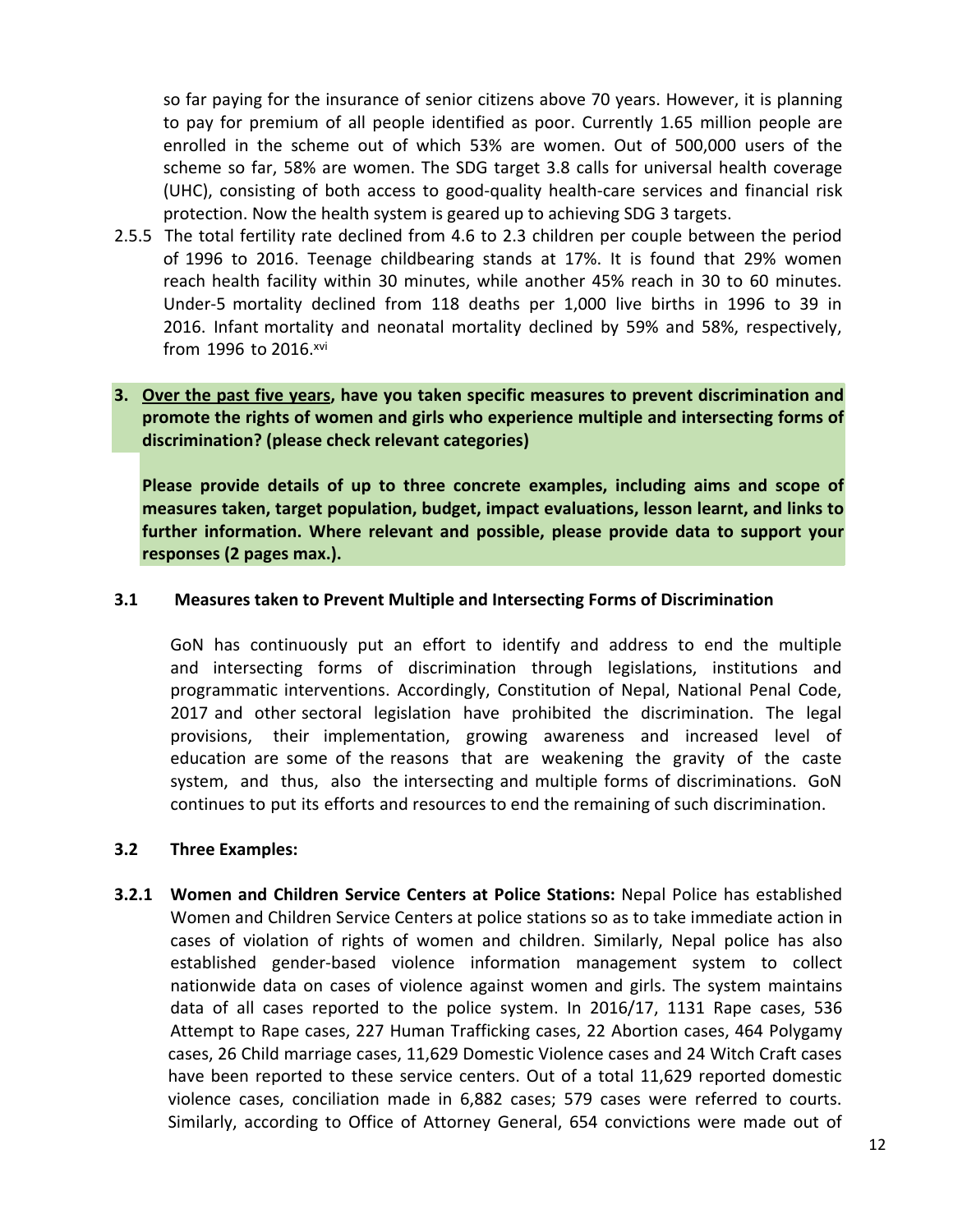so far paying for the insurance of senior citizens above 70 years. However, it is planning to pay for premium of all people identified as poor. Currently 1.65 million people are enrolled in the scheme out of which 53% are women. Out of 500,000 users of the scheme so far, 58% are women. The SDG target 3.8 calls for universal health coverage (UHC), consisting of both access to good-quality health-care services and financial risk protection. Now the health system is geared up to achieving SDG 3 targets.

2.5.5 The total fertility rate declined from 4.6 to 2.3 children per couple between the period of 1996 to 2016. Teenage childbearing stands at 17%. It is found that 29% women reach health facility within 30 minutes, while another 45% reach in 30 to 60 minutes. Under-5 mortality declined from 118 deaths per 1,000 live births in 1996 to 39 in 2016. Infant mortality and neonatal mortality declined by 59% and 58%, respectively, from 1996 to 2016.[xvi]

**3. Over the past five years, have you taken specific measures to prevent discrimination and promote the rights of women and girls who experience multiple and intersecting forms of discrimination? (please check relevant categories)**

**Please provide details of up to three concrete examples, including aims and scope of measures taken, target population, budget, impact evaluations, lesson learnt, and links to further information. Where relevant and possible, please provide data to support your responses (2 pages max.).**

### 3.1 Measures taken to Prevent Multiple and Intersecting Forms of Discrimination

GoN has continuously put an effort to identify and address to end the multiple and intersecting forms of discrimination through legislations, institutions and programmatic interventions. Accordingly, Constitution of Nepal, National Penal Code, 2017 and other sectoral legislation have prohibited the discrimination. The legal provisions, their implementation, growing awareness and increased level of education are some of the reasons that are weakening the gravity of the caste system, and thus, also the intersecting and multiple forms of discriminations. GoN continues to put its efforts and resources to end the remaining of such discrimination.

### 3.2 Three Examples:

**3.2.1 Women and Children Service Centers at Police Stations:** Nepal Police has established Women and Children Service Centers at police stations so as to take immediate action in cases of violation of rights of women and children. Similarly, Nepal police has also established gender-based violence information management system to collect nationwide data on cases of violence against women and girls. The system maintains data of all cases reported to the police system. In 2016/17, 1131 Rape cases, 536 Attempt to Rape cases, 227 Human Trafficking cases, 22 Abortion cases, 464 Polygamy cases, 26 Child marriage cases, 11,629 Domestic Violence cases and 24 Witch Craft cases have been reported to these service centers. Out of a total 11,629 reported domestic violence cases, conciliation made in 6,882 cases; 579 cases were referred to courts. Similarly, according to Office of Attorney General, 654 convictions were made out of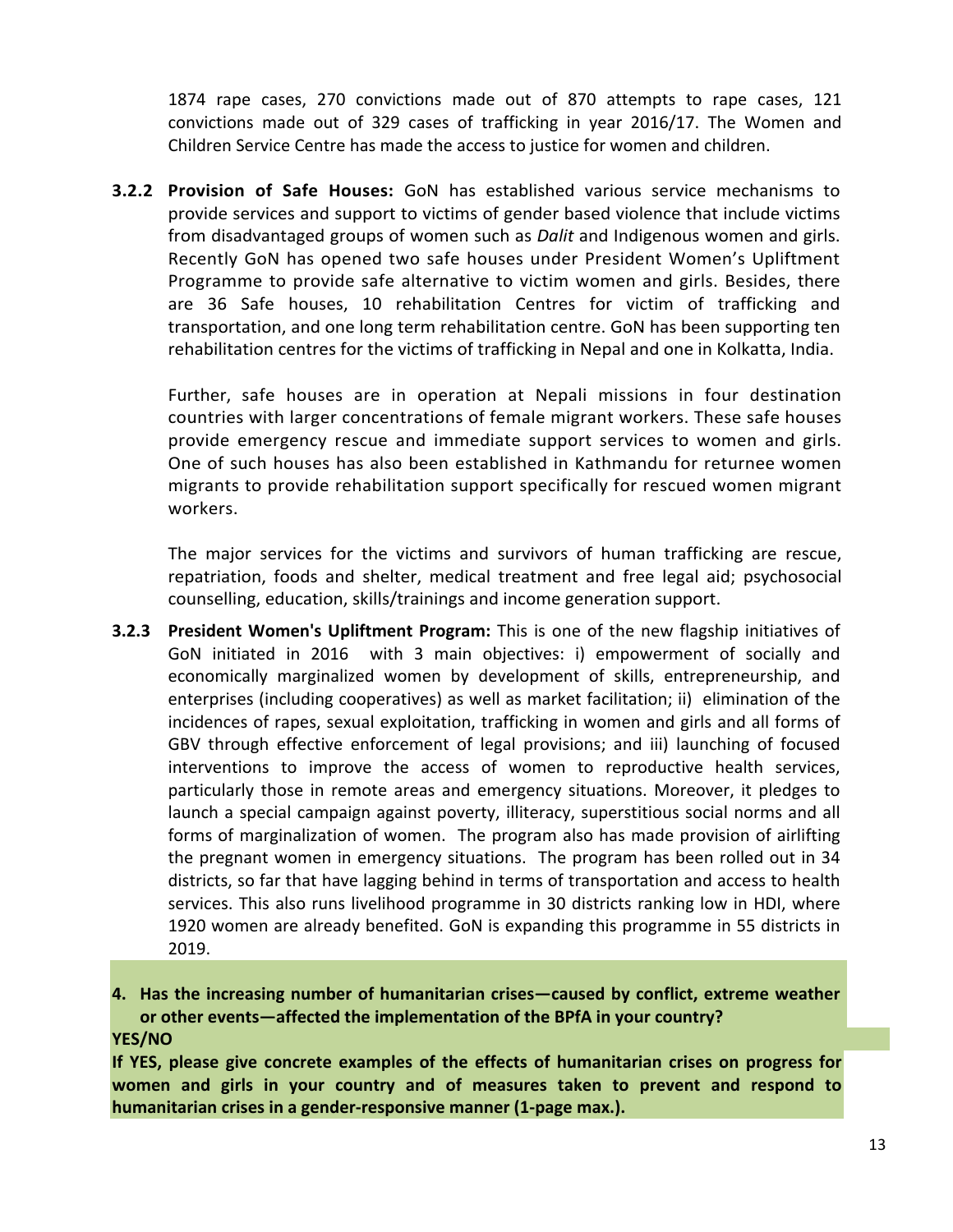1874 rape cases, 270 convictions made out of 870 attempts to rape cases, 121 convictions made out of 329 cases of trafficking in year 2016/17. The Women and Children Service Centre has made the access to justice for women and children.

**3.2.2 Provision of Safe Houses:** GoN has established various service mechanisms to provide services and support to victims of gender based violence that include victims from disadvantaged groups of women such as *Dalit* and Indigenous women and girls. Recently GoN has opened two safe houses under President Women's Upliftment Programme to provide safe alternative to victim women and girls. Besides, there are 36 Safe houses, 10 rehabilitation Centres for victim of trafficking and transportation, and one long term rehabilitation centre. GoN has been supporting ten rehabilitation centres for the victims of trafficking in Nepal and one in Kolkatta, India.

Further, safe houses are in operation at Nepali missions in four destination countries with larger concentrations of female migrant workers. These safe houses provide emergency rescue and immediate support services to women and girls. One of such houses has also been established in Kathmandu for returnee women migrants to provide rehabilitation support specifically for rescued women migrant workers.

The major services for the victims and survivors of human trafficking are rescue, repatriation, foods and shelter, medical treatment and free legal aid; psychosocial counselling, education, skills/trainings and income generation support.

**3.2.3 President Women's Upliftment Program:** This is one of the new flagship initiatives of GoN initiated in 2016 with 3 main objectives: i) empowerment of socially and economically marginalized women by development of skills, entrepreneurship, and enterprises (including cooperatives) as well as market facilitation; ii) elimination of the incidences of rapes, sexual exploitation, trafficking in women and girls and all forms of GBV through effective enforcement of legal provisions; and iii) launching of focused interventions to improve the access of women to reproductive health services, particularly those in remote areas and emergency situations. Moreover, it pledges to launch a special campaign against poverty, illiteracy, superstitious social norms and all forms of marginalization of women. The program also has made provision of airlifting the pregnant women in emergency situations. The program has been rolled out in 34 districts, so far that have lagging behind in terms of transportation and access to health services. This also runs livelihood programme in 30 districts ranking low in HDI, where 1920 women are already benefited. GoN is expanding this programme in 55 districts in 2019.

**4. Has the increasing number of humanitarian crises—caused by conflict, extreme weather or other events—affected the implementation of the BPfA in your country?**

**YES/NO**

**If YES, please give concrete examples of the effects of humanitarian crises on progress for women and girls in your country and of measures taken to prevent and respond to humanitarian crises in a gender-responsive manner (1-page max.).**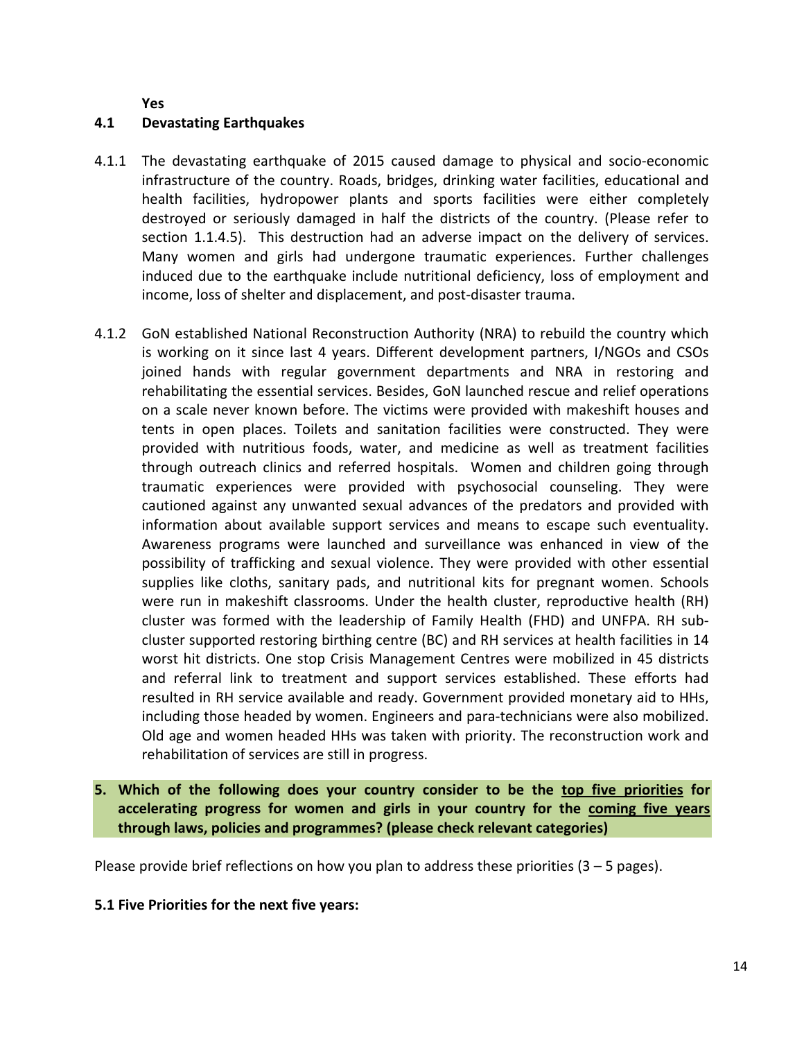**Yes**

### 4.1 Devastating Earthquakes

4.1.1 The devastating earthquake of 2015 caused damage to physical and socio-economic infrastructure of the country. Roads, bridges, drinking water facilities, educational and health facilities, hydropower plants and sports facilities were either completely destroyed or seriously damaged in half the districts of the country. (Please refer to section 1.1.4.5). This destruction had an adverse impact on the delivery of services. Many women and girls had undergone traumatic experiences. Further challenges induced due to the earthquake include nutritional deficiency, loss of employment and income, loss of shelter and displacement, and post-disaster trauma.

4.1.2 GoN established National Reconstruction Authority (NRA) to rebuild the country which is working on it since last 4 years. Different development partners, I/NGOs and CSOs joined hands with regular government departments and NRA in restoring and rehabilitating the essential services. Besides, GoN launched rescue and relief operations on a scale never known before. The victims were provided with makeshift houses and tents in open places. Toilets and sanitation facilities were constructed. They were provided with nutritious foods, water, and medicine as well as treatment facilities through outreach clinics and referred hospitals. Women and children going through traumatic experiences were provided with psychosocial counseling. They were cautioned against any unwanted sexual advances of the predators and provided with information about available support services and means to escape such eventuality. Awareness programs were launched and surveillance was enhanced in view of the possibility of trafficking and sexual violence. They were provided with other essential supplies like cloths, sanitary pads, and nutritional kits for pregnant women. Schools were run in makeshift classrooms. Under the health cluster, reproductive health (RH) cluster was formed with the leadership of Family Health (FHD) and UNFPA. RH sub-cluster supported restoring birthing centre (BC) and RH services at health facilities in 14 worst hit districts. One stop Crisis Management Centres were mobilized in 45 districts and referral link to treatment and support services established. These efforts had resulted in RH service available and ready. Government provided monetary aid to HHs, including those headed by women. Engineers and para-technicians were also mobilized. Old age and women headed HHs was taken with priority. The reconstruction work and rehabilitation of services are still in progress.

## 5. Which of the following does your country consider to be the top five priorities for accelerating progress for women and girls in your country for the coming five years through laws, policies and programmes? (please check relevant categories)

Please provide brief reflections on how you plan to address these priorities (3 – 5 pages).

**5.1 Five Priorities for the next five years:**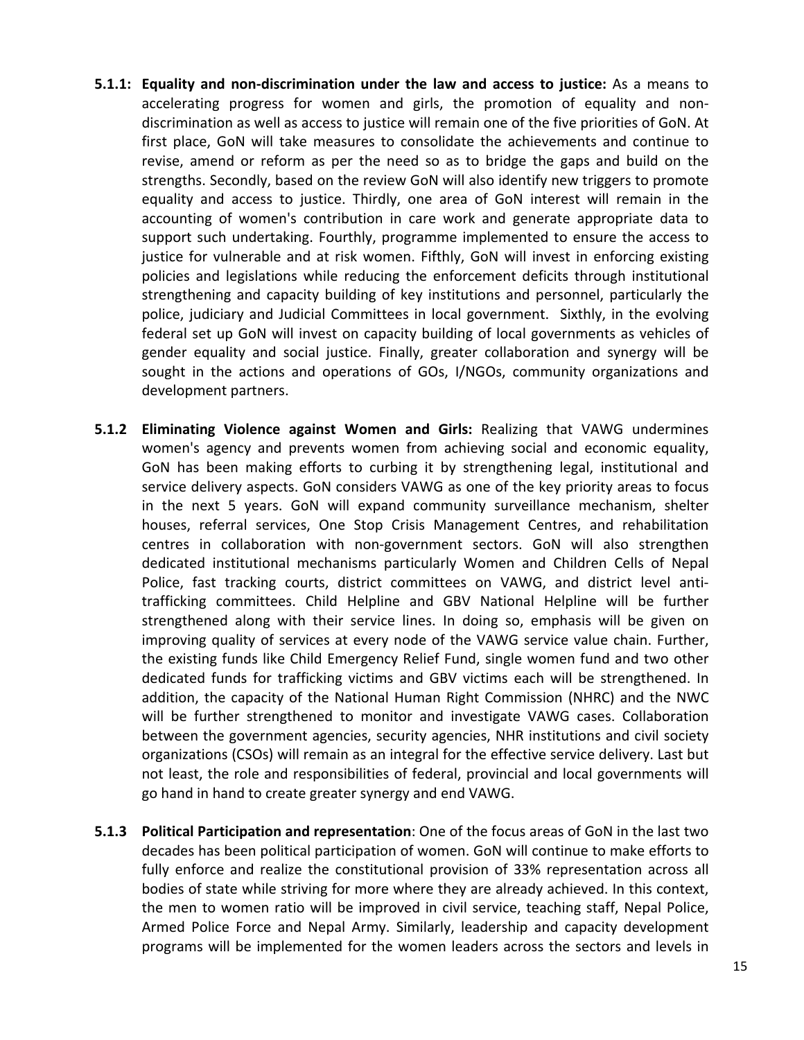**5.1.1: Equality and non-discrimination under the law and access to justice:** As a means to accelerating progress for women and girls, the promotion of equality and non-discrimination as well as access to justice will remain one of the five priorities of GoN. At first place, GoN will take measures to consolidate the achievements and continue to revise, amend or reform as per the need so as to bridge the gaps and build on the strengths. Secondly, based on the review GoN will also identify new triggers to promote equality and access to justice. Thirdly, one area of GoN interest will remain in the accounting of women's contribution in care work and generate appropriate data to support such undertaking. Fourthly, programme implemented to ensure the access to justice for vulnerable and at risk women. Fifthly, GoN will invest in enforcing existing policies and legislations while reducing the enforcement deficits through institutional strengthening and capacity building of key institutions and personnel, particularly the police, judiciary and Judicial Committees in local government. Sixthly, in the evolving federal set up GoN will invest on capacity building of local governments as vehicles of gender equality and social justice. Finally, greater collaboration and synergy will be sought in the actions and operations of GOs, I/NGOs, community organizations and development partners.

**5.1.2 Eliminating Violence against Women and Girls:** Realizing that VAWG undermines women's agency and prevents women from achieving social and economic equality, GoN has been making efforts to curbing it by strengthening legal, institutional and service delivery aspects. GoN considers VAWG as one of the key priority areas to focus in the next 5 years. GoN will expand community surveillance mechanism, shelter houses, referral services, One Stop Crisis Management Centres, and rehabilitation centres in collaboration with non-government sectors. GoN will also strengthen dedicated institutional mechanisms particularly Women and Children Cells of Nepal Police, fast tracking courts, district committees on VAWG, and district level anti-trafficking committees. Child Helpline and GBV National Helpline will be further strengthened along with their service lines. In doing so, emphasis will be given on improving quality of services at every node of the VAWG service value chain. Further, the existing funds like Child Emergency Relief Fund, single women fund and two other dedicated funds for trafficking victims and GBV victims each will be strengthened. In addition, the capacity of the National Human Right Commission (NHRC) and the NWC will be further strengthened to monitor and investigate VAWG cases. Collaboration between the government agencies, security agencies, NHR institutions and civil society organizations (CSOs) will remain as an integral for the effective service delivery. Last but not least, the role and responsibilities of federal, provincial and local governments will go hand in hand to create greater synergy and end VAWG.

**5.1.3 Political Participation and representation**: One of the focus areas of GoN in the last two decades has been political participation of women. GoN will continue to make efforts to fully enforce and realize the constitutional provision of 33% representation across all bodies of state while striving for more where they are already achieved. In this context, the men to women ratio will be improved in civil service, teaching staff, Nepal Police, Armed Police Force and Nepal Army. Similarly, leadership and capacity development programs will be implemented for the women leaders across the sectors and levels in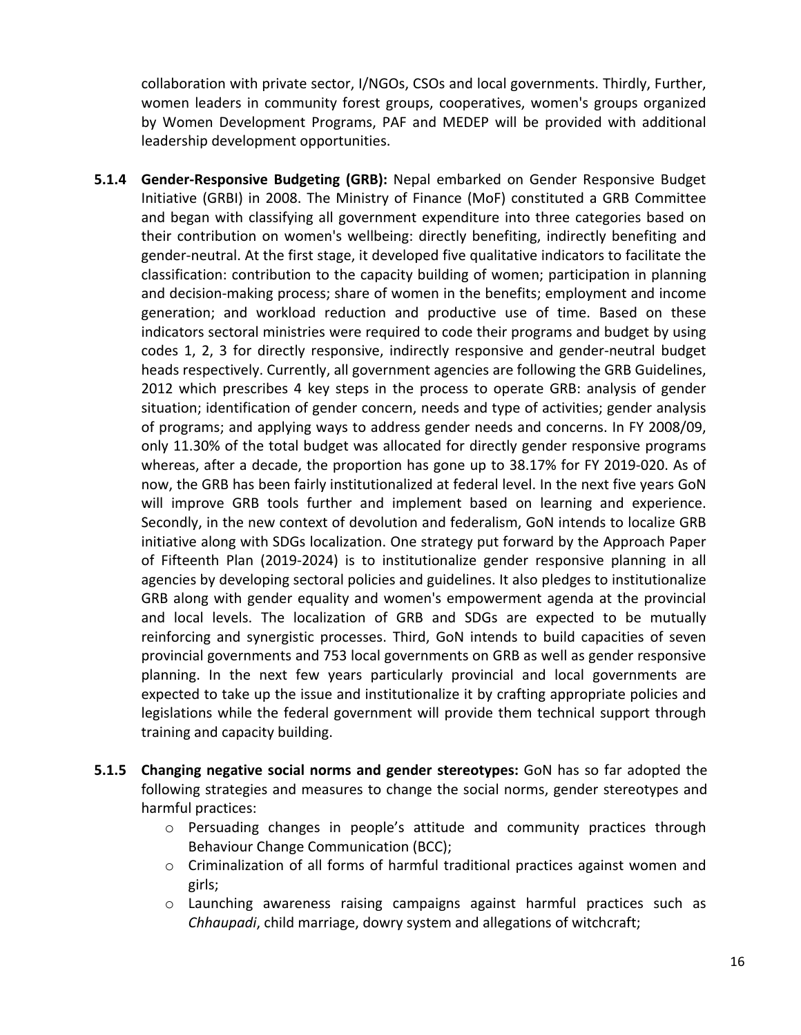collaboration with private sector, I/NGOs, CSOs and local governments. Thirdly, Further, women leaders in community forest groups, cooperatives, women's groups organized by Women Development Programs, PAF and MEDEP will be provided with additional leadership development opportunities.

**5.1.4 Gender-Responsive Budgeting (GRB):** Nepal embarked on Gender Responsive Budget Initiative (GRBI) in 2008. The Ministry of Finance (MoF) constituted a GRB Committee and began with classifying all government expenditure into three categories based on their contribution on women's wellbeing: directly benefiting, indirectly benefiting and gender-neutral. At the first stage, it developed five qualitative indicators to facilitate the classification: contribution to the capacity building of women; participation in planning and decision-making process; share of women in the benefits; employment and income generation; and workload reduction and productive use of time. Based on these indicators sectoral ministries were required to code their programs and budget by using codes 1, 2, 3 for directly responsive, indirectly responsive and gender-neutral budget heads respectively. Currently, all government agencies are following the GRB Guidelines, 2012 which prescribes 4 key steps in the process to operate GRB: analysis of gender situation; identification of gender concern, needs and type of activities; gender analysis of programs; and applying ways to address gender needs and concerns. In FY 2008/09, only 11.30% of the total budget was allocated for directly gender responsive programs whereas, after a decade, the proportion has gone up to 38.17% for FY 2019-020. As of now, the GRB has been fairly institutionalized at federal level. In the next five years GoN will improve GRB tools further and implement based on learning and experience. Secondly, in the new context of devolution and federalism, GoN intends to localize GRB initiative along with SDGs localization. One strategy put forward by the Approach Paper of Fifteenth Plan (2019-2024) is to institutionalize gender responsive planning in all agencies by developing sectoral policies and guidelines. It also pledges to institutionalize GRB along with gender equality and women's empowerment agenda at the provincial and local levels. The localization of GRB and SDGs are expected to be mutually reinforcing and synergistic processes. Third, GoN intends to build capacities of seven provincial governments and 753 local governments on GRB as well as gender responsive planning. In the next few years particularly provincial and local governments are expected to take up the issue and institutionalize it by crafting appropriate policies and legislations while the federal government will provide them technical support through training and capacity building.

**5.1.5 Changing negative social norms and gender stereotypes:** GoN has so far adopted the following strategies and measures to change the social norms, gender stereotypes and harmful practices:

- Persuading changes in people's attitude and community practices through Behaviour Change Communication (BCC);
- Criminalization of all forms of harmful traditional practices against women and girls;
- Launching awareness raising campaigns against harmful practices such as *Chhaupadi*, child marriage, dowry system and allegations of witchcraft;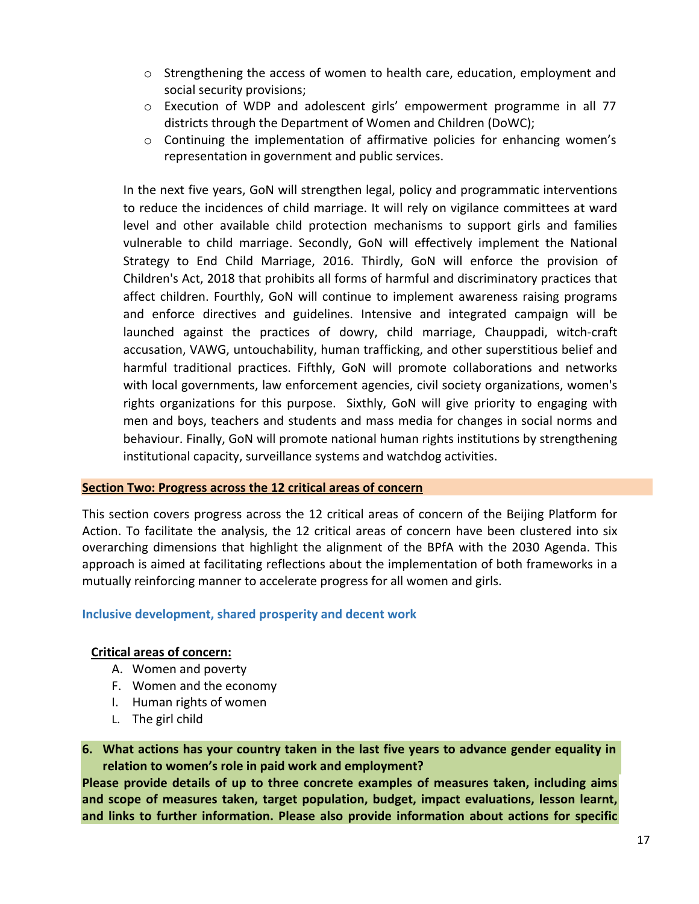- Strengthening the access of women to health care, education, employment and social security provisions;
- Execution of WDP and adolescent girls' empowerment programme in all 77 districts through the Department of Women and Children (DoWC);
- Continuing the implementation of affirmative policies for enhancing women's representation in government and public services.

In the next five years, GoN will strengthen legal, policy and programmatic interventions to reduce the incidences of child marriage. It will rely on vigilance committees at ward level and other available child protection mechanisms to support girls and families vulnerable to child marriage. Secondly, GoN will effectively implement the National Strategy to End Child Marriage, 2016. Thirdly, GoN will enforce the provision of Children's Act, 2018 that prohibits all forms of harmful and discriminatory practices that affect children. Fourthly, GoN will continue to implement awareness raising programs and enforce directives and guidelines. Intensive and integrated campaign will be launched against the practices of dowry, child marriage, Chauppadi, witch-craft accusation, VAWG, untouchability, human trafficking, and other superstitious belief and harmful traditional practices. Fifthly, GoN will promote collaborations and networks with local governments, law enforcement agencies, civil society organizations, women's rights organizations for this purpose. Sixthly, GoN will give priority to engaging with men and boys, teachers and students and mass media for changes in social norms and behaviour. Finally, GoN will promote national human rights institutions by strengthening institutional capacity, surveillance systems and watchdog activities.

## Section Two: Progress across the 12 critical areas of concern

This section covers progress across the 12 critical areas of concern of the Beijing Platform for Action. To facilitate the analysis, the 12 critical areas of concern have been clustered into six overarching dimensions that highlight the alignment of the BPfA with the 2030 Agenda. This approach is aimed at facilitating reflections about the implementation of both frameworks in a mutually reinforcing manner to accelerate progress for all women and girls.

### Inclusive development, shared prosperity and decent work

**Critical areas of concern:**

A. Women and poverty
F. Women and the economy
I. Human rights of women
L. The girl child

**6. What actions has your country taken in the last five years to advance gender equality in relation to women's role in paid work and employment?**

**Please provide details of up to three concrete examples of measures taken, including aims and scope of measures taken, target population, budget, impact evaluations, lesson learnt, and links to further information. Please also provide information about actions for specific**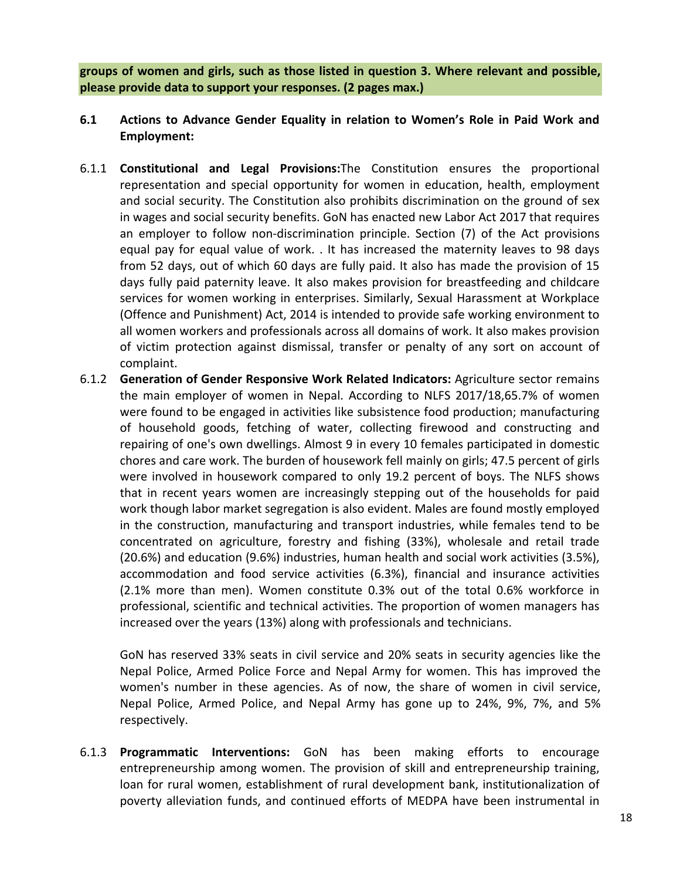**groups of women and girls, such as those listed in question 3. Where relevant and possible, please provide data to support your responses. (2 pages max.)**

## 6.1 Actions to Advance Gender Equality in relation to Women's Role in Paid Work and Employment:

6.1.1 **Constitutional and Legal Provisions:**The Constitution ensures the proportional representation and special opportunity for women in education, health, employment and social security. The Constitution also prohibits discrimination on the ground of sex in wages and social security benefits. GoN has enacted new Labor Act 2017 that requires an employer to follow non-discrimination principle. Section (7) of the Act provisions equal pay for equal value of work. . It has increased the maternity leaves to 98 days from 52 days, out of which 60 days are fully paid. It also has made the provision of 15 days fully paid paternity leave. It also makes provision for breastfeeding and childcare services for women working in enterprises. Similarly, Sexual Harassment at Workplace (Offence and Punishment) Act, 2014 is intended to provide safe working environment to all women workers and professionals across all domains of work. It also makes provision of victim protection against dismissal, transfer or penalty of any sort on account of complaint.

6.1.2 **Generation of Gender Responsive Work Related Indicators:** Agriculture sector remains the main employer of women in Nepal. According to NLFS 2017/18,65.7% of women were found to be engaged in activities like subsistence food production; manufacturing of household goods, fetching of water, collecting firewood and constructing and repairing of one's own dwellings. Almost 9 in every 10 females participated in domestic chores and care work. The burden of housework fell mainly on girls; 47.5 percent of girls were involved in housework compared to only 19.2 percent of boys. The NLFS shows that in recent years women are increasingly stepping out of the households for paid work though labor market segregation is also evident. Males are found mostly employed in the construction, manufacturing and transport industries, while females tend to be concentrated on agriculture, forestry and fishing (33%), wholesale and retail trade (20.6%) and education (9.6%) industries, human health and social work activities (3.5%), accommodation and food service activities (6.3%), financial and insurance activities (2.1% more than men). Women constitute 0.3% out of the total 0.6% workforce in professional, scientific and technical activities. The proportion of women managers has increased over the years (13%) along with professionals and technicians.

GoN has reserved 33% seats in civil service and 20% seats in security agencies like the Nepal Police, Armed Police Force and Nepal Army for women. This has improved the women's number in these agencies. As of now, the share of women in civil service, Nepal Police, Armed Police, and Nepal Army has gone up to 24%, 9%, 7%, and 5% respectively.

6.1.3 **Programmatic Interventions:** GoN has been making efforts to encourage entrepreneurship among women. The provision of skill and entrepreneurship training, loan for rural women, establishment of rural development bank, institutionalization of poverty alleviation funds, and continued efforts of MEDPA have been instrumental in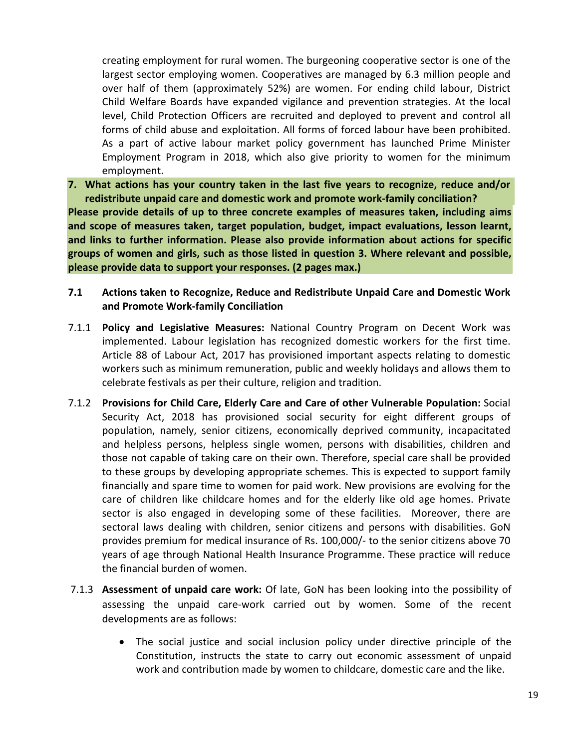creating employment for rural women. The burgeoning cooperative sector is one of the largest sector employing women. Cooperatives are managed by 6.3 million people and over half of them (approximately 52%) are women. For ending child labour, District Child Welfare Boards have expanded vigilance and prevention strategies. At the local level, Child Protection Officers are recruited and deployed to prevent and control all forms of child abuse and exploitation. All forms of forced labour have been prohibited. As a part of active labour market policy government has launched Prime Minister Employment Program in 2018, which also give priority to women for the minimum employment.

**7. What actions has your country taken in the last five years to recognize, reduce and/or redistribute unpaid care and domestic work and promote work-family conciliation?**

**Please provide details of up to three concrete examples of measures taken, including aims and scope of measures taken, target population, budget, impact evaluations, lesson learnt, and links to further information. Please also provide information about actions for specific groups of women and girls, such as those listed in question 3. Where relevant and possible, please provide data to support your responses. (2 pages max.)**

### 7.1 Actions taken to Recognize, Reduce and Redistribute Unpaid Care and Domestic Work and Promote Work-family Conciliation

7.1.1 **Policy and Legislative Measures:** National Country Program on Decent Work was implemented. Labour legislation has recognized domestic workers for the first time. Article 88 of Labour Act, 2017 has provisioned important aspects relating to domestic workers such as minimum remuneration, public and weekly holidays and allows them to celebrate festivals as per their culture, religion and tradition.

7.1.2 **Provisions for Child Care, Elderly Care and Care of other Vulnerable Population:** Social Security Act, 2018 has provisioned social security for eight different groups of population, namely, senior citizens, economically deprived community, incapacitated and helpless persons, helpless single women, persons with disabilities, children and those not capable of taking care on their own. Therefore, special care shall be provided to these groups by developing appropriate schemes. This is expected to support family financially and spare time to women for paid work. New provisions are evolving for the care of children like childcare homes and for the elderly like old age homes. Private sector is also engaged in developing some of these facilities. Moreover, there are sectoral laws dealing with children, senior citizens and persons with disabilities. GoN provides premium for medical insurance of Rs. 100,000/- to the senior citizens above 70 years of age through National Health Insurance Programme. These practice will reduce the financial burden of women.

7.1.3 **Assessment of unpaid care work:** Of late, GoN has been looking into the possibility of assessing the unpaid care-work carried out by women. Some of the recent developments are as follows:

- The social justice and social inclusion policy under directive principle of the Constitution, instructs the state to carry out economic assessment of unpaid work and contribution made by women to childcare, domestic care and the like.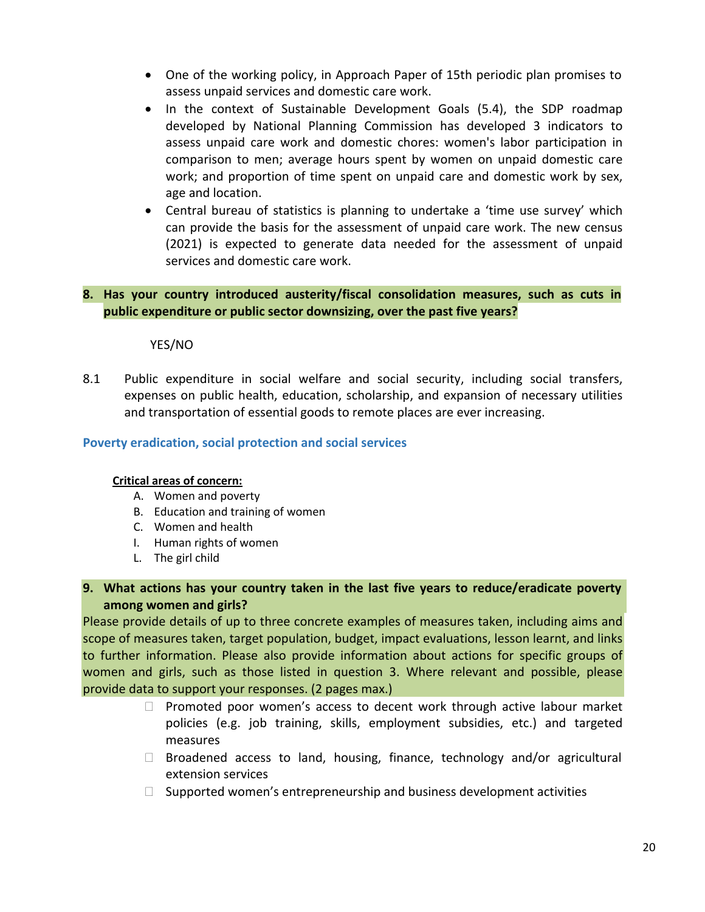- One of the working policy, in Approach Paper of 15th periodic plan promises to assess unpaid services and domestic care work.
- In the context of Sustainable Development Goals (5.4), the SDP roadmap developed by National Planning Commission has developed 3 indicators to assess unpaid care work and domestic chores: women's labor participation in comparison to men; average hours spent by women on unpaid domestic care work; and proportion of time spent on unpaid care and domestic work by sex, age and location.
- Central bureau of statistics is planning to undertake a 'time use survey' which can provide the basis for the assessment of unpaid care work. The new census (2021) is expected to generate data needed for the assessment of unpaid services and domestic care work.

**8. Has your country introduced austerity/fiscal consolidation measures, such as cuts in public expenditure or public sector downsizing, over the past five years?**

YES/NO

8.1 Public expenditure in social welfare and social security, including social transfers, expenses on public health, education, scholarship, and expansion of necessary utilities and transportation of essential goods to remote places are ever increasing.

## Poverty eradication, social protection and social services

**Critical areas of concern:**

A. Women and poverty
B. Education and training of women
C. Women and health
I. Human rights of women
L. The girl child

**9. What actions has your country taken in the last five years to reduce/eradicate poverty among women and girls?**

Please provide details of up to three concrete examples of measures taken, including aims and scope of measures taken, target population, budget, impact evaluations, lesson learnt, and links to further information. Please also provide information about actions for specific groups of women and girls, such as those listed in question 3. Where relevant and possible, please provide data to support your responses. (2 pages max.)

- ☐ Promoted poor women's access to decent work through active labour market policies (e.g. job training, skills, employment subsidies, etc.) and targeted measures
- ☐ Broadened access to land, housing, finance, technology and/or agricultural extension services
- ☐ Supported women's entrepreneurship and business development activities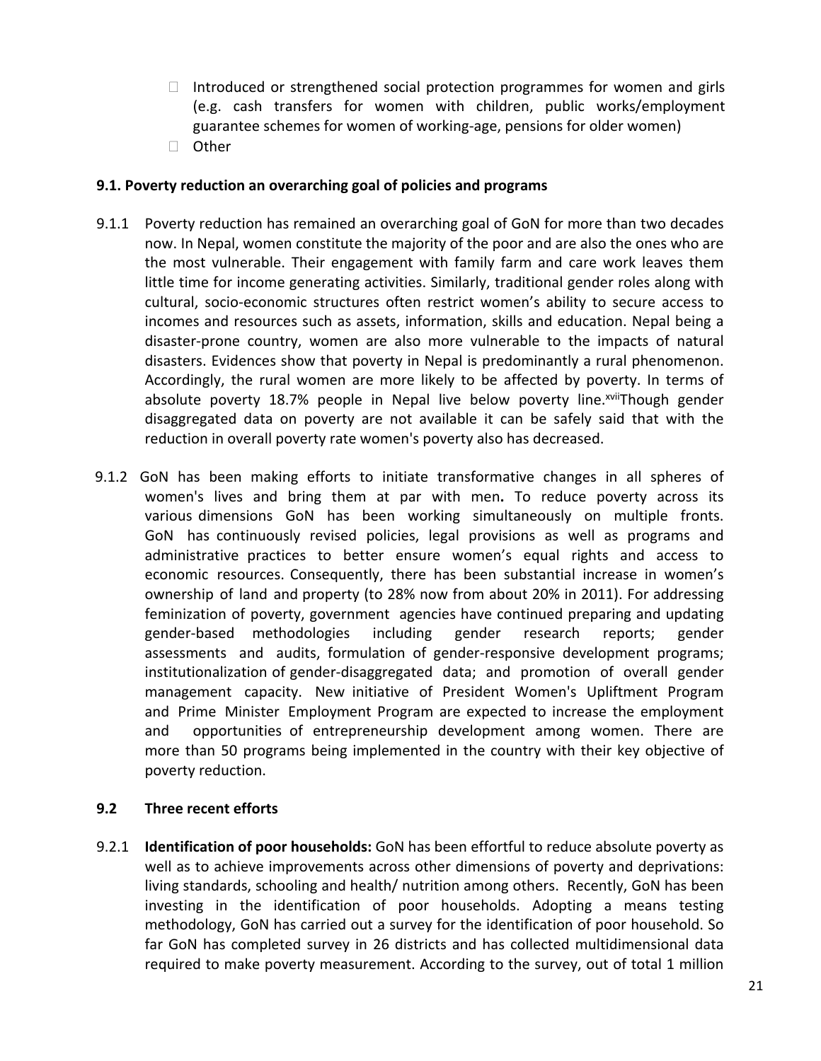- Introduced or strengthened social protection programmes for women and girls (e.g. cash transfers for women with children, public works/employment guarantee schemes for women of working-age, pensions for older women)
- Other

### 9.1. Poverty reduction an overarching goal of policies and programs

9.1.1 Poverty reduction has remained an overarching goal of GoN for more than two decades now. In Nepal, women constitute the majority of the poor and are also the ones who are the most vulnerable. Their engagement with family farm and care work leaves them little time for income generating activities. Similarly, traditional gender roles along with cultural, socio-economic structures often restrict women's ability to secure access to incomes and resources such as assets, information, skills and education. Nepal being a disaster-prone country, women are also more vulnerable to the impacts of natural disasters. Evidences show that poverty in Nepal is predominantly a rural phenomenon. Accordingly, the rural women are more likely to be affected by poverty. In terms of absolute poverty 18.7% people in Nepal live below poverty line.[xvii]Though gender disaggregated data on poverty are not available it can be safely said that with the reduction in overall poverty rate women's poverty also has decreased.

9.1.2 GoN has been making efforts to initiate transformative changes in all spheres of women's lives and bring them at par with men**.** To reduce poverty across its various dimensions GoN has been working simultaneously on multiple fronts. GoN has continuously revised policies, legal provisions as well as programs and administrative practices to better ensure women's equal rights and access to economic resources. Consequently, there has been substantial increase in women's ownership of land and property (to 28% now from about 20% in 2011). For addressing feminization of poverty, government agencies have continued preparing and updating gender-based methodologies including gender research reports; gender assessments and audits, formulation of gender-responsive development programs; institutionalization of gender-disaggregated data; and promotion of overall gender management capacity. New initiative of President Women's Upliftment Program and Prime Minister Employment Program are expected to increase the employment and opportunities of entrepreneurship development among women. There are more than 50 programs being implemented in the country with their key objective of poverty reduction.

### 9.2 Three recent efforts

9.2.1 **Identification of poor households:** GoN has been effortful to reduce absolute poverty as well as to achieve improvements across other dimensions of poverty and deprivations: living standards, schooling and health/ nutrition among others. Recently, GoN has been investing in the identification of poor households. Adopting a means testing methodology, GoN has carried out a survey for the identification of poor household. So far GoN has completed survey in 26 districts and has collected multidimensional data required to make poverty measurement. According to the survey, out of total 1 million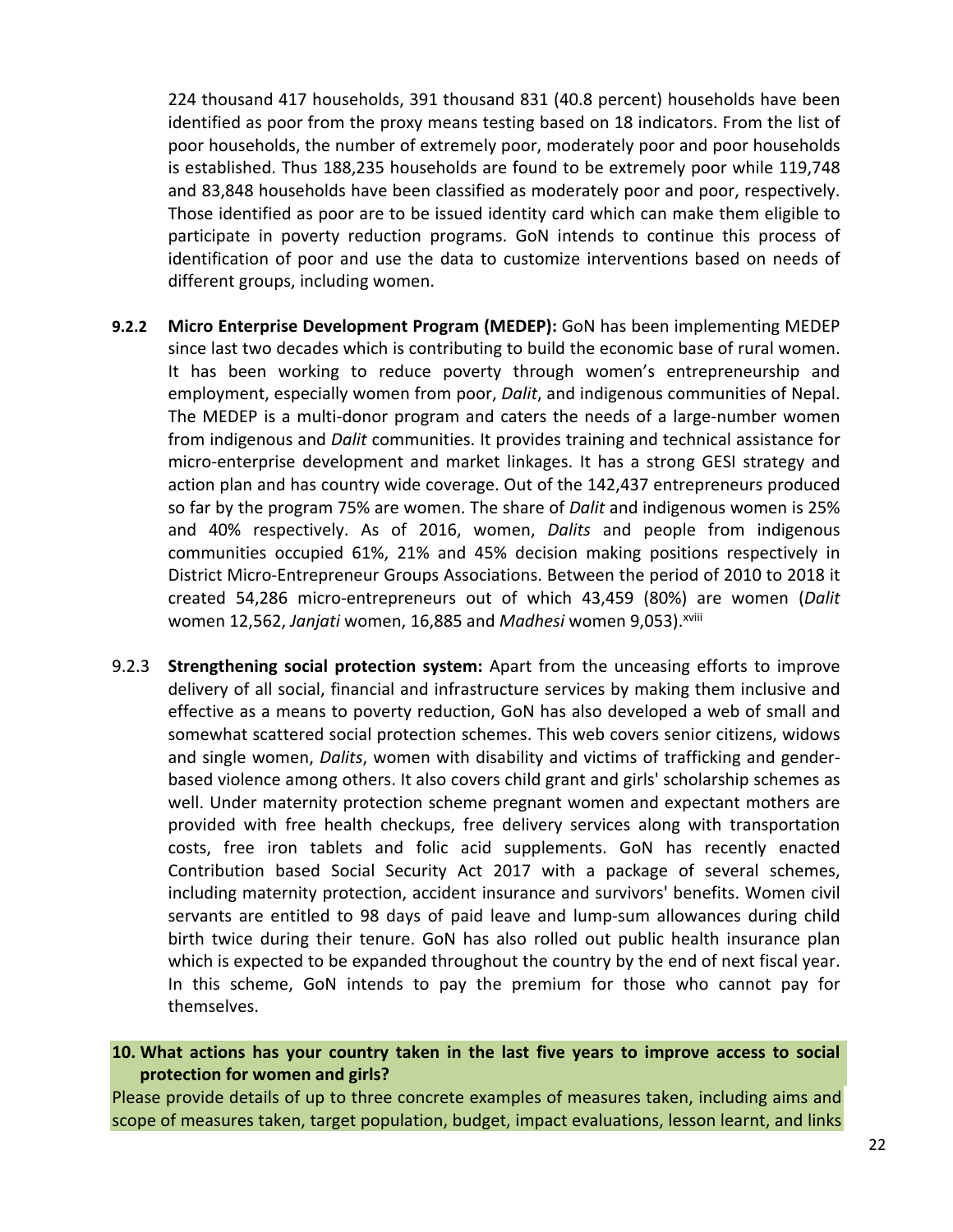224 thousand 417 households, 391 thousand 831 (40.8 percent) households have been identified as poor from the proxy means testing based on 18 indicators. From the list of poor households, the number of extremely poor, moderately poor and poor households is established. Thus 188,235 households are found to be extremely poor while 119,748 and 83,848 households have been classified as moderately poor and poor, respectively. Those identified as poor are to be issued identity card which can make them eligible to participate in poverty reduction programs. GoN intends to continue this process of identification of poor and use the data to customize interventions based on needs of different groups, including women.

**9.2.2 Micro Enterprise Development Program (MEDEP):** GoN has been implementing MEDEP since last two decades which is contributing to build the economic base of rural women. It has been working to reduce poverty through women's entrepreneurship and employment, especially women from poor, *Dalit*, and indigenous communities of Nepal. The MEDEP is a multi-donor program and caters the needs of a large-number women from indigenous and *Dalit* communities. It provides training and technical assistance for micro-enterprise development and market linkages. It has a strong GESI strategy and action plan and has country wide coverage. Out of the 142,437 entrepreneurs produced so far by the program 75% are women. The share of *Dalit* and indigenous women is 25% and 40% respectively. As of 2016, women, *Dalits* and people from indigenous communities occupied 61%, 21% and 45% decision making positions respectively in District Micro-Entrepreneur Groups Associations. Between the period of 2010 to 2018 it created 54,286 micro-entrepreneurs out of which 43,459 (80%) are women (*Dalit* women 12,562, *Janjati* women, 16,885 and *Madhesi* women 9,053).[xviii]

9.2.3 **Strengthening social protection system:** Apart from the unceasing efforts to improve delivery of all social, financial and infrastructure services by making them inclusive and effective as a means to poverty reduction, GoN has also developed a web of small and somewhat scattered social protection schemes. This web covers senior citizens, widows and single women, *Dalits*, women with disability and victims of trafficking and gender-based violence among others. It also covers child grant and girls' scholarship schemes as well. Under maternity protection scheme pregnant women and expectant mothers are provided with free health checkups, free delivery services along with transportation costs, free iron tablets and folic acid supplements. GoN has recently enacted Contribution based Social Security Act 2017 with a package of several schemes, including maternity protection, accident insurance and survivors' benefits. Women civil servants are entitled to 98 days of paid leave and lump-sum allowances during child birth twice during their tenure. GoN has also rolled out public health insurance plan which is expected to be expanded throughout the country by the end of next fiscal year. In this scheme, GoN intends to pay the premium for those who cannot pay for themselves.

**10. What actions has your country taken in the last five years to improve access to social protection for women and girls?**

Please provide details of up to three concrete examples of measures taken, including aims and scope of measures taken, target population, budget, impact evaluations, lesson learnt, and links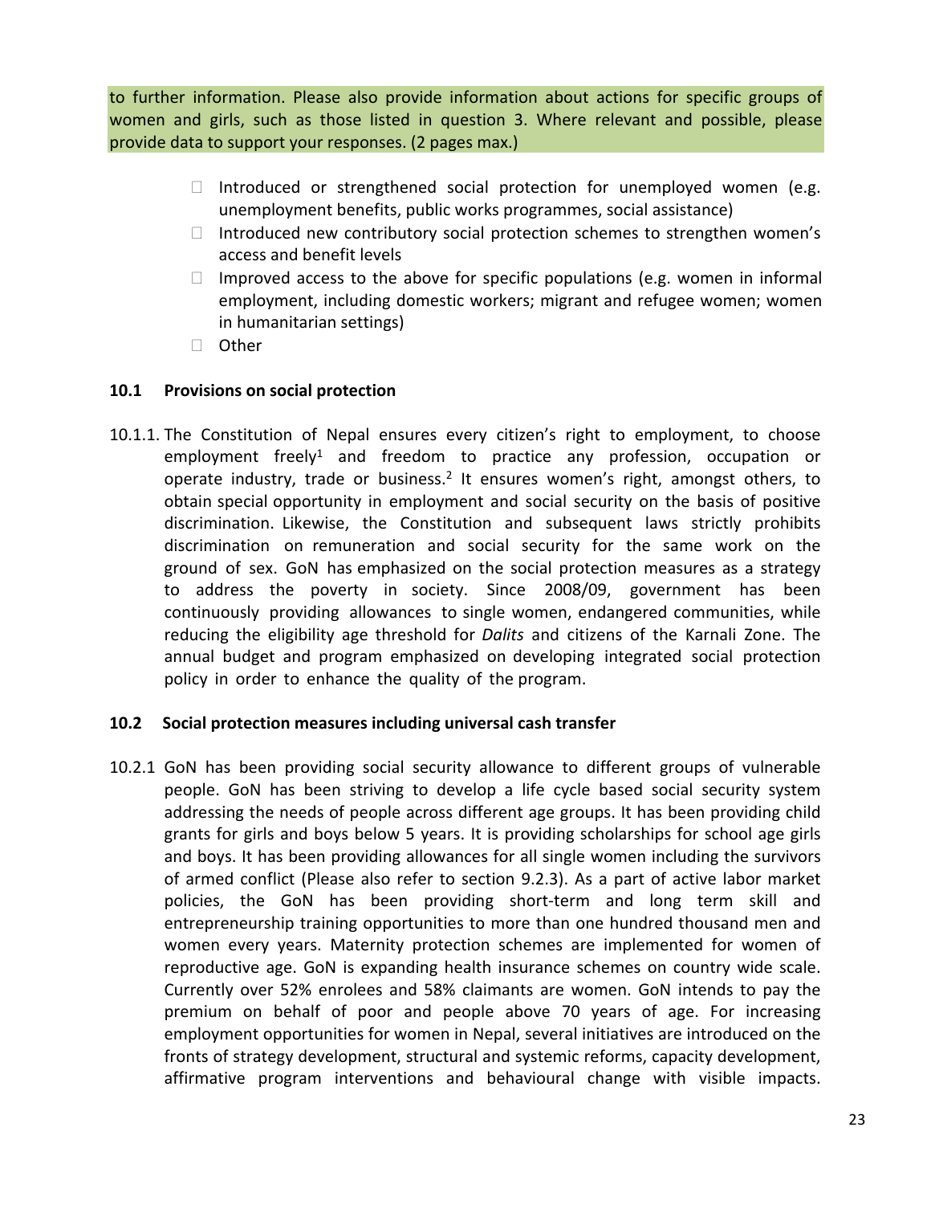to further information. Please also provide information about actions for specific groups of women and girls, such as those listed in question 3. Where relevant and possible, please provide data to support your responses. (2 pages max.)

- ☐ Introduced or strengthened social protection for unemployed women (e.g. unemployment benefits, public works programmes, social assistance)
- ☐ Introduced new contributory social protection schemes to strengthen women's access and benefit levels
- ☐ Improved access to the above for specific populations (e.g. women in informal employment, including domestic workers; migrant and refugee women; women in humanitarian settings)
- ☐ Other

### 10.1 Provisions on social protection

10.1.1. The Constitution of Nepal ensures every citizen's right to employment, to choose employment freely[1] and freedom to practice any profession, occupation or operate industry, trade or business.[2] It ensures women's right, amongst others, to obtain special opportunity in employment and social security on the basis of positive discrimination. Likewise, the Constitution and subsequent laws strictly prohibits discrimination on remuneration and social security for the same work on the ground of sex. GoN has emphasized on the social protection measures as a strategy to address the poverty in society. Since 2008/09, government has been continuously providing allowances to single women, endangered communities, while reducing the eligibility age threshold for *Dalits* and citizens of the Karnali Zone. The annual budget and program emphasized on developing integrated social protection policy in order to enhance the quality of the program.

### 10.2 Social protection measures including universal cash transfer

10.2.1 GoN has been providing social security allowance to different groups of vulnerable people. GoN has been striving to develop a life cycle based social security system addressing the needs of people across different age groups. It has been providing child grants for girls and boys below 5 years. It is providing scholarships for school age girls and boys. It has been providing allowances for all single women including the survivors of armed conflict (Please also refer to section 9.2.3). As a part of active labor market policies, the GoN has been providing short-term and long term skill and entrepreneurship training opportunities to more than one hundred thousand men and women every years. Maternity protection schemes are implemented for women of reproductive age. GoN is expanding health insurance schemes on country wide scale. Currently over 52% enrolees and 58% claimants are women. GoN intends to pay the premium on behalf of poor and people above 70 years of age. For increasing employment opportunities for women in Nepal, several initiatives are introduced on the fronts of strategy development, structural and systemic reforms, capacity development, affirmative program interventions and behavioural change with visible impacts.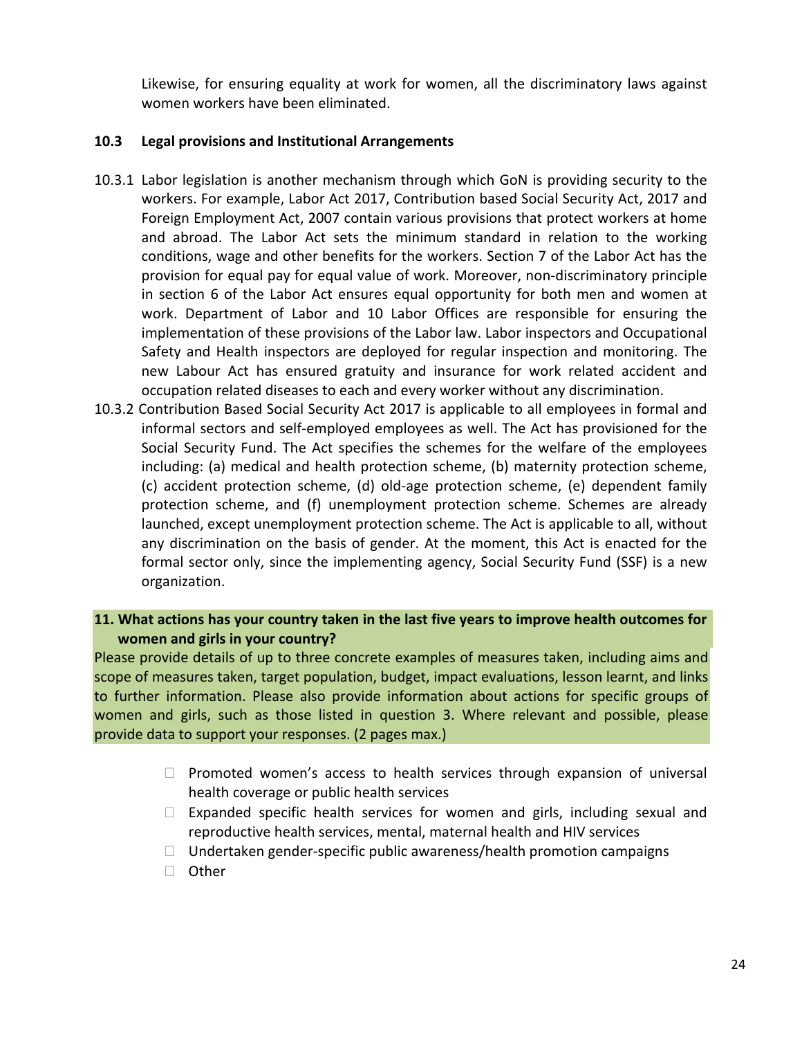Likewise, for ensuring equality at work for women, all the discriminatory laws against women workers have been eliminated.

### 10.3 Legal provisions and Institutional Arrangements

10.3.1 Labor legislation is another mechanism through which GoN is providing security to the workers. For example, Labor Act 2017, Contribution based Social Security Act, 2017 and Foreign Employment Act, 2007 contain various provisions that protect workers at home and abroad. The Labor Act sets the minimum standard in relation to the working conditions, wage and other benefits for the workers. Section 7 of the Labor Act has the provision for equal pay for equal value of work. Moreover, non-discriminatory principle in section 6 of the Labor Act ensures equal opportunity for both men and women at work. Department of Labor and 10 Labor Offices are responsible for ensuring the implementation of these provisions of the Labor law. Labor inspectors and Occupational Safety and Health inspectors are deployed for regular inspection and monitoring. The new Labour Act has ensured gratuity and insurance for work related accident and occupation related diseases to each and every worker without any discrimination.

10.3.2 Contribution Based Social Security Act 2017 is applicable to all employees in formal and informal sectors and self-employed employees as well. The Act has provisioned for the Social Security Fund. The Act specifies the schemes for the welfare of the employees including: (a) medical and health protection scheme, (b) maternity protection scheme, (c) accident protection scheme, (d) old-age protection scheme, (e) dependent family protection scheme, and (f) unemployment protection scheme. Schemes are already launched, except unemployment protection scheme. The Act is applicable to all, without any discrimination on the basis of gender. At the moment, this Act is enacted for the formal sector only, since the implementing agency, Social Security Fund (SSF) is a new organization.

**11. What actions has your country taken in the last five years to improve health outcomes for women and girls in your country?**

Please provide details of up to three concrete examples of measures taken, including aims and scope of measures taken, target population, budget, impact evaluations, lesson learnt, and links to further information. Please also provide information about actions for specific groups of women and girls, such as those listed in question 3. Where relevant and possible, please provide data to support your responses. (2 pages max.)

- ☐ Promoted women's access to health services through expansion of universal health coverage or public health services
- ☐ Expanded specific health services for women and girls, including sexual and reproductive health services, mental, maternal health and HIV services
- ☐ Undertaken gender-specific public awareness/health promotion campaigns
- ☐ Other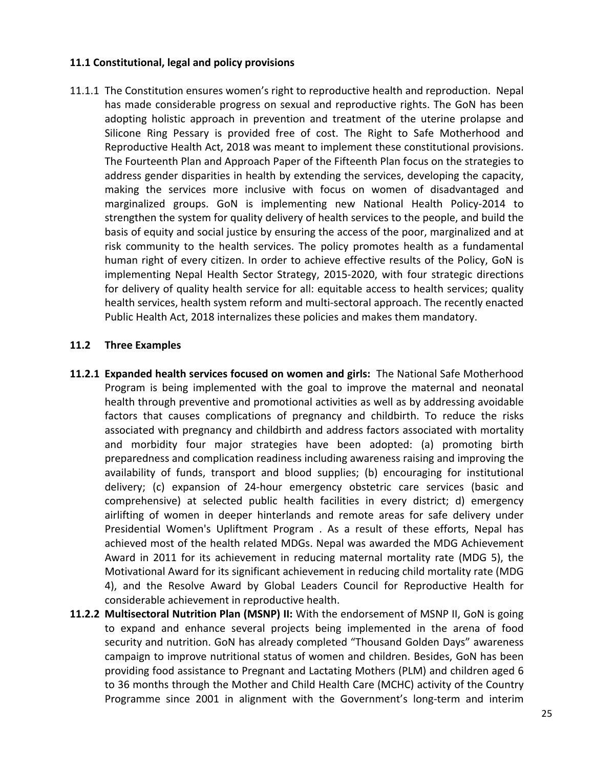### 11.1 Constitutional, legal and policy provisions

11.1.1 The Constitution ensures women's right to reproductive health and reproduction. Nepal has made considerable progress on sexual and reproductive rights. The GoN has been adopting holistic approach in prevention and treatment of the uterine prolapse and Silicone Ring Pessary is provided free of cost. The Right to Safe Motherhood and Reproductive Health Act, 2018 was meant to implement these constitutional provisions. The Fourteenth Plan and Approach Paper of the Fifteenth Plan focus on the strategies to address gender disparities in health by extending the services, developing the capacity, making the services more inclusive with focus on women of disadvantaged and marginalized groups. GoN is implementing new National Health Policy-2014 to strengthen the system for quality delivery of health services to the people, and build the basis of equity and social justice by ensuring the access of the poor, marginalized and at risk community to the health services. The policy promotes health as a fundamental human right of every citizen. In order to achieve effective results of the Policy, GoN is implementing Nepal Health Sector Strategy, 2015-2020, with four strategic directions for delivery of quality health service for all: equitable access to health services; quality health services, health system reform and multi-sectoral approach. The recently enacted Public Health Act, 2018 internalizes these policies and makes them mandatory.

### 11.2 Three Examples

**11.2.1 Expanded health services focused on women and girls:** The National Safe Motherhood Program is being implemented with the goal to improve the maternal and neonatal health through preventive and promotional activities as well as by addressing avoidable factors that causes complications of pregnancy and childbirth. To reduce the risks associated with pregnancy and childbirth and address factors associated with mortality and morbidity four major strategies have been adopted: (a) promoting birth preparedness and complication readiness including awareness raising and improving the availability of funds, transport and blood supplies; (b) encouraging for institutional delivery; (c) expansion of 24-hour emergency obstetric care services (basic and comprehensive) at selected public health facilities in every district; d) emergency airlifting of women in deeper hinterlands and remote areas for safe delivery under Presidential Women's Upliftment Program . As a result of these efforts, Nepal has achieved most of the health related MDGs. Nepal was awarded the MDG Achievement Award in 2011 for its achievement in reducing maternal mortality rate (MDG 5), the Motivational Award for its significant achievement in reducing child mortality rate (MDG 4), and the Resolve Award by Global Leaders Council for Reproductive Health for considerable achievement in reproductive health.

**11.2.2 Multisectoral Nutrition Plan (MSNP) II:** With the endorsement of MSNP II, GoN is going to expand and enhance several projects being implemented in the arena of food security and nutrition. GoN has already completed "Thousand Golden Days" awareness campaign to improve nutritional status of women and children. Besides, GoN has been providing food assistance to Pregnant and Lactating Mothers (PLM) and children aged 6 to 36 months through the Mother and Child Health Care (MCHC) activity of the Country Programme since 2001 in alignment with the Government's long-term and interim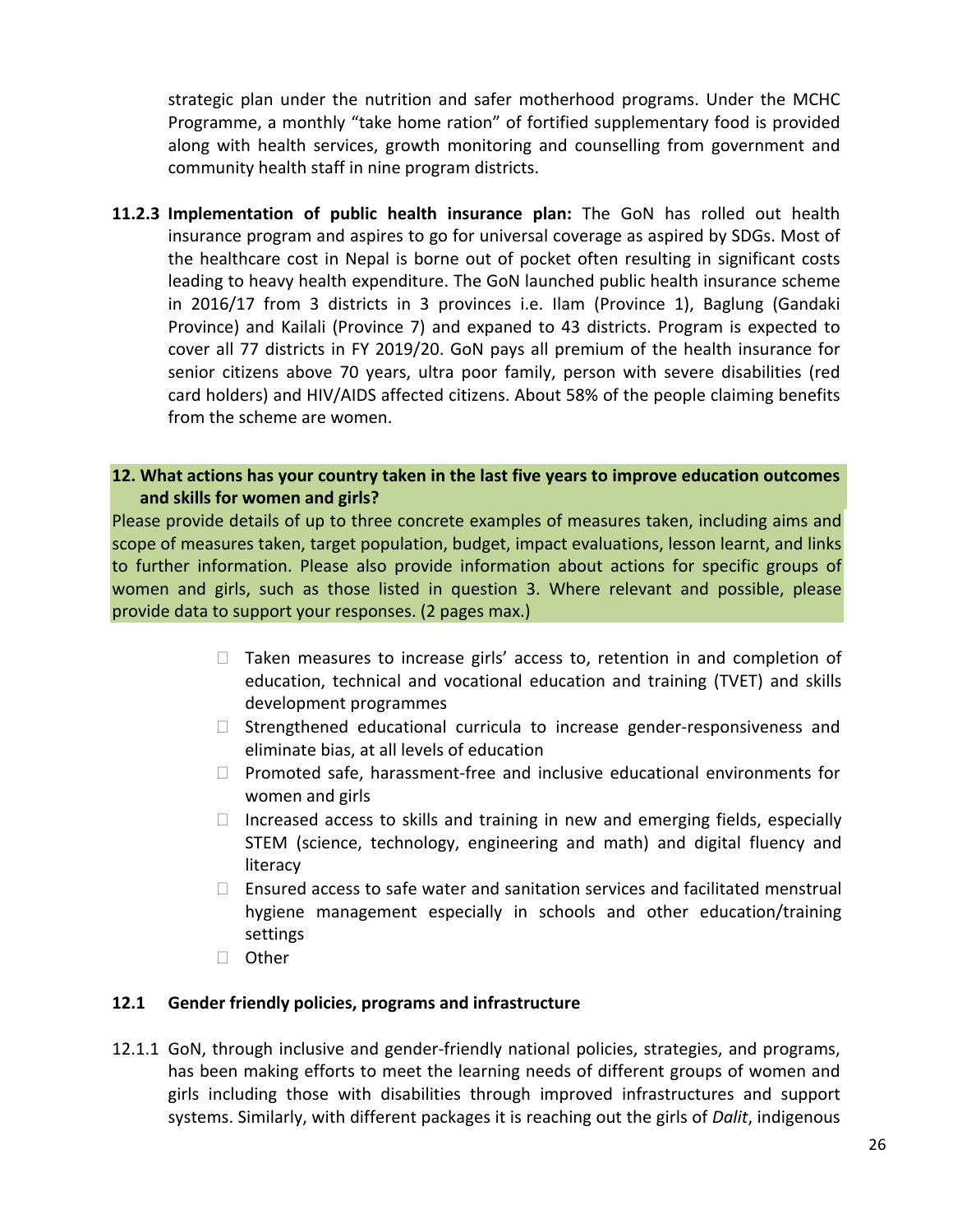strategic plan under the nutrition and safer motherhood programs. Under the MCHC Programme, a monthly "take home ration" of fortified supplementary food is provided along with health services, growth monitoring and counselling from government and community health staff in nine program districts.

**11.2.3 Implementation of public health insurance plan:** The GoN has rolled out health insurance program and aspires to go for universal coverage as aspired by SDGs. Most of the healthcare cost in Nepal is borne out of pocket often resulting in significant costs leading to heavy health expenditure. The GoN launched public health insurance scheme in 2016/17 from 3 districts in 3 provinces i.e. Ilam (Province 1), Baglung (Gandaki Province) and Kailali (Province 7) and expaned to 43 districts. Program is expected to cover all 77 districts in FY 2019/20. GoN pays all premium of the health insurance for senior citizens above 70 years, ultra poor family, person with severe disabilities (red card holders) and HIV/AIDS affected citizens. About 58% of the people claiming benefits from the scheme are women.

**12. What actions has your country taken in the last five years to improve education outcomes and skills for women and girls?**

Please provide details of up to three concrete examples of measures taken, including aims and scope of measures taken, target population, budget, impact evaluations, lesson learnt, and links to further information. Please also provide information about actions for specific groups of women and girls, such as those listed in question 3. Where relevant and possible, please provide data to support your responses. (2 pages max.)

- ☐ Taken measures to increase girls' access to, retention in and completion of education, technical and vocational education and training (TVET) and skills development programmes
- ☐ Strengthened educational curricula to increase gender-responsiveness and eliminate bias, at all levels of education
- ☐ Promoted safe, harassment-free and inclusive educational environments for women and girls
- ☐ Increased access to skills and training in new and emerging fields, especially STEM (science, technology, engineering and math) and digital fluency and literacy
- ☐ Ensured access to safe water and sanitation services and facilitated menstrual hygiene management especially in schools and other education/training settings
- ☐ Other

### 12.1 Gender friendly policies, programs and infrastructure

12.1.1 GoN, through inclusive and gender-friendly national policies, strategies, and programs, has been making efforts to meet the learning needs of different groups of women and girls including those with disabilities through improved infrastructures and support systems. Similarly, with different packages it is reaching out the girls of *Dalit*, indigenous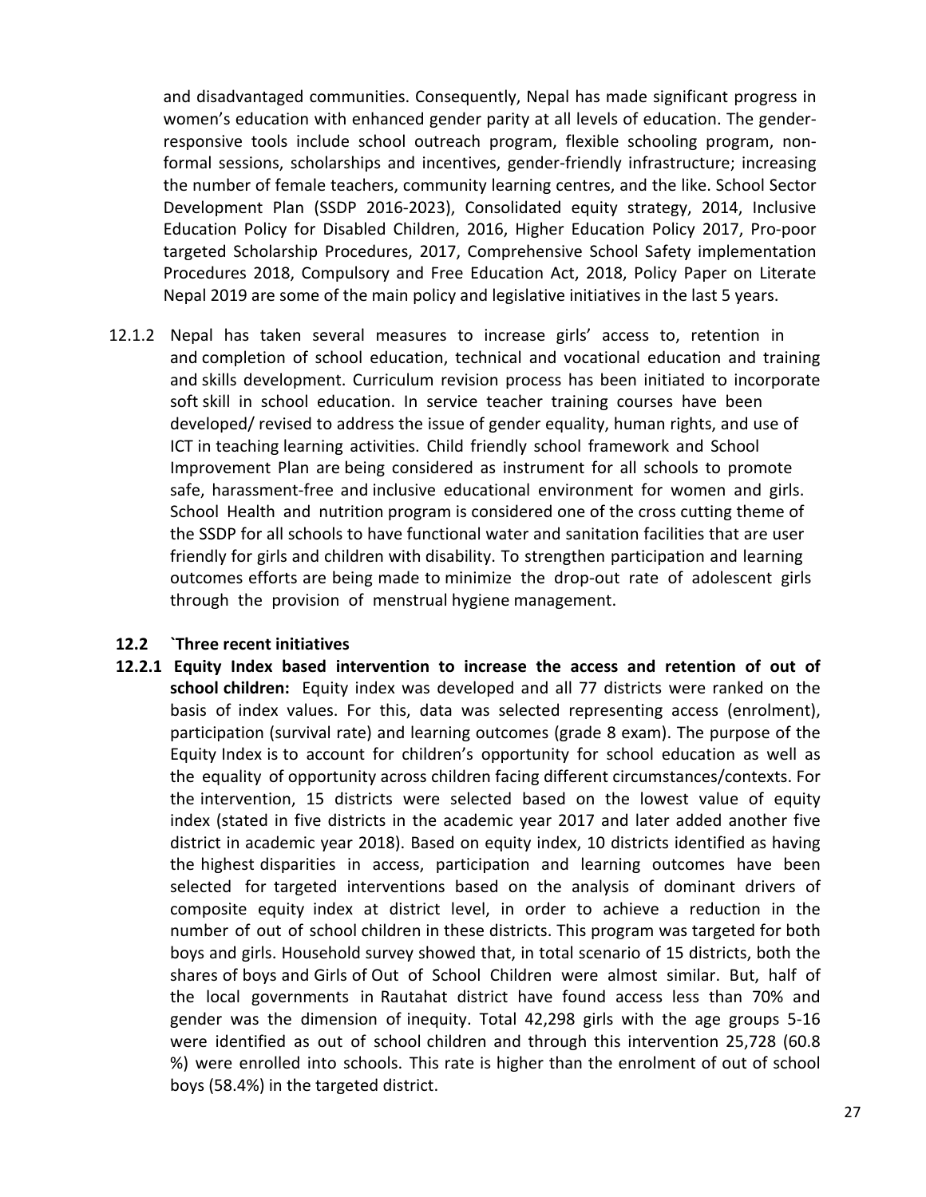and disadvantaged communities. Consequently, Nepal has made significant progress in women's education with enhanced gender parity at all levels of education. The gender-responsive tools include school outreach program, flexible schooling program, non-formal sessions, scholarships and incentives, gender-friendly infrastructure; increasing the number of female teachers, community learning centres, and the like. School Sector Development Plan (SSDP 2016-2023), Consolidated equity strategy, 2014, Inclusive Education Policy for Disabled Children, 2016, Higher Education Policy 2017, Pro-poor targeted Scholarship Procedures, 2017, Comprehensive School Safety implementation Procedures 2018, Compulsory and Free Education Act, 2018, Policy Paper on Literate Nepal 2019 are some of the main policy and legislative initiatives in the last 5 years.

12.1.2 Nepal has taken several measures to increase girls' access to, retention in and completion of school education, technical and vocational education and training and skills development. Curriculum revision process has been initiated to incorporate soft skill in school education. In service teacher training courses have been developed/ revised to address the issue of gender equality, human rights, and use of ICT in teaching learning activities. Child friendly school framework and School Improvement Plan are being considered as instrument for all schools to promote safe, harassment-free and inclusive educational environment for women and girls. School Health and nutrition program is considered one of the cross cutting theme of the SSDP for all schools to have functional water and sanitation facilities that are user friendly for girls and children with disability. To strengthen participation and learning outcomes efforts are being made to minimize the drop-out rate of adolescent girls through the provision of menstrual hygiene management.

**12.2 `Three recent initiatives**

**12.2.1 Equity Index based intervention to increase the access and retention of out of school children:** Equity index was developed and all 77 districts were ranked on the basis of index values. For this, data was selected representing access (enrolment), participation (survival rate) and learning outcomes (grade 8 exam). The purpose of the Equity Index is to account for children's opportunity for school education as well as the equality of opportunity across children facing different circumstances/contexts. For the intervention, 15 districts were selected based on the lowest value of equity index (stated in five districts in the academic year 2017 and later added another five district in academic year 2018). Based on equity index, 10 districts identified as having the highest disparities in access, participation and learning outcomes have been selected for targeted interventions based on the analysis of dominant drivers of composite equity index at district level, in order to achieve a reduction in the number of out of school children in these districts. This program was targeted for both boys and girls. Household survey showed that, in total scenario of 15 districts, both the shares of boys and Girls of Out of School Children were almost similar. But, half of the local governments in Rautahat district have found access less than 70% and gender was the dimension of inequity. Total 42,298 girls with the age groups 5-16 were identified as out of school children and through this intervention 25,728 (60.8 %) were enrolled into schools. This rate is higher than the enrolment of out of school boys (58.4%) in the targeted district.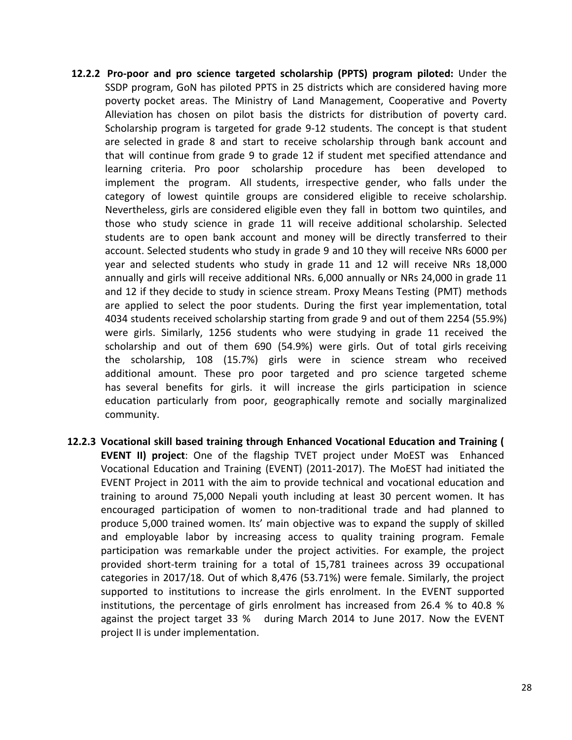**12.2.2 Pro-poor and pro science targeted scholarship (PPTS) program piloted:** Under the SSDP program, GoN has piloted PPTS in 25 districts which are considered having more poverty pocket areas. The Ministry of Land Management, Cooperative and Poverty Alleviation has chosen on pilot basis the districts for distribution of poverty card. Scholarship program is targeted for grade 9-12 students. The concept is that student are selected in grade 8 and start to receive scholarship through bank account and that will continue from grade 9 to grade 12 if student met specified attendance and learning criteria. Pro poor scholarship procedure has been developed to implement the program. All students, irrespective gender, who falls under the category of lowest quintile groups are considered eligible to receive scholarship. Nevertheless, girls are considered eligible even they fall in bottom two quintiles, and those who study science in grade 11 will receive additional scholarship. Selected students are to open bank account and money will be directly transferred to their account. Selected students who study in grade 9 and 10 they will receive NRs 6000 per year and selected students who study in grade 11 and 12 will receive NRs 18,000 annually and girls will receive additional NRs. 6,000 annually or NRs 24,000 in grade 11 and 12 if they decide to study in science stream. Proxy Means Testing (PMT) methods are applied to select the poor students. During the first year implementation, total 4034 students received scholarship starting from grade 9 and out of them 2254 (55.9%) were girls. Similarly, 1256 students who were studying in grade 11 received the scholarship and out of them 690 (54.9%) were girls. Out of total girls receiving the scholarship, 108 (15.7%) girls were in science stream who received additional amount. These pro poor targeted and pro science targeted scheme has several benefits for girls. it will increase the girls participation in science education particularly from poor, geographically remote and socially marginalized community.

**12.2.3 Vocational skill based training through Enhanced Vocational Education and Training ( EVENT II) project**: One of the flagship TVET project under MoEST was Enhanced Vocational Education and Training (EVENT) (2011-2017). The MoEST had initiated the EVENT Project in 2011 with the aim to provide technical and vocational education and training to around 75,000 Nepali youth including at least 30 percent women. It has encouraged participation of women to non-traditional trade and had planned to produce 5,000 trained women. Its' main objective was to expand the supply of skilled and employable labor by increasing access to quality training program. Female participation was remarkable under the project activities. For example, the project provided short-term training for a total of 15,781 trainees across 39 occupational categories in 2017/18. Out of which 8,476 (53.71%) were female. Similarly, the project supported to institutions to increase the girls enrolment. In the EVENT supported institutions, the percentage of girls enrolment has increased from 26.4 % to 40.8 % against the project target 33 % during March 2014 to June 2017. Now the EVENT project II is under implementation.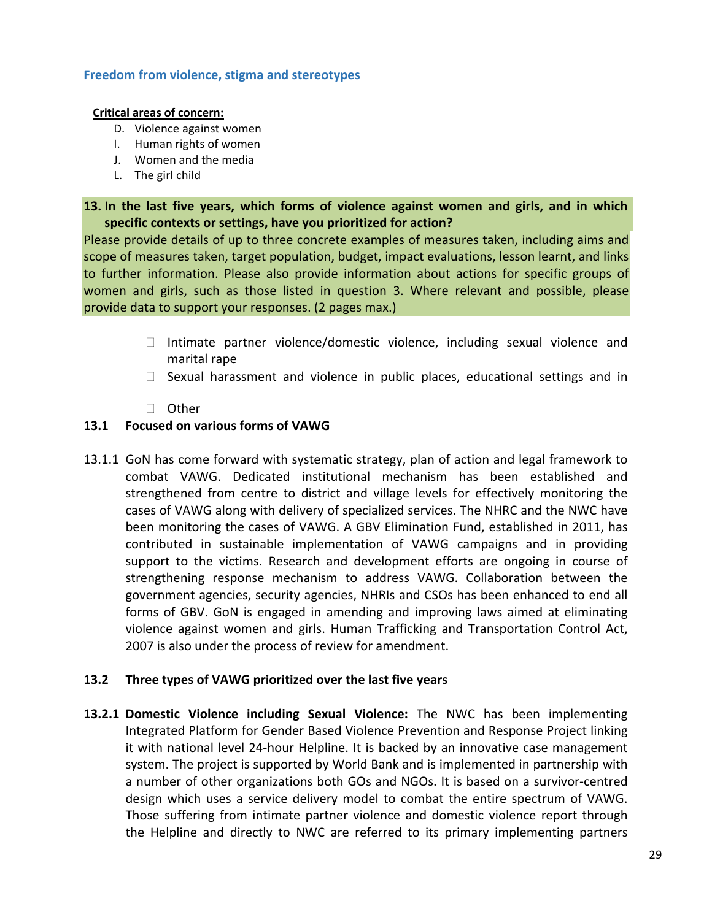### Freedom from violence, stigma and stereotypes

**Critical areas of concern:**

D. Violence against women
I. Human rights of women
J. Women and the media
L. The girl child

**13. In the last five years, which forms of violence against women and girls, and in which specific contexts or settings, have you prioritized for action?**

Please provide details of up to three concrete examples of measures taken, including aims and scope of measures taken, target population, budget, impact evaluations, lesson learnt, and links to further information. Please also provide information about actions for specific groups of women and girls, such as those listed in question 3. Where relevant and possible, please provide data to support your responses. (2 pages max.)

-  Intimate partner violence/domestic violence, including sexual violence and marital rape
-  Sexual harassment and violence in public places, educational settings and in
-  Other

**13.1 Focused on various forms of VAWG**

13.1.1 GoN has come forward with systematic strategy, plan of action and legal framework to combat VAWG. Dedicated institutional mechanism has been established and strengthened from centre to district and village levels for effectively monitoring the cases of VAWG along with delivery of specialized services. The NHRC and the NWC have been monitoring the cases of VAWG. A GBV Elimination Fund, established in 2011, has contributed in sustainable implementation of VAWG campaigns and in providing support to the victims. Research and development efforts are ongoing in course of strengthening response mechanism to address VAWG. Collaboration between the government agencies, security agencies, NHRIs and CSOs has been enhanced to end all forms of GBV. GoN is engaged in amending and improving laws aimed at eliminating violence against women and girls. Human Trafficking and Transportation Control Act, 2007 is also under the process of review for amendment.

**13.2 Three types of VAWG prioritized over the last five years**

**13.2.1 Domestic Violence including Sexual Violence:** The NWC has been implementing Integrated Platform for Gender Based Violence Prevention and Response Project linking it with national level 24-hour Helpline. It is backed by an innovative case management system. The project is supported by World Bank and is implemented in partnership with a number of other organizations both GOs and NGOs. It is based on a survivor-centred design which uses a service delivery model to combat the entire spectrum of VAWG. Those suffering from intimate partner violence and domestic violence report through the Helpline and directly to NWC are referred to its primary implementing partners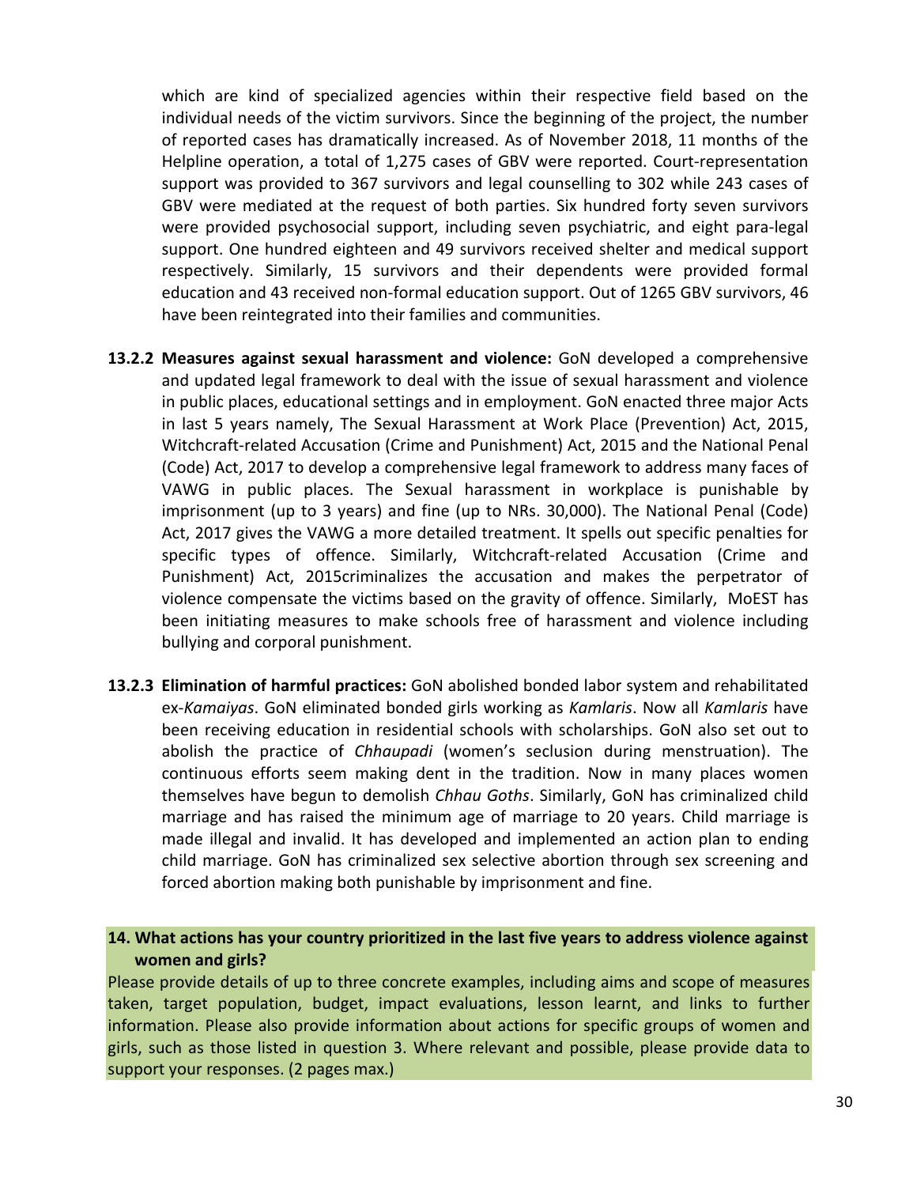which are kind of specialized agencies within their respective field based on the individual needs of the victim survivors. Since the beginning of the project, the number of reported cases has dramatically increased. As of November 2018, 11 months of the Helpline operation, a total of 1,275 cases of GBV were reported. Court-representation support was provided to 367 survivors and legal counselling to 302 while 243 cases of GBV were mediated at the request of both parties. Six hundred forty seven survivors were provided psychosocial support, including seven psychiatric, and eight para-legal support. One hundred eighteen and 49 survivors received shelter and medical support respectively. Similarly, 15 survivors and their dependents were provided formal education and 43 received non-formal education support. Out of 1265 GBV survivors, 46 have been reintegrated into their families and communities.

**13.2.2 Measures against sexual harassment and violence:** GoN developed a comprehensive and updated legal framework to deal with the issue of sexual harassment and violence in public places, educational settings and in employment. GoN enacted three major Acts in last 5 years namely, The Sexual Harassment at Work Place (Prevention) Act, 2015, Witchcraft-related Accusation (Crime and Punishment) Act, 2015 and the National Penal (Code) Act, 2017 to develop a comprehensive legal framework to address many faces of VAWG in public places. The Sexual harassment in workplace is punishable by imprisonment (up to 3 years) and fine (up to NRs. 30,000). The National Penal (Code) Act, 2017 gives the VAWG a more detailed treatment. It spells out specific penalties for specific types of offence. Similarly, Witchcraft-related Accusation (Crime and Punishment) Act, 2015criminalizes the accusation and makes the perpetrator of violence compensate the victims based on the gravity of offence. Similarly, MoEST has been initiating measures to make schools free of harassment and violence including bullying and corporal punishment.

**13.2.3 Elimination of harmful practices:** GoN abolished bonded labor system and rehabilitated ex-*Kamaiyas*. GoN eliminated bonded girls working as *Kamlaris*. Now all *Kamlaris* have been receiving education in residential schools with scholarships. GoN also set out to abolish the practice of *Chhaupadi* (women's seclusion during menstruation). The continuous efforts seem making dent in the tradition. Now in many places women themselves have begun to demolish *Chhau Goths*. Similarly, GoN has criminalized child marriage and has raised the minimum age of marriage to 20 years. Child marriage is made illegal and invalid. It has developed and implemented an action plan to ending child marriage. GoN has criminalized sex selective abortion through sex screening and forced abortion making both punishable by imprisonment and fine.

**14. What actions has your country prioritized in the last five years to address violence against women and girls?**

Please provide details of up to three concrete examples, including aims and scope of measures taken, target population, budget, impact evaluations, lesson learnt, and links to further information. Please also provide information about actions for specific groups of women and girls, such as those listed in question 3. Where relevant and possible, please provide data to support your responses. (2 pages max.)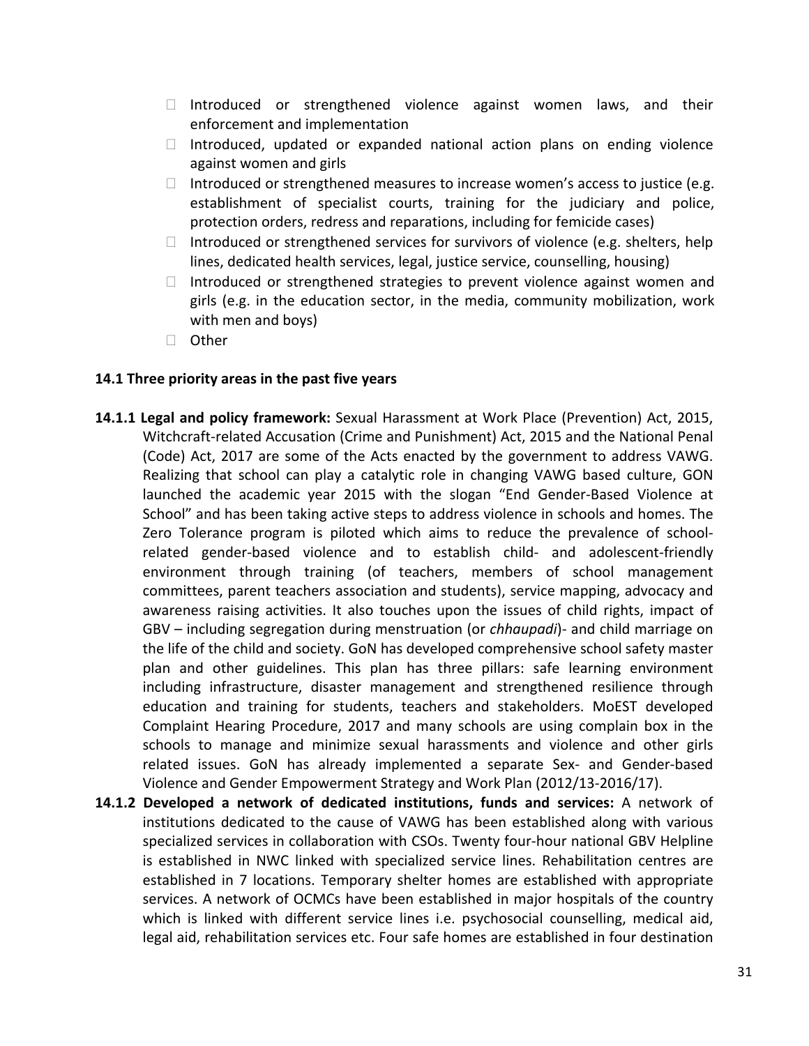- Introduced or strengthened violence against women laws, and their enforcement and implementation
- Introduced, updated or expanded national action plans on ending violence against women and girls
- Introduced or strengthened measures to increase women's access to justice (e.g. establishment of specialist courts, training for the judiciary and police, protection orders, redress and reparations, including for femicide cases)
- Introduced or strengthened services for survivors of violence (e.g. shelters, help lines, dedicated health services, legal, justice service, counselling, housing)
- Introduced or strengthened strategies to prevent violence against women and girls (e.g. in the education sector, in the media, community mobilization, work with men and boys)
- Other

**14.1 Three priority areas in the past five years**

**14.1.1 Legal and policy framework:** Sexual Harassment at Work Place (Prevention) Act, 2015, Witchcraft-related Accusation (Crime and Punishment) Act, 2015 and the National Penal (Code) Act, 2017 are some of the Acts enacted by the government to address VAWG. Realizing that school can play a catalytic role in changing VAWG based culture, GON launched the academic year 2015 with the slogan "End Gender-Based Violence at School" and has been taking active steps to address violence in schools and homes. The Zero Tolerance program is piloted which aims to reduce the prevalence of school-related gender-based violence and to establish child- and adolescent-friendly environment through training (of teachers, members of school management committees, parent teachers association and students), service mapping, advocacy and awareness raising activities. It also touches upon the issues of child rights, impact of GBV – including segregation during menstruation (or *chhaupadi*)- and child marriage on the life of the child and society. GoN has developed comprehensive school safety master plan and other guidelines. This plan has three pillars: safe learning environment including infrastructure, disaster management and strengthened resilience through education and training for students, teachers and stakeholders. MoEST developed Complaint Hearing Procedure, 2017 and many schools are using complain box in the schools to manage and minimize sexual harassments and violence and other girls related issues. GoN has already implemented a separate Sex- and Gender-based Violence and Gender Empowerment Strategy and Work Plan (2012/13-2016/17).

**14.1.2 Developed a network of dedicated institutions, funds and services:** A network of institutions dedicated to the cause of VAWG has been established along with various specialized services in collaboration with CSOs. Twenty four-hour national GBV Helpline is established in NWC linked with specialized service lines. Rehabilitation centres are established in 7 locations. Temporary shelter homes are established with appropriate services. A network of OCMCs have been established in major hospitals of the country which is linked with different service lines i.e. psychosocial counselling, medical aid, legal aid, rehabilitation services etc. Four safe homes are established in four destination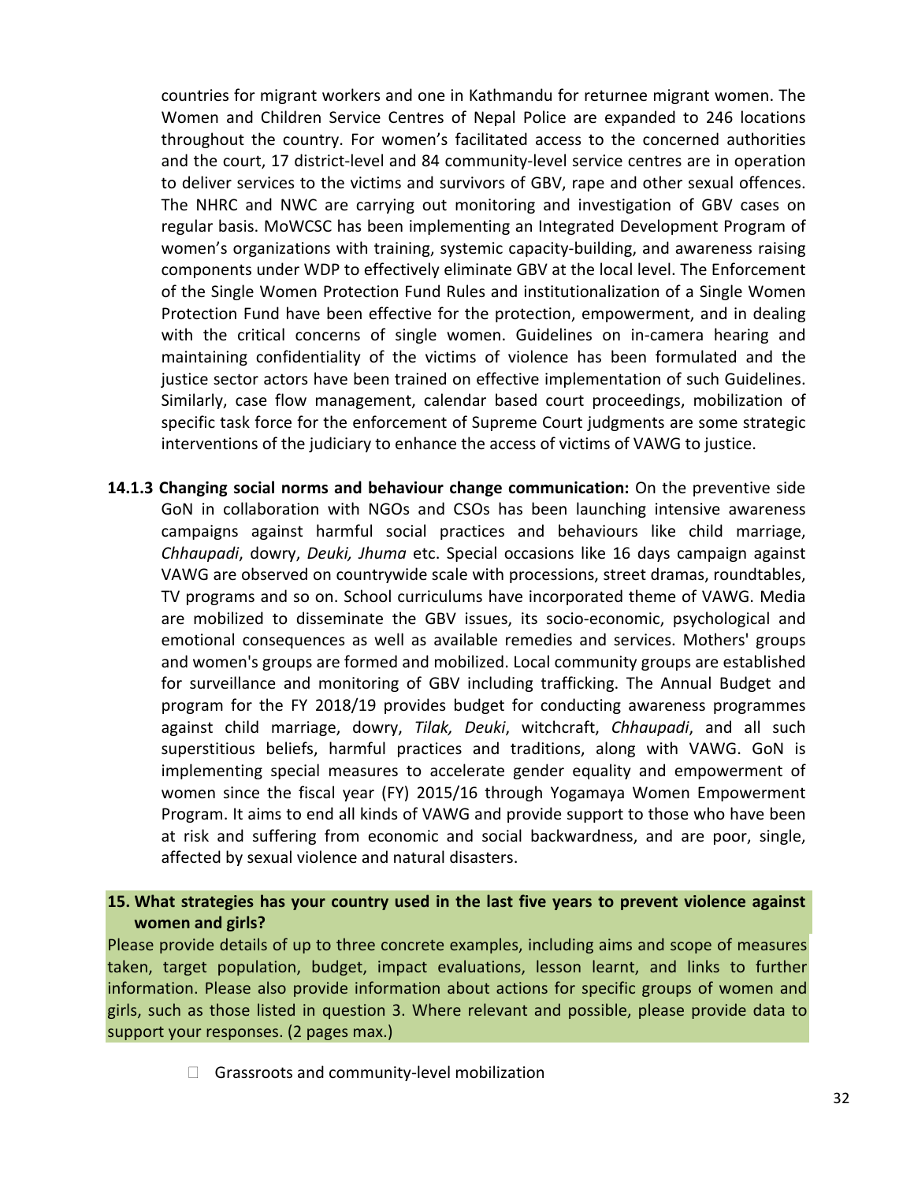countries for migrant workers and one in Kathmandu for returnee migrant women. The Women and Children Service Centres of Nepal Police are expanded to 246 locations throughout the country. For women's facilitated access to the concerned authorities and the court, 17 district-level and 84 community-level service centres are in operation to deliver services to the victims and survivors of GBV, rape and other sexual offences. The NHRC and NWC are carrying out monitoring and investigation of GBV cases on regular basis. MoWCSC has been implementing an Integrated Development Program of women's organizations with training, systemic capacity-building, and awareness raising components under WDP to effectively eliminate GBV at the local level. The Enforcement of the Single Women Protection Fund Rules and institutionalization of a Single Women Protection Fund have been effective for the protection, empowerment, and in dealing with the critical concerns of single women. Guidelines on in-camera hearing and maintaining confidentiality of the victims of violence has been formulated and the justice sector actors have been trained on effective implementation of such Guidelines. Similarly, case flow management, calendar based court proceedings, mobilization of specific task force for the enforcement of Supreme Court judgments are some strategic interventions of the judiciary to enhance the access of victims of VAWG to justice.

**14.1.3 Changing social norms and behaviour change communication:** On the preventive side GoN in collaboration with NGOs and CSOs has been launching intensive awareness campaigns against harmful social practices and behaviours like child marriage, *Chhaupadi*, dowry, *Deuki, Jhuma* etc. Special occasions like 16 days campaign against VAWG are observed on countrywide scale with processions, street dramas, roundtables, TV programs and so on. School curriculums have incorporated theme of VAWG. Media are mobilized to disseminate the GBV issues, its socio-economic, psychological and emotional consequences as well as available remedies and services. Mothers' groups and women's groups are formed and mobilized. Local community groups are established for surveillance and monitoring of GBV including trafficking. The Annual Budget and program for the FY 2018/19 provides budget for conducting awareness programmes against child marriage, dowry, *Tilak, Deuki*, witchcraft, *Chhaupadi*, and all such superstitious beliefs, harmful practices and traditions, along with VAWG. GoN is implementing special measures to accelerate gender equality and empowerment of women since the fiscal year (FY) 2015/16 through Yogamaya Women Empowerment Program. It aims to end all kinds of VAWG and provide support to those who have been at risk and suffering from economic and social backwardness, and are poor, single, affected by sexual violence and natural disasters.

**15. What strategies has your country used in the last five years to prevent violence against women and girls?**

Please provide details of up to three concrete examples, including aims and scope of measures taken, target population, budget, impact evaluations, lesson learnt, and links to further information. Please also provide information about actions for specific groups of women and girls, such as those listed in question 3. Where relevant and possible, please provide data to support your responses. (2 pages max.)

- Grassroots and community-level mobilization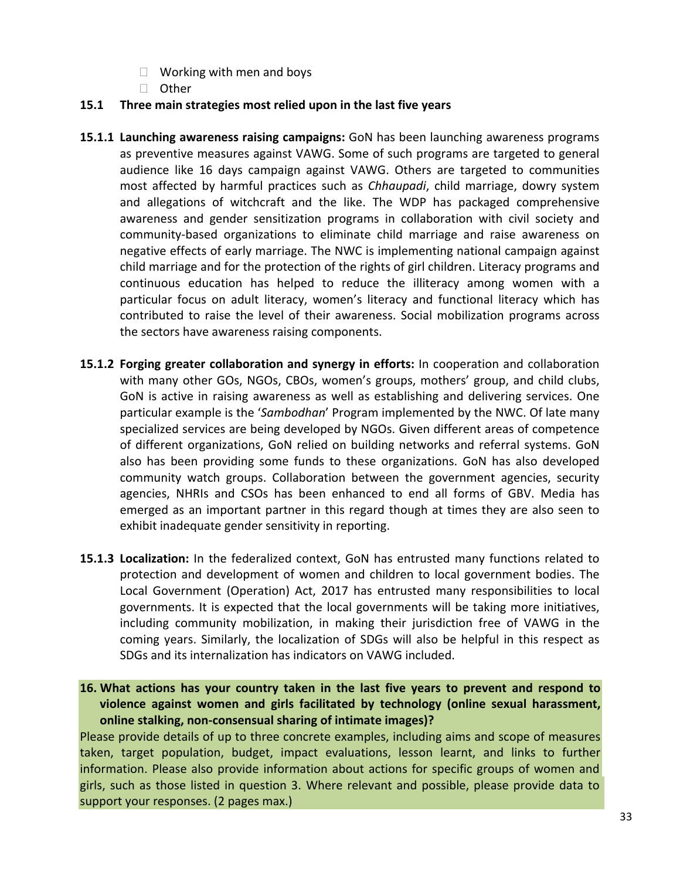- ☐ Working with men and boys
- ☐ Other

**15.1 Three main strategies most relied upon in the last five years**

**15.1.1 Launching awareness raising campaigns:** GoN has been launching awareness programs as preventive measures against VAWG. Some of such programs are targeted to general audience like 16 days campaign against VAWG. Others are targeted to communities most affected by harmful practices such as *Chhaupadi*, child marriage, dowry system and allegations of witchcraft and the like. The WDP has packaged comprehensive awareness and gender sensitization programs in collaboration with civil society and community-based organizations to eliminate child marriage and raise awareness on negative effects of early marriage. The NWC is implementing national campaign against child marriage and for the protection of the rights of girl children. Literacy programs and continuous education has helped to reduce the illiteracy among women with a particular focus on adult literacy, women's literacy and functional literacy which has contributed to raise the level of their awareness. Social mobilization programs across the sectors have awareness raising components.

**15.1.2 Forging greater collaboration and synergy in efforts:** In cooperation and collaboration with many other GOs, NGOs, CBOs, women's groups, mothers' group, and child clubs, GoN is active in raising awareness as well as establishing and delivering services. One particular example is the '*Sambodhan*' Program implemented by the NWC. Of late many specialized services are being developed by NGOs. Given different areas of competence of different organizations, GoN relied on building networks and referral systems. GoN also has been providing some funds to these organizations. GoN has also developed community watch groups. Collaboration between the government agencies, security agencies, NHRIs and CSOs has been enhanced to end all forms of GBV. Media has emerged as an important partner in this regard though at times they are also seen to exhibit inadequate gender sensitivity in reporting.

**15.1.3 Localization:** In the federalized context, GoN has entrusted many functions related to protection and development of women and children to local government bodies. The Local Government (Operation) Act, 2017 has entrusted many responsibilities to local governments. It is expected that the local governments will be taking more initiatives, including community mobilization, in making their jurisdiction free of VAWG in the coming years. Similarly, the localization of SDGs will also be helpful in this respect as SDGs and its internalization has indicators on VAWG included.

**16. What actions has your country taken in the last five years to prevent and respond to violence against women and girls facilitated by technology (online sexual harassment, online stalking, non-consensual sharing of intimate images)?**

Please provide details of up to three concrete examples, including aims and scope of measures taken, target population, budget, impact evaluations, lesson learnt, and links to further information. Please also provide information about actions for specific groups of women and girls, such as those listed in question 3. Where relevant and possible, please provide data to support your responses. (2 pages max.)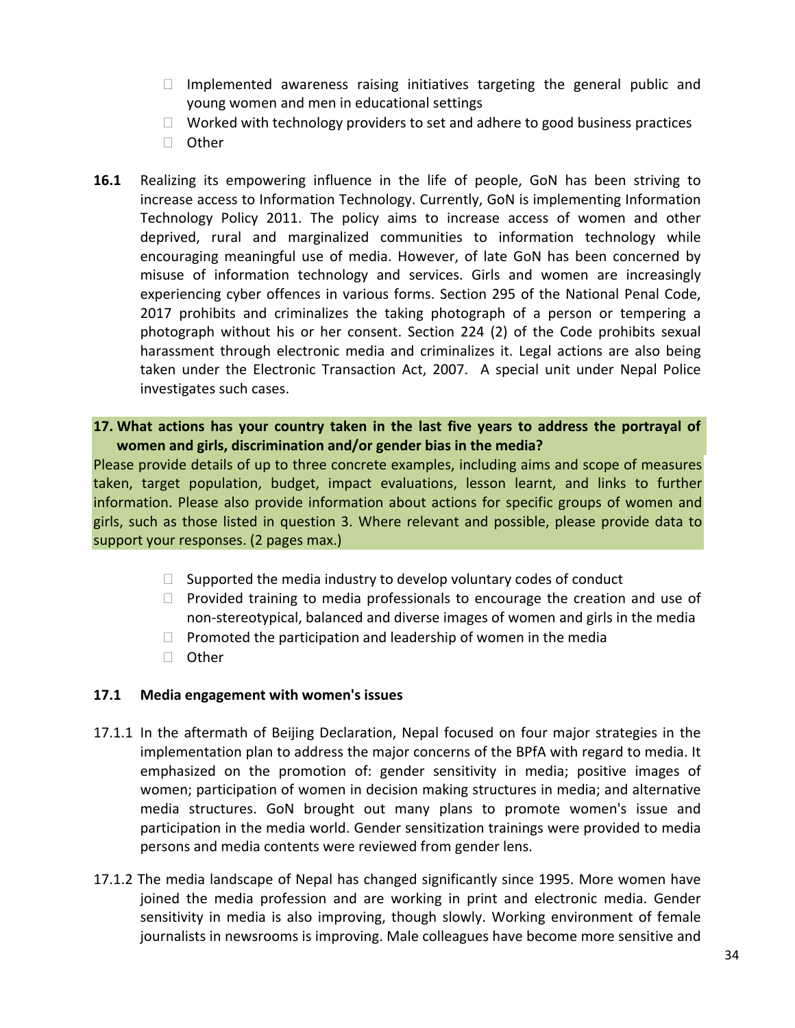- Implemented awareness raising initiatives targeting the general public and young women and men in educational settings
- Worked with technology providers to set and adhere to good business practices
- Other

**16.1** Realizing its empowering influence in the life of people, GoN has been striving to increase access to Information Technology. Currently, GoN is implementing Information Technology Policy 2011. The policy aims to increase access of women and other deprived, rural and marginalized communities to information technology while encouraging meaningful use of media. However, of late GoN has been concerned by misuse of information technology and services. Girls and women are increasingly experiencing cyber offences in various forms. Section 295 of the National Penal Code, 2017 prohibits and criminalizes the taking photograph of a person or tempering a photograph without his or her consent. Section 224 (2) of the Code prohibits sexual harassment through electronic media and criminalizes it. Legal actions are also being taken under the Electronic Transaction Act, 2007. A special unit under Nepal Police investigates such cases.

**17. What actions has your country taken in the last five years to address the portrayal of women and girls, discrimination and/or gender bias in the media?**

Please provide details of up to three concrete examples, including aims and scope of measures taken, target population, budget, impact evaluations, lesson learnt, and links to further information. Please also provide information about actions for specific groups of women and girls, such as those listed in question 3. Where relevant and possible, please provide data to support your responses. (2 pages max.)

- Supported the media industry to develop voluntary codes of conduct
- Provided training to media professionals to encourage the creation and use of non-stereotypical, balanced and diverse images of women and girls in the media
- Promoted the participation and leadership of women in the media
- Other

### 17.1 Media engagement with women's issues

17.1.1 In the aftermath of Beijing Declaration, Nepal focused on four major strategies in the implementation plan to address the major concerns of the BPfA with regard to media. It emphasized on the promotion of: gender sensitivity in media; positive images of women; participation of women in decision making structures in media; and alternative media structures. GoN brought out many plans to promote women's issue and participation in the media world. Gender sensitization trainings were provided to media persons and media contents were reviewed from gender lens.

17.1.2 The media landscape of Nepal has changed significantly since 1995. More women have joined the media profession and are working in print and electronic media. Gender sensitivity in media is also improving, though slowly. Working environment of female journalists in newsrooms is improving. Male colleagues have become more sensitive and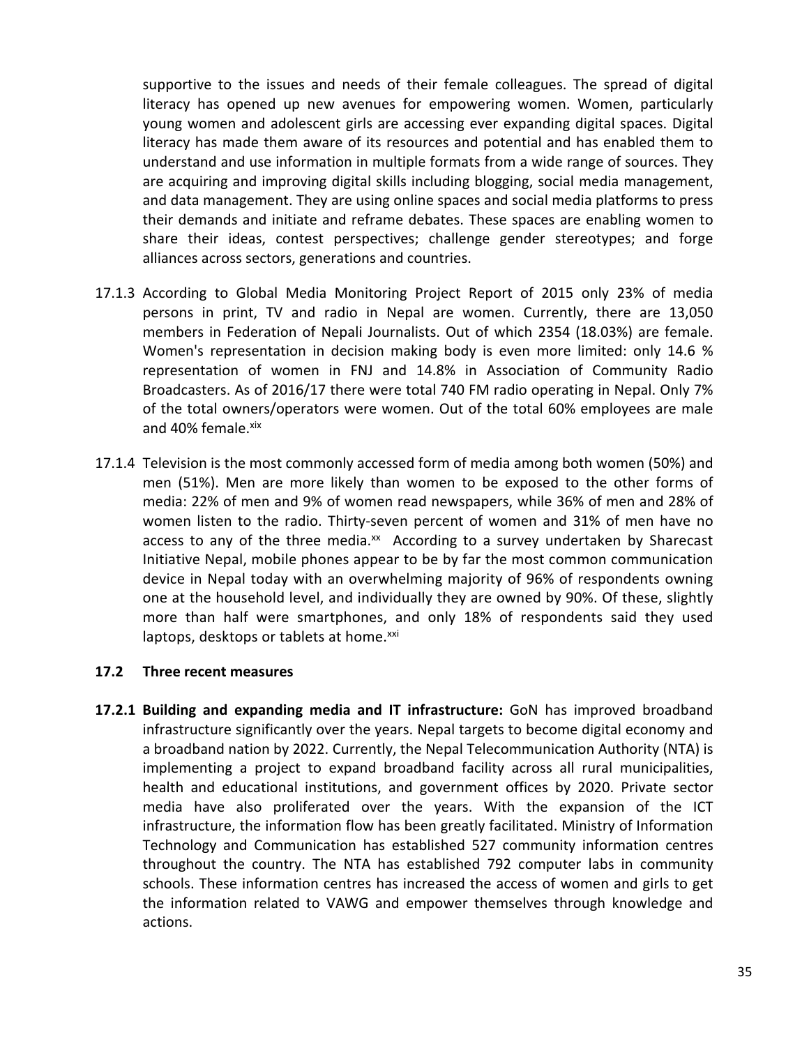supportive to the issues and needs of their female colleagues. The spread of digital literacy has opened up new avenues for empowering women. Women, particularly young women and adolescent girls are accessing ever expanding digital spaces. Digital literacy has made them aware of its resources and potential and has enabled them to understand and use information in multiple formats from a wide range of sources. They are acquiring and improving digital skills including blogging, social media management, and data management. They are using online spaces and social media platforms to press their demands and initiate and reframe debates. These spaces are enabling women to share their ideas, contest perspectives; challenge gender stereotypes; and forge alliances across sectors, generations and countries.

17.1.3 According to Global Media Monitoring Project Report of 2015 only 23% of media persons in print, TV and radio in Nepal are women. Currently, there are 13,050 members in Federation of Nepali Journalists. Out of which 2354 (18.03%) are female. Women's representation in decision making body is even more limited: only 14.6 % representation of women in FNJ and 14.8% in Association of Community Radio Broadcasters. As of 2016/17 there were total 740 FM radio operating in Nepal. Only 7% of the total owners/operators were women. Out of the total 60% employees are male and 40% female.[xix]

17.1.4 Television is the most commonly accessed form of media among both women (50%) and men (51%). Men are more likely than women to be exposed to the other forms of media: 22% of men and 9% of women read newspapers, while 36% of men and 28% of women listen to the radio. Thirty-seven percent of women and 31% of men have no access to any of the three media.[xx] According to a survey undertaken by Sharecast Initiative Nepal, mobile phones appear to be by far the most common communication device in Nepal today with an overwhelming majority of 96% of respondents owning one at the household level, and individually they are owned by 90%. Of these, slightly more than half were smartphones, and only 18% of respondents said they used laptops, desktops or tablets at home.[xxi]

### 17.2 Three recent measures

**17.2.1 Building and expanding media and IT infrastructure:** GoN has improved broadband infrastructure significantly over the years. Nepal targets to become digital economy and a broadband nation by 2022. Currently, the Nepal Telecommunication Authority (NTA) is implementing a project to expand broadband facility across all rural municipalities, health and educational institutions, and government offices by 2020. Private sector media have also proliferated over the years. With the expansion of the ICT infrastructure, the information flow has been greatly facilitated. Ministry of Information Technology and Communication has established 527 community information centres throughout the country. The NTA has established 792 computer labs in community schools. These information centres has increased the access of women and girls to get the information related to VAWG and empower themselves through knowledge and actions.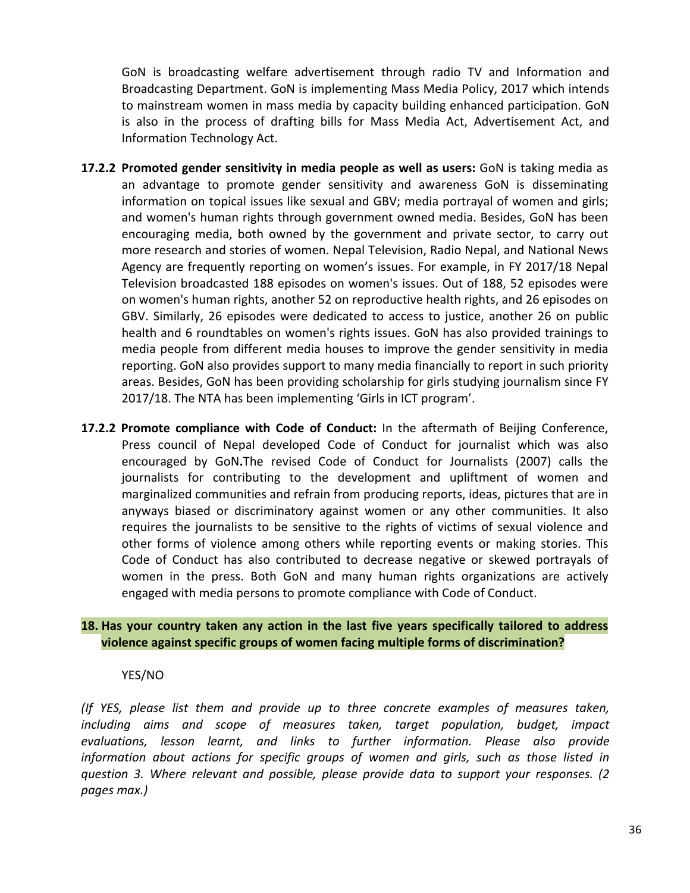GoN is broadcasting welfare advertisement through radio TV and Information and Broadcasting Department. GoN is implementing Mass Media Policy, 2017 which intends to mainstream women in mass media by capacity building enhanced participation. GoN is also in the process of drafting bills for Mass Media Act, Advertisement Act, and Information Technology Act.

**17.2.2 Promoted gender sensitivity in media people as well as users:** GoN is taking media as an advantage to promote gender sensitivity and awareness GoN is disseminating information on topical issues like sexual and GBV; media portrayal of women and girls; and women's human rights through government owned media. Besides, GoN has been encouraging media, both owned by the government and private sector, to carry out more research and stories of women. Nepal Television, Radio Nepal, and National News Agency are frequently reporting on women's issues. For example, in FY 2017/18 Nepal Television broadcasted 188 episodes on women's issues. Out of 188, 52 episodes were on women's human rights, another 52 on reproductive health rights, and 26 episodes on GBV. Similarly, 26 episodes were dedicated to access to justice, another 26 on public health and 6 roundtables on women's rights issues. GoN has also provided trainings to media people from different media houses to improve the gender sensitivity in media reporting. GoN also provides support to many media financially to report in such priority areas. Besides, GoN has been providing scholarship for girls studying journalism since FY 2017/18. The NTA has been implementing 'Girls in ICT program'.

**17.2.2 Promote compliance with Code of Conduct:** In the aftermath of Beijing Conference, Press council of Nepal developed Code of Conduct for journalist which was also encouraged by GoN**.**The revised Code of Conduct for Journalists (2007) calls the journalists for contributing to the development and upliftment of women and marginalized communities and refrain from producing reports, ideas, pictures that are in anyways biased or discriminatory against women or any other communities. It also requires the journalists to be sensitive to the rights of victims of sexual violence and other forms of violence among others while reporting events or making stories. This Code of Conduct has also contributed to decrease negative or skewed portrayals of women in the press. Both GoN and many human rights organizations are actively engaged with media persons to promote compliance with Code of Conduct.

**18. Has your country taken any action in the last five years specifically tailored to address violence against specific groups of women facing multiple forms of discrimination?**

YES/NO

*(If YES, please list them and provide up to three concrete examples of measures taken, including aims and scope of measures taken, target population, budget, impact evaluations, lesson learnt, and links to further information. Please also provide information about actions for specific groups of women and girls, such as those listed in question 3. Where relevant and possible, please provide data to support your responses. (2 pages max.)*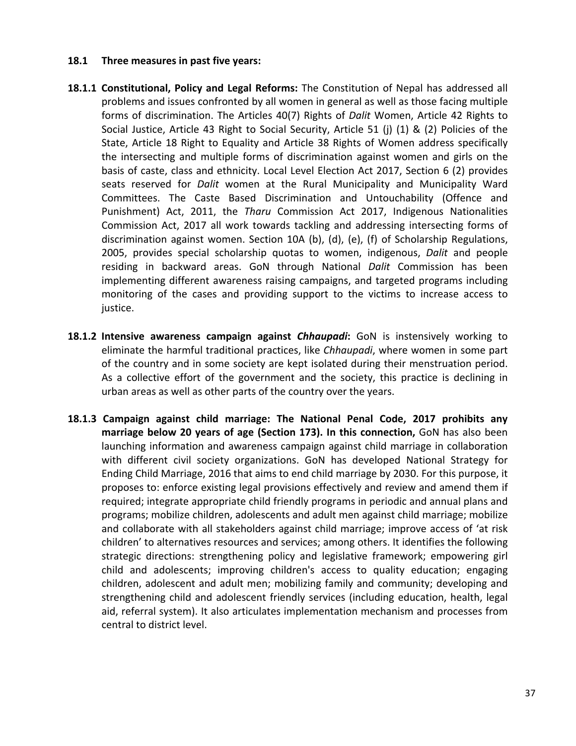## 18.1 Three measures in past five years:

**18.1.1 Constitutional, Policy and Legal Reforms:** The Constitution of Nepal has addressed all problems and issues confronted by all women in general as well as those facing multiple forms of discrimination. The Articles 40(7) Rights of *Dalit* Women, Article 42 Rights to Social Justice, Article 43 Right to Social Security, Article 51 (j) (1) & (2) Policies of the State, Article 18 Right to Equality and Article 38 Rights of Women address specifically the intersecting and multiple forms of discrimination against women and girls on the basis of caste, class and ethnicity. Local Level Election Act 2017, Section 6 (2) provides seats reserved for *Dalit* women at the Rural Municipality and Municipality Ward Committees. The Caste Based Discrimination and Untouchability (Offence and Punishment) Act, 2011, the *Tharu* Commission Act 2017, Indigenous Nationalities Commission Act, 2017 all work towards tackling and addressing intersecting forms of discrimination against women. Section 10A (b), (d), (e), (f) of Scholarship Regulations, 2005, provides special scholarship quotas to women, indigenous, *Dalit* and people residing in backward areas. GoN through National *Dalit* Commission has been implementing different awareness raising campaigns, and targeted programs including monitoring of the cases and providing support to the victims to increase access to justice.

**18.1.2 Intensive awareness campaign against *Chhaupadi*:** GoN is instensively working to eliminate the harmful traditional practices, like *Chhaupadi*, where women in some part of the country and in some society are kept isolated during their menstruation period. As a collective effort of the government and the society, this practice is declining in urban areas as well as other parts of the country over the years.

**18.1.3 Campaign against child marriage: The National Penal Code, 2017 prohibits any marriage below 20 years of age (Section 173). In this connection,** GoN has also been launching information and awareness campaign against child marriage in collaboration with different civil society organizations. GoN has developed National Strategy for Ending Child Marriage, 2016 that aims to end child marriage by 2030. For this purpose, it proposes to: enforce existing legal provisions effectively and review and amend them if required; integrate appropriate child friendly programs in periodic and annual plans and programs; mobilize children, adolescents and adult men against child marriage; mobilize and collaborate with all stakeholders against child marriage; improve access of 'at risk children' to alternatives resources and services; among others. It identifies the following strategic directions: strengthening policy and legislative framework; empowering girl child and adolescents; improving children's access to quality education; engaging children, adolescent and adult men; mobilizing family and community; developing and strengthening child and adolescent friendly services (including education, health, legal aid, referral system). It also articulates implementation mechanism and processes from central to district level.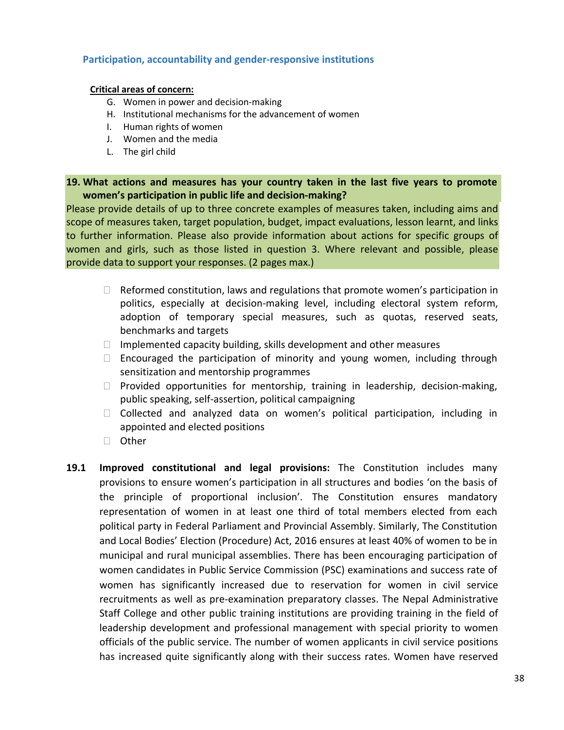### Participation, accountability and gender-responsive institutions

**Critical areas of concern:**

G. Women in power and decision-making
H. Institutional mechanisms for the advancement of women
I. Human rights of women
J. Women and the media
L. The girl child

**19. What actions and measures has your country taken in the last five years to promote women's participation in public life and decision-making?**

Please provide details of up to three concrete examples of measures taken, including aims and scope of measures taken, target population, budget, impact evaluations, lesson learnt, and links to further information. Please also provide information about actions for specific groups of women and girls, such as those listed in question 3. Where relevant and possible, please provide data to support your responses. (2 pages max.)

- Reformed constitution, laws and regulations that promote women's participation in politics, especially at decision-making level, including electoral system reform, adoption of temporary special measures, such as quotas, reserved seats, benchmarks and targets
- Implemented capacity building, skills development and other measures
- Encouraged the participation of minority and young women, including through sensitization and mentorship programmes
- Provided opportunities for mentorship, training in leadership, decision-making, public speaking, self-assertion, political campaigning
- Collected and analyzed data on women's political participation, including in appointed and elected positions
- Other

**19.1 Improved constitutional and legal provisions:** The Constitution includes many provisions to ensure women's participation in all structures and bodies 'on the basis of the principle of proportional inclusion'. The Constitution ensures mandatory representation of women in at least one third of total members elected from each political party in Federal Parliament and Provincial Assembly. Similarly, The Constitution and Local Bodies' Election (Procedure) Act, 2016 ensures at least 40% of women to be in municipal and rural municipal assemblies. There has been encouraging participation of women candidates in Public Service Commission (PSC) examinations and success rate of women has significantly increased due to reservation for women in civil service recruitments as well as pre-examination preparatory classes. The Nepal Administrative Staff College and other public training institutions are providing training in the field of leadership development and professional management with special priority to women officials of the public service. The number of women applicants in civil service positions has increased quite significantly along with their success rates. Women have reserved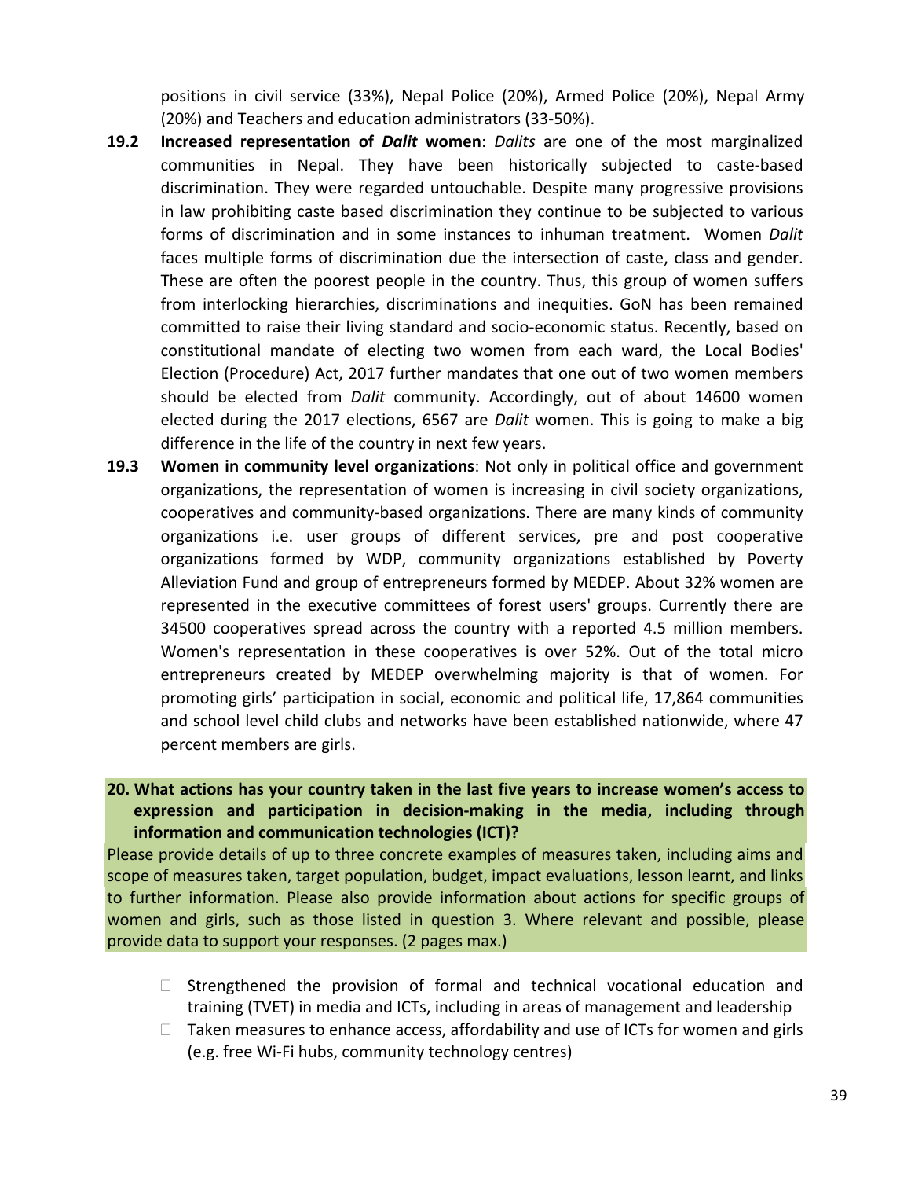positions in civil service (33%), Nepal Police (20%), Armed Police (20%), Nepal Army (20%) and Teachers and education administrators (33-50%).

**19.2 Increased representation of *Dalit* women**: *Dalits* are one of the most marginalized communities in Nepal. They have been historically subjected to caste-based discrimination. They were regarded untouchable. Despite many progressive provisions in law prohibiting caste based discrimination they continue to be subjected to various forms of discrimination and in some instances to inhuman treatment. Women *Dalit* faces multiple forms of discrimination due the intersection of caste, class and gender. These are often the poorest people in the country. Thus, this group of women suffers from interlocking hierarchies, discriminations and inequities. GoN has been remained committed to raise their living standard and socio-economic status. Recently, based on constitutional mandate of electing two women from each ward, the Local Bodies' Election (Procedure) Act, 2017 further mandates that one out of two women members should be elected from *Dalit* community. Accordingly, out of about 14600 women elected during the 2017 elections, 6567 are *Dalit* women. This is going to make a big difference in the life of the country in next few years.

**19.3 Women in community level organizations**: Not only in political office and government organizations, the representation of women is increasing in civil society organizations, cooperatives and community-based organizations. There are many kinds of community organizations i.e. user groups of different services, pre and post cooperative organizations formed by WDP, community organizations established by Poverty Alleviation Fund and group of entrepreneurs formed by MEDEP. About 32% women are represented in the executive committees of forest users' groups. Currently there are 34500 cooperatives spread across the country with a reported 4.5 million members. Women's representation in these cooperatives is over 52%. Out of the total micro entrepreneurs created by MEDEP overwhelming majority is that of women. For promoting girls' participation in social, economic and political life, 17,864 communities and school level child clubs and networks have been established nationwide, where 47 percent members are girls.

**20. What actions has your country taken in the last five years to increase women's access to expression and participation in decision-making in the media, including through information and communication technologies (ICT)?**

Please provide details of up to three concrete examples of measures taken, including aims and scope of measures taken, target population, budget, impact evaluations, lesson learnt, and links to further information. Please also provide information about actions for specific groups of women and girls, such as those listed in question 3. Where relevant and possible, please provide data to support your responses. (2 pages max.)

- Strengthened the provision of formal and technical vocational education and training (TVET) in media and ICTs, including in areas of management and leadership
- Taken measures to enhance access, affordability and use of ICTs for women and girls (e.g. free Wi-Fi hubs, community technology centres)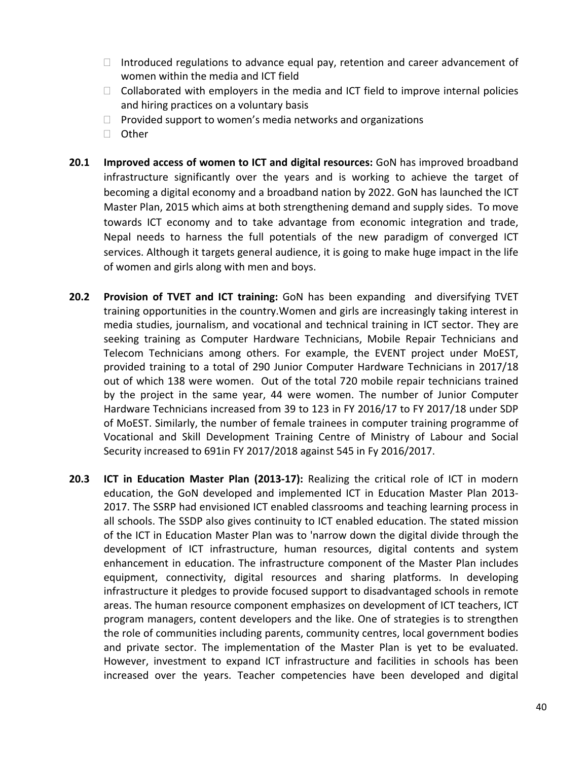- Introduced regulations to advance equal pay, retention and career advancement of women within the media and ICT field
- Collaborated with employers in the media and ICT field to improve internal policies and hiring practices on a voluntary basis
- Provided support to women's media networks and organizations
- Other

**20.1 Improved access of women to ICT and digital resources:** GoN has improved broadband infrastructure significantly over the years and is working to achieve the target of becoming a digital economy and a broadband nation by 2022. GoN has launched the ICT Master Plan, 2015 which aims at both strengthening demand and supply sides. To move towards ICT economy and to take advantage from economic integration and trade, Nepal needs to harness the full potentials of the new paradigm of converged ICT services. Although it targets general audience, it is going to make huge impact in the life of women and girls along with men and boys.

**20.2 Provision of TVET and ICT training:** GoN has been expanding and diversifying TVET training opportunities in the country.Women and girls are increasingly taking interest in media studies, journalism, and vocational and technical training in ICT sector. They are seeking training as Computer Hardware Technicians, Mobile Repair Technicians and Telecom Technicians among others. For example, the EVENT project under MoEST, provided training to a total of 290 Junior Computer Hardware Technicians in 2017/18 out of which 138 were women. Out of the total 720 mobile repair technicians trained by the project in the same year, 44 were women. The number of Junior Computer Hardware Technicians increased from 39 to 123 in FY 2016/17 to FY 2017/18 under SDP of MoEST. Similarly, the number of female trainees in computer training programme of Vocational and Skill Development Training Centre of Ministry of Labour and Social Security increased to 691in FY 2017/2018 against 545 in Fy 2016/2017.

**20.3 ICT in Education Master Plan (2013-17):** Realizing the critical role of ICT in modern education, the GoN developed and implemented ICT in Education Master Plan 2013-2017. The SSRP had envisioned ICT enabled classrooms and teaching learning process in all schools. The SSDP also gives continuity to ICT enabled education. The stated mission of the ICT in Education Master Plan was to 'narrow down the digital divide through the development of ICT infrastructure, human resources, digital contents and system enhancement in education. The infrastructure component of the Master Plan includes equipment, connectivity, digital resources and sharing platforms. In developing infrastructure it pledges to provide focused support to disadvantaged schools in remote areas. The human resource component emphasizes on development of ICT teachers, ICT program managers, content developers and the like. One of strategies is to strengthen the role of communities including parents, community centres, local government bodies and private sector. The implementation of the Master Plan is yet to be evaluated. However, investment to expand ICT infrastructure and facilities in schools has been increased over the years. Teacher competencies have been developed and digital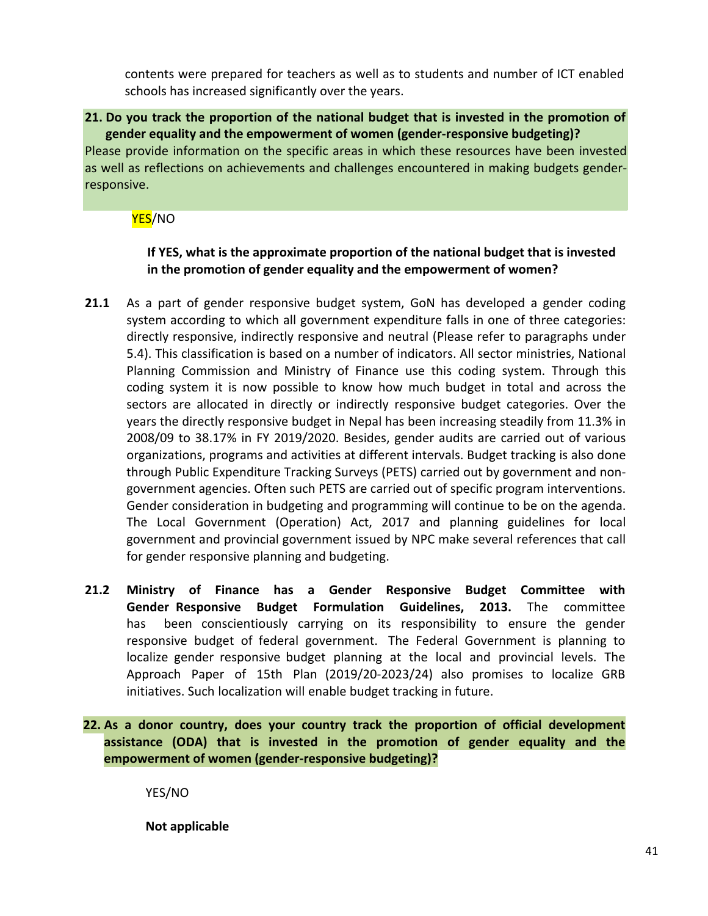contents were prepared for teachers as well as to students and number of ICT enabled schools has increased significantly over the years.

**21. Do you track the proportion of the national budget that is invested in the promotion of gender equality and the empowerment of women (gender-responsive budgeting)?**

Please provide information on the specific areas in which these resources have been invested as well as reflections on achievements and challenges encountered in making budgets gender-responsive.

YES/NO

**If YES, what is the approximate proportion of the national budget that is invested in the promotion of gender equality and the empowerment of women?**

**21.1** As a part of gender responsive budget system, GoN has developed a gender coding system according to which all government expenditure falls in one of three categories: directly responsive, indirectly responsive and neutral (Please refer to paragraphs under 5.4). This classification is based on a number of indicators. All sector ministries, National Planning Commission and Ministry of Finance use this coding system. Through this coding system it is now possible to know how much budget in total and across the sectors are allocated in directly or indirectly responsive budget categories. Over the years the directly responsive budget in Nepal has been increasing steadily from 11.3% in 2008/09 to 38.17% in FY 2019/2020. Besides, gender audits are carried out of various organizations, programs and activities at different intervals. Budget tracking is also done through Public Expenditure Tracking Surveys (PETS) carried out by government and non-government agencies. Often such PETS are carried out of specific program interventions. Gender consideration in budgeting and programming will continue to be on the agenda. The Local Government (Operation) Act, 2017 and planning guidelines for local government and provincial government issued by NPC make several references that call for gender responsive planning and budgeting.

**21.2** **Ministry of Finance has a Gender Responsive Budget Committee with Gender Responsive Budget Formulation Guidelines, 2013.** The committee has been conscientiously carrying on its responsibility to ensure the gender responsive budget of federal government. The Federal Government is planning to localize gender responsive budget planning at the local and provincial levels. The Approach Paper of 15th Plan (2019/20-2023/24) also promises to localize GRB initiatives. Such localization will enable budget tracking in future.

**22. As a donor country, does your country track the proportion of official development assistance (ODA) that is invested in the promotion of gender equality and the empowerment of women (gender-responsive budgeting)?**

YES/NO

**Not applicable**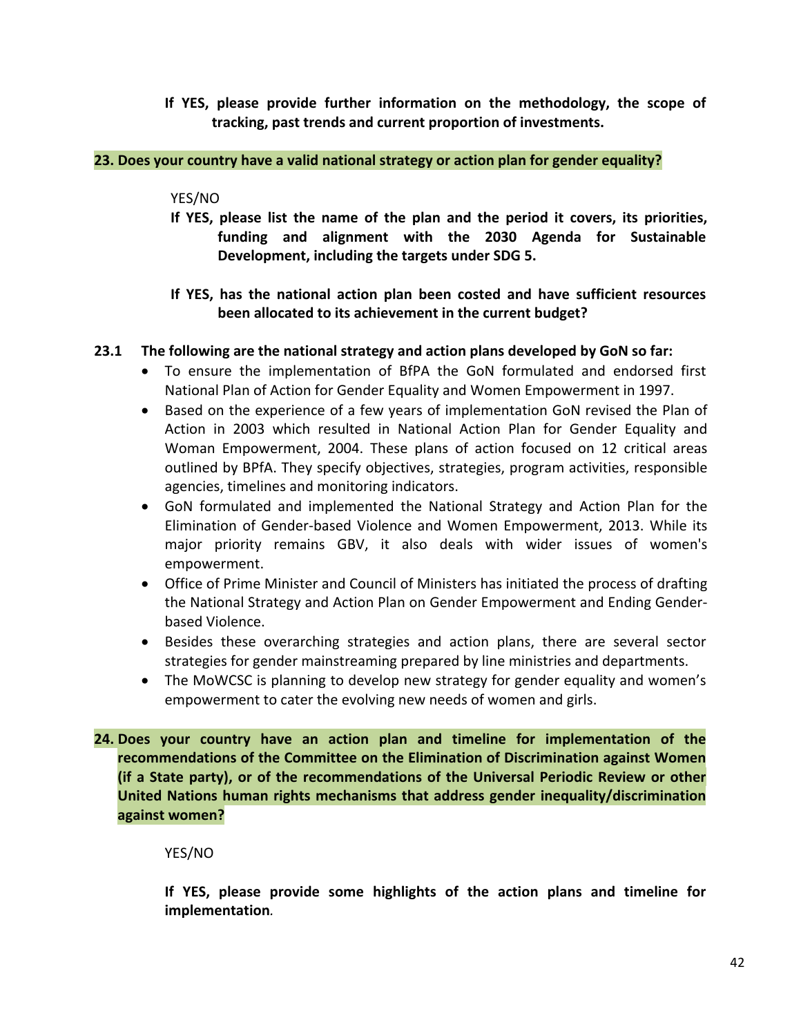**If YES, please provide further information on the methodology, the scope of tracking, past trends and current proportion of investments.**

**23. Does your country have a valid national strategy or action plan for gender equality?**

YES/NO

**If YES, please list the name of the plan and the period it covers, its priorities, funding and alignment with the 2030 Agenda for Sustainable Development, including the targets under SDG 5.**

**If YES, has the national action plan been costed and have sufficient resources been allocated to its achievement in the current budget?**

**23.1 The following are the national strategy and action plans developed by GoN so far:**

- To ensure the implementation of BfPA the GoN formulated and endorsed first National Plan of Action for Gender Equality and Women Empowerment in 1997.
- Based on the experience of a few years of implementation GoN revised the Plan of Action in 2003 which resulted in National Action Plan for Gender Equality and Woman Empowerment, 2004. These plans of action focused on 12 critical areas outlined by BPfA. They specify objectives, strategies, program activities, responsible agencies, timelines and monitoring indicators.
- GoN formulated and implemented the National Strategy and Action Plan for the Elimination of Gender-based Violence and Women Empowerment, 2013. While its major priority remains GBV, it also deals with wider issues of women's empowerment.
- Office of Prime Minister and Council of Ministers has initiated the process of drafting the National Strategy and Action Plan on Gender Empowerment and Ending Gender-based Violence.
- Besides these overarching strategies and action plans, there are several sector strategies for gender mainstreaming prepared by line ministries and departments.
- The MoWCSC is planning to develop new strategy for gender equality and women's empowerment to cater the evolving new needs of women and girls.

**24. Does your country have an action plan and timeline for implementation of the recommendations of the Committee on the Elimination of Discrimination against Women (if a State party), or of the recommendations of the Universal Periodic Review or other United Nations human rights mechanisms that address gender inequality/discrimination against women?**

YES/NO

**If YES, please provide some highlights of the action plans and timeline for implementation**.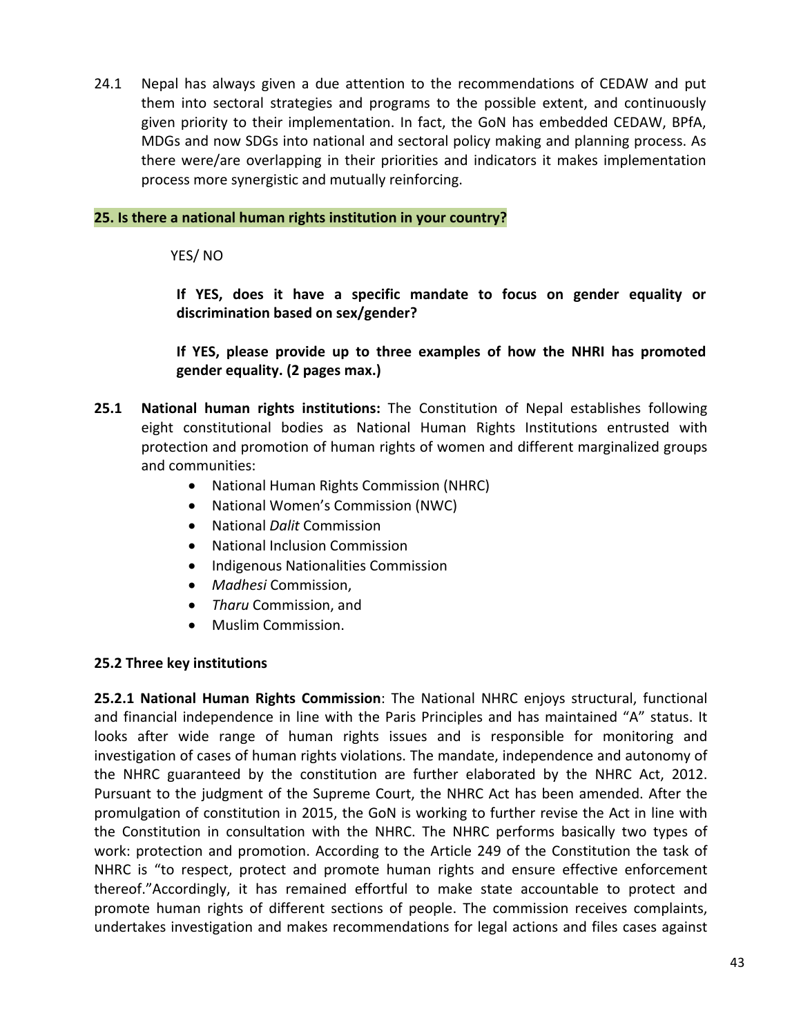24.1 Nepal has always given a due attention to the recommendations of CEDAW and put them into sectoral strategies and programs to the possible extent, and continuously given priority to their implementation. In fact, the GoN has embedded CEDAW, BPfA, MDGs and now SDGs into national and sectoral policy making and planning process. As there were/are overlapping in their priorities and indicators it makes implementation process more synergistic and mutually reinforcing.

**25. Is there a national human rights institution in your country?**

YES/ NO

**If YES, does it have a specific mandate to focus on gender equality or discrimination based on sex/gender?**

**If YES, please provide up to three examples of how the NHRI has promoted gender equality. (2 pages max.)**

**25.1 National human rights institutions:** The Constitution of Nepal establishes following eight constitutional bodies as National Human Rights Institutions entrusted with protection and promotion of human rights of women and different marginalized groups and communities:

- National Human Rights Commission (NHRC)
- National Women's Commission (NWC)
- National *Dalit* Commission
- National Inclusion Commission
- Indigenous Nationalities Commission
- *Madhesi* Commission,
- *Tharu* Commission, and
- Muslim Commission.

**25.2 Three key institutions**

**25.2.1 National Human Rights Commission**: The National NHRC enjoys structural, functional and financial independence in line with the Paris Principles and has maintained "A" status. It looks after wide range of human rights issues and is responsible for monitoring and investigation of cases of human rights violations. The mandate, independence and autonomy of the NHRC guaranteed by the constitution are further elaborated by the NHRC Act, 2012. Pursuant to the judgment of the Supreme Court, the NHRC Act has been amended. After the promulgation of constitution in 2015, the GoN is working to further revise the Act in line with the Constitution in consultation with the NHRC. The NHRC performs basically two types of work: protection and promotion. According to the Article 249 of the Constitution the task of NHRC is "to respect, protect and promote human rights and ensure effective enforcement thereof."Accordingly, it has remained effortful to make state accountable to protect and promote human rights of different sections of people. The commission receives complaints, undertakes investigation and makes recommendations for legal actions and files cases against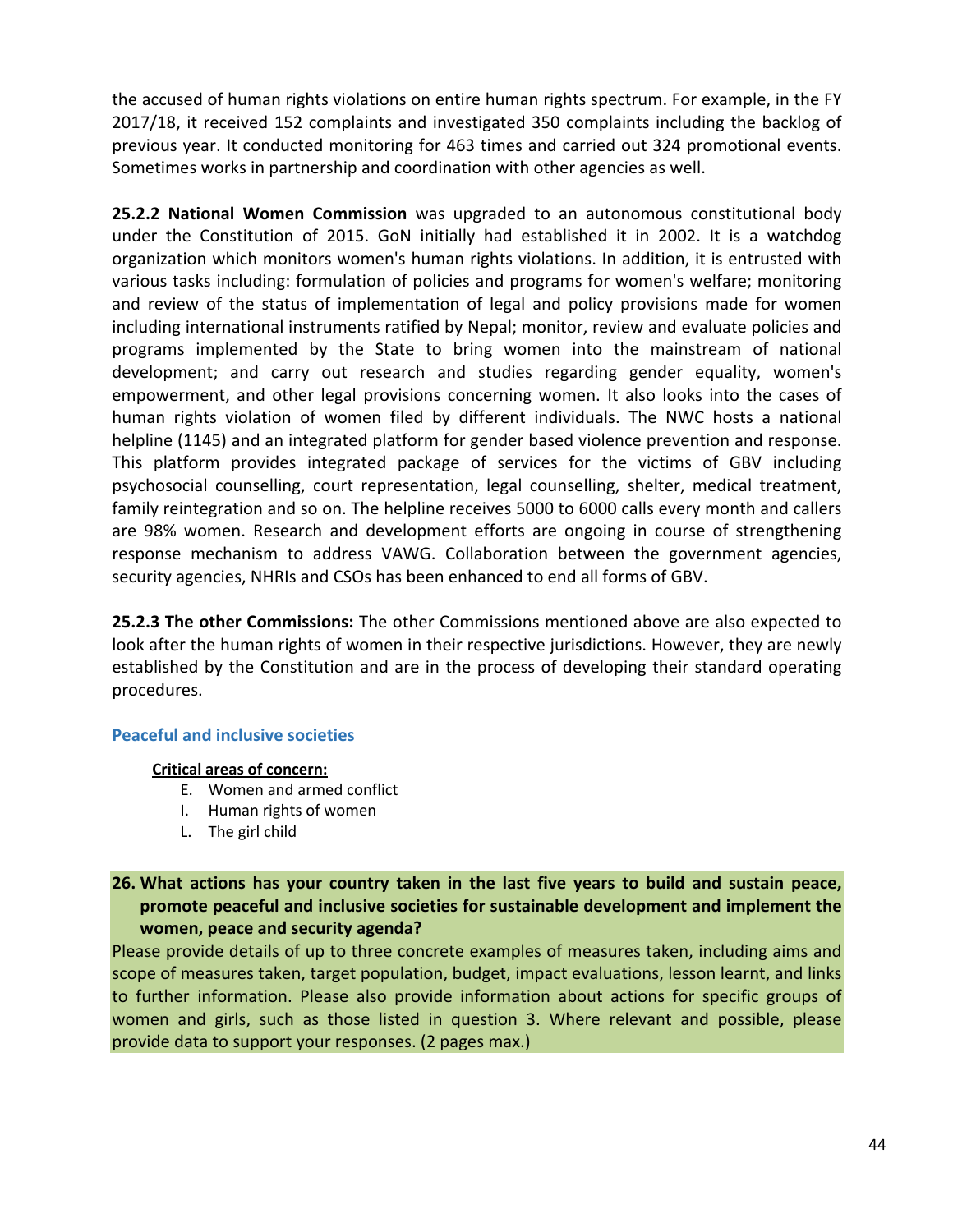the accused of human rights violations on entire human rights spectrum. For example, in the FY 2017/18, it received 152 complaints and investigated 350 complaints including the backlog of previous year. It conducted monitoring for 463 times and carried out 324 promotional events. Sometimes works in partnership and coordination with other agencies as well.

**25.2.2 National Women Commission** was upgraded to an autonomous constitutional body under the Constitution of 2015. GoN initially had established it in 2002. It is a watchdog organization which monitors women's human rights violations. In addition, it is entrusted with various tasks including: formulation of policies and programs for women's welfare; monitoring and review of the status of implementation of legal and policy provisions made for women including international instruments ratified by Nepal; monitor, review and evaluate policies and programs implemented by the State to bring women into the mainstream of national development; and carry out research and studies regarding gender equality, women's empowerment, and other legal provisions concerning women. It also looks into the cases of human rights violation of women filed by different individuals. The NWC hosts a national helpline (1145) and an integrated platform for gender based violence prevention and response. This platform provides integrated package of services for the victims of GBV including psychosocial counselling, court representation, legal counselling, shelter, medical treatment, family reintegration and so on. The helpline receives 5000 to 6000 calls every month and callers are 98% women. Research and development efforts are ongoing in course of strengthening response mechanism to address VAWG. Collaboration between the government agencies, security agencies, NHRIs and CSOs has been enhanced to end all forms of GBV.

**25.2.3 The other Commissions:** The other Commissions mentioned above are also expected to look after the human rights of women in their respective jurisdictions. However, they are newly established by the Constitution and are in the process of developing their standard operating procedures.

## Peaceful and inclusive societies

**Critical areas of concern:**

- E. Women and armed conflict
- I. Human rights of women
- L. The girl child

**26. What actions has your country taken in the last five years to build and sustain peace, promote peaceful and inclusive societies for sustainable development and implement the women, peace and security agenda?**

Please provide details of up to three concrete examples of measures taken, including aims and scope of measures taken, target population, budget, impact evaluations, lesson learnt, and links to further information. Please also provide information about actions for specific groups of women and girls, such as those listed in question 3. Where relevant and possible, please provide data to support your responses. (2 pages max.)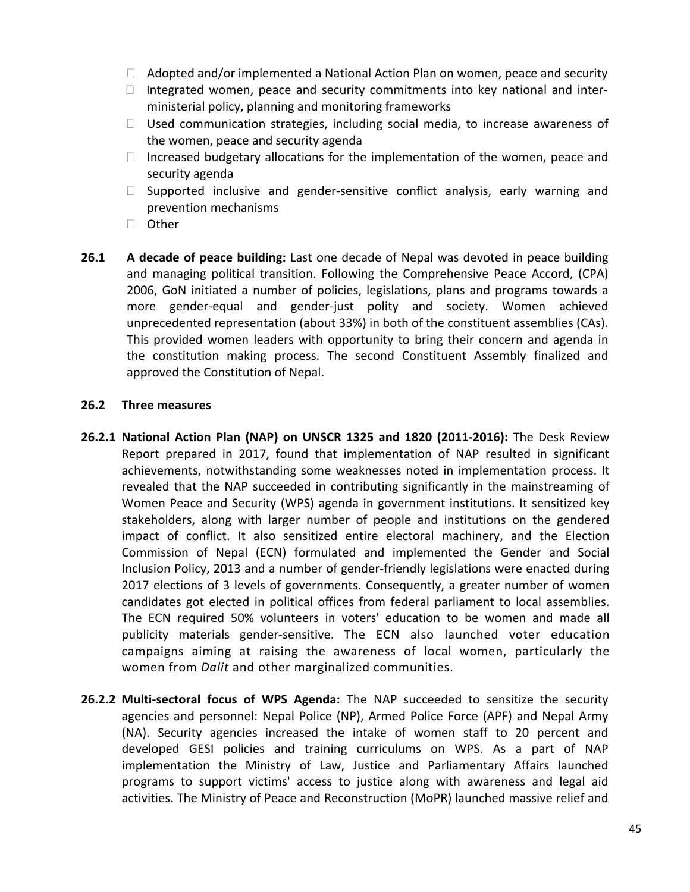- Adopted and/or implemented a National Action Plan on women, peace and security
- Integrated women, peace and security commitments into key national and inter-ministerial policy, planning and monitoring frameworks
- Used communication strategies, including social media, to increase awareness of the women, peace and security agenda
- Increased budgetary allocations for the implementation of the women, peace and security agenda
- Supported inclusive and gender-sensitive conflict analysis, early warning and prevention mechanisms
- Other

**26.1 A decade of peace building:** Last one decade of Nepal was devoted in peace building and managing political transition. Following the Comprehensive Peace Accord, (CPA) 2006, GoN initiated a number of policies, legislations, plans and programs towards a more gender-equal and gender-just polity and society. Women achieved unprecedented representation (about 33%) in both of the constituent assemblies (CAs). This provided women leaders with opportunity to bring their concern and agenda in the constitution making process. The second Constituent Assembly finalized and approved the Constitution of Nepal.

**26.2 Three measures**

**26.2.1 National Action Plan (NAP) on UNSCR 1325 and 1820 (2011-2016):** The Desk Review Report prepared in 2017, found that implementation of NAP resulted in significant achievements, notwithstanding some weaknesses noted in implementation process. It revealed that the NAP succeeded in contributing significantly in the mainstreaming of Women Peace and Security (WPS) agenda in government institutions. It sensitized key stakeholders, along with larger number of people and institutions on the gendered impact of conflict. It also sensitized entire electoral machinery, and the Election Commission of Nepal (ECN) formulated and implemented the Gender and Social Inclusion Policy, 2013 and a number of gender-friendly legislations were enacted during 2017 elections of 3 levels of governments. Consequently, a greater number of women candidates got elected in political offices from federal parliament to local assemblies. The ECN required 50% volunteers in voters' education to be women and made all publicity materials gender-sensitive. The ECN also launched voter education campaigns aiming at raising the awareness of local women, particularly the women from *Dalit* and other marginalized communities.

**26.2.2 Multi-sectoral focus of WPS Agenda:** The NAP succeeded to sensitize the security agencies and personnel: Nepal Police (NP), Armed Police Force (APF) and Nepal Army (NA). Security agencies increased the intake of women staff to 20 percent and developed GESI policies and training curriculums on WPS. As a part of NAP implementation the Ministry of Law, Justice and Parliamentary Affairs launched programs to support victims' access to justice along with awareness and legal aid activities. The Ministry of Peace and Reconstruction (MoPR) launched massive relief and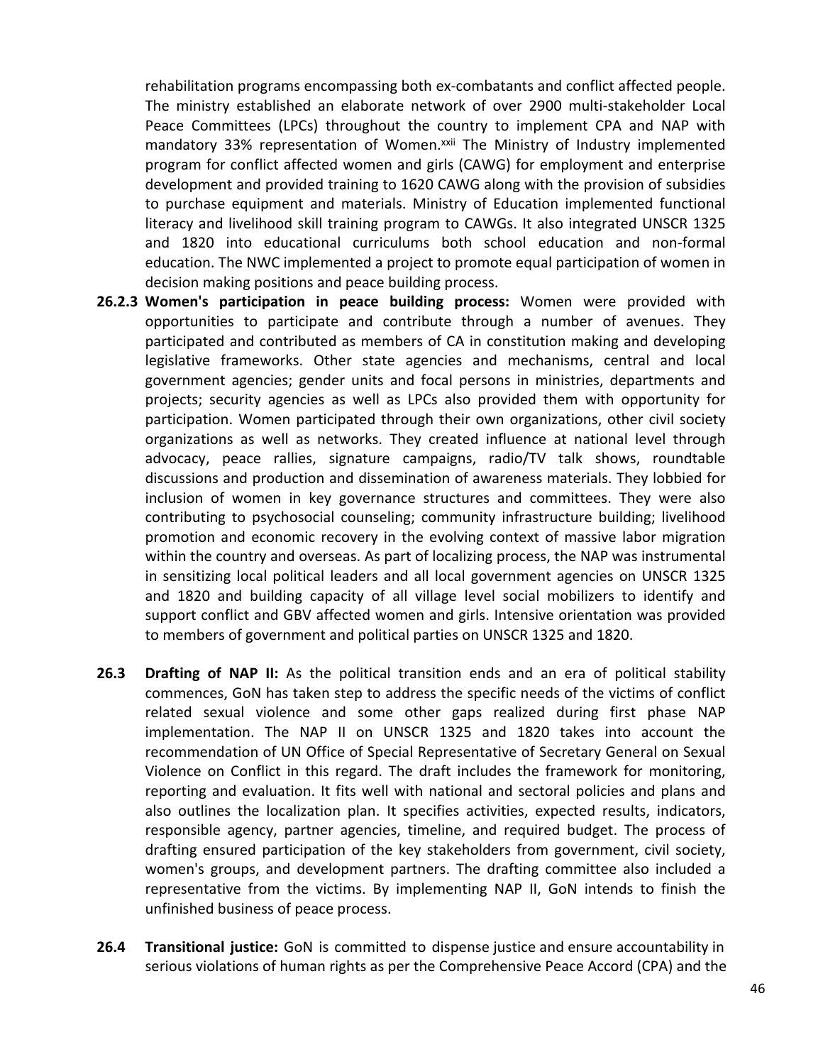rehabilitation programs encompassing both ex-combatants and conflict affected people. The ministry established an elaborate network of over 2900 multi-stakeholder Local Peace Committees (LPCs) throughout the country to implement CPA and NAP with mandatory 33% representation of Women.[xxii] The Ministry of Industry implemented program for conflict affected women and girls (CAWG) for employment and enterprise development and provided training to 1620 CAWG along with the provision of subsidies to purchase equipment and materials. Ministry of Education implemented functional literacy and livelihood skill training program to CAWGs. It also integrated UNSCR 1325 and 1820 into educational curriculums both school education and non-formal education. The NWC implemented a project to promote equal participation of women in decision making positions and peace building process.

**26.2.3 Women's participation in peace building process:** Women were provided with opportunities to participate and contribute through a number of avenues. They participated and contributed as members of CA in constitution making and developing legislative frameworks. Other state agencies and mechanisms, central and local government agencies; gender units and focal persons in ministries, departments and projects; security agencies as well as LPCs also provided them with opportunity for participation. Women participated through their own organizations, other civil society organizations as well as networks. They created influence at national level through advocacy, peace rallies, signature campaigns, radio/TV talk shows, roundtable discussions and production and dissemination of awareness materials. They lobbied for inclusion of women in key governance structures and committees. They were also contributing to psychosocial counseling; community infrastructure building; livelihood promotion and economic recovery in the evolving context of massive labor migration within the country and overseas. As part of localizing process, the NAP was instrumental in sensitizing local political leaders and all local government agencies on UNSCR 1325 and 1820 and building capacity of all village level social mobilizers to identify and support conflict and GBV affected women and girls. Intensive orientation was provided to members of government and political parties on UNSCR 1325 and 1820.

**26.3 Drafting of NAP II:** As the political transition ends and an era of political stability commences, GoN has taken step to address the specific needs of the victims of conflict related sexual violence and some other gaps realized during first phase NAP implementation. The NAP II on UNSCR 1325 and 1820 takes into account the recommendation of UN Office of Special Representative of Secretary General on Sexual Violence on Conflict in this regard. The draft includes the framework for monitoring, reporting and evaluation. It fits well with national and sectoral policies and plans and also outlines the localization plan. It specifies activities, expected results, indicators, responsible agency, partner agencies, timeline, and required budget. The process of drafting ensured participation of the key stakeholders from government, civil society, women's groups, and development partners. The drafting committee also included a representative from the victims. By implementing NAP II, GoN intends to finish the unfinished business of peace process.

**26.4 Transitional justice:** GoN is committed to dispense justice and ensure accountability in serious violations of human rights as per the Comprehensive Peace Accord (CPA) and the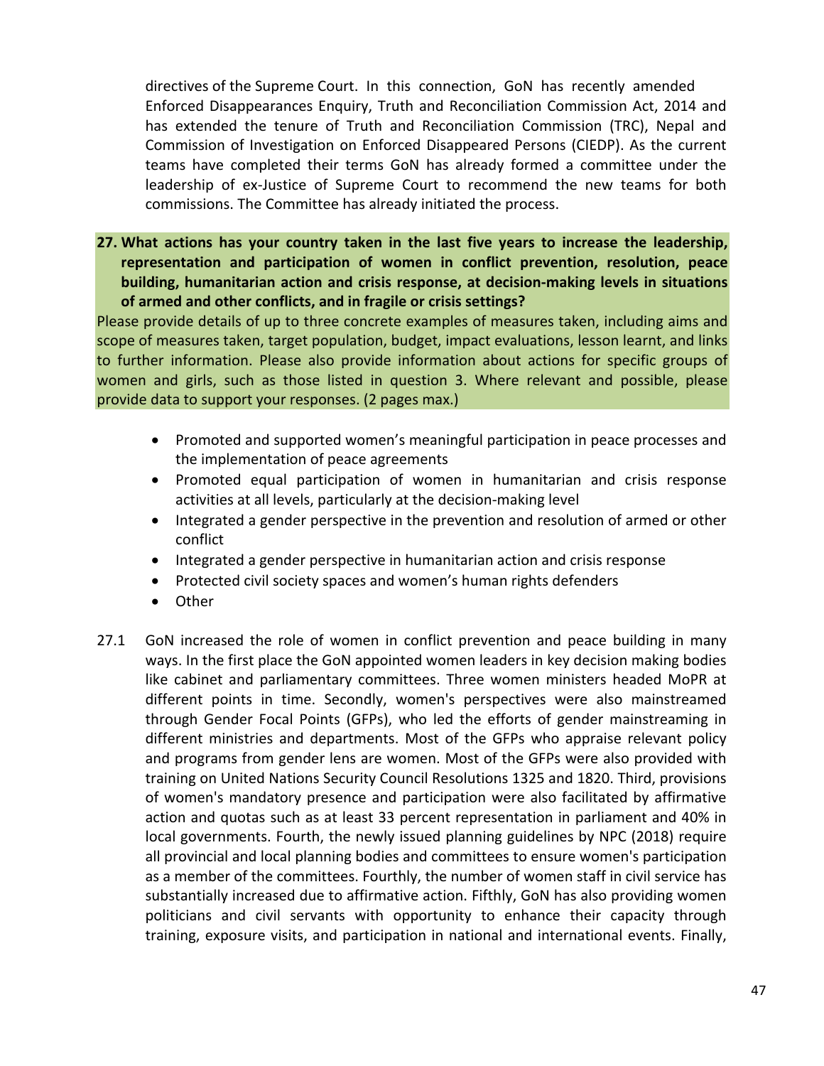directives of the Supreme Court. In this connection, GoN has recently amended Enforced Disappearances Enquiry, Truth and Reconciliation Commission Act, 2014 and has extended the tenure of Truth and Reconciliation Commission (TRC), Nepal and Commission of Investigation on Enforced Disappeared Persons (CIEDP). As the current teams have completed their terms GoN has already formed a committee under the leadership of ex-Justice of Supreme Court to recommend the new teams for both commissions. The Committee has already initiated the process.

**27. What actions has your country taken in the last five years to increase the leadership, representation and participation of women in conflict prevention, resolution, peace building, humanitarian action and crisis response, at decision-making levels in situations of armed and other conflicts, and in fragile or crisis settings?**

Please provide details of up to three concrete examples of measures taken, including aims and scope of measures taken, target population, budget, impact evaluations, lesson learnt, and links to further information. Please also provide information about actions for specific groups of women and girls, such as those listed in question 3. Where relevant and possible, please provide data to support your responses. (2 pages max.)

- Promoted and supported women's meaningful participation in peace processes and the implementation of peace agreements
- Promoted equal participation of women in humanitarian and crisis response activities at all levels, particularly at the decision-making level
- Integrated a gender perspective in the prevention and resolution of armed or other conflict
- Integrated a gender perspective in humanitarian action and crisis response
- Protected civil society spaces and women's human rights defenders
- Other

27.1 GoN increased the role of women in conflict prevention and peace building in many ways. In the first place the GoN appointed women leaders in key decision making bodies like cabinet and parliamentary committees. Three women ministers headed MoPR at different points in time. Secondly, women's perspectives were also mainstreamed through Gender Focal Points (GFPs), who led the efforts of gender mainstreaming in different ministries and departments. Most of the GFPs who appraise relevant policy and programs from gender lens are women. Most of the GFPs were also provided with training on United Nations Security Council Resolutions 1325 and 1820. Third, provisions of women's mandatory presence and participation were also facilitated by affirmative action and quotas such as at least 33 percent representation in parliament and 40% in local governments. Fourth, the newly issued planning guidelines by NPC (2018) require all provincial and local planning bodies and committees to ensure women's participation as a member of the committees. Fourthly, the number of women staff in civil service has substantially increased due to affirmative action. Fifthly, GoN has also providing women politicians and civil servants with opportunity to enhance their capacity through training, exposure visits, and participation in national and international events. Finally,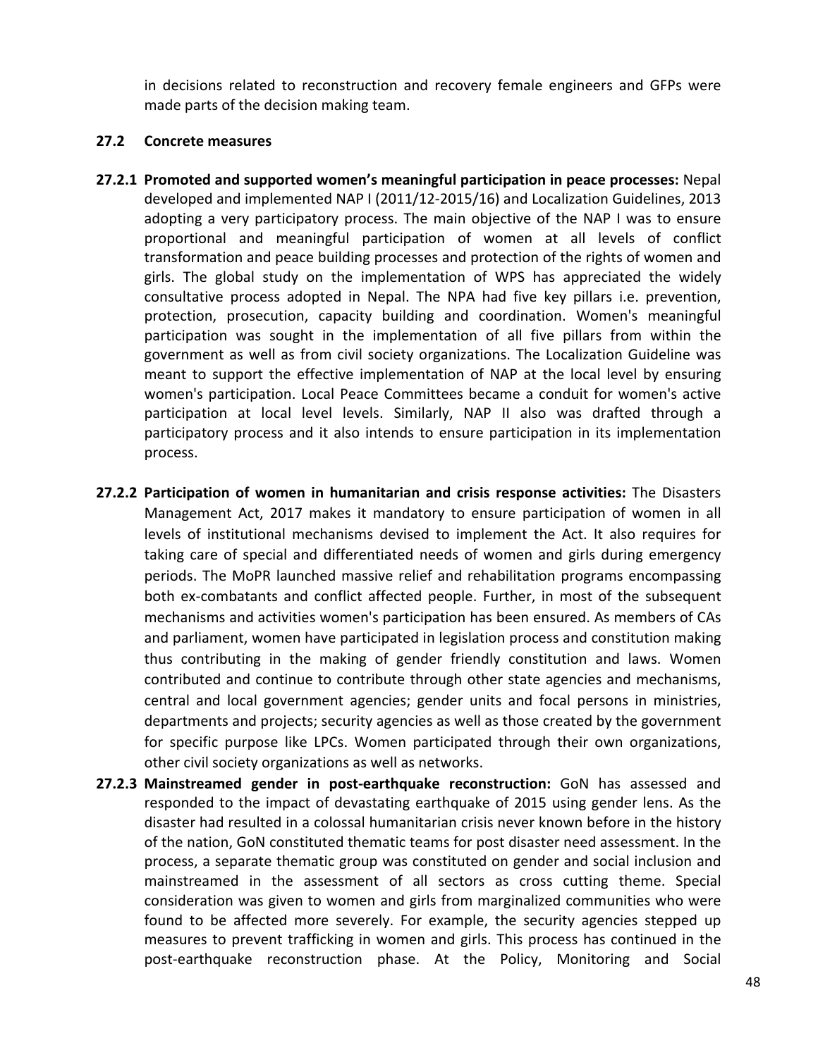in decisions related to reconstruction and recovery female engineers and GFPs were made parts of the decision making team.

**27.2 Concrete measures**

**27.2.1 Promoted and supported women's meaningful participation in peace processes:** Nepal developed and implemented NAP I (2011/12-2015/16) and Localization Guidelines, 2013 adopting a very participatory process. The main objective of the NAP I was to ensure proportional and meaningful participation of women at all levels of conflict transformation and peace building processes and protection of the rights of women and girls. The global study on the implementation of WPS has appreciated the widely consultative process adopted in Nepal. The NPA had five key pillars i.e. prevention, protection, prosecution, capacity building and coordination. Women's meaningful participation was sought in the implementation of all five pillars from within the government as well as from civil society organizations. The Localization Guideline was meant to support the effective implementation of NAP at the local level by ensuring women's participation. Local Peace Committees became a conduit for women's active participation at local level levels. Similarly, NAP II also was drafted through a participatory process and it also intends to ensure participation in its implementation process.

**27.2.2 Participation of women in humanitarian and crisis response activities:** The Disasters Management Act, 2017 makes it mandatory to ensure participation of women in all levels of institutional mechanisms devised to implement the Act. It also requires for taking care of special and differentiated needs of women and girls during emergency periods. The MoPR launched massive relief and rehabilitation programs encompassing both ex-combatants and conflict affected people. Further, in most of the subsequent mechanisms and activities women's participation has been ensured. As members of CAs and parliament, women have participated in legislation process and constitution making thus contributing in the making of gender friendly constitution and laws. Women contributed and continue to contribute through other state agencies and mechanisms, central and local government agencies; gender units and focal persons in ministries, departments and projects; security agencies as well as those created by the government for specific purpose like LPCs. Women participated through their own organizations, other civil society organizations as well as networks.

**27.2.3 Mainstreamed gender in post-earthquake reconstruction:** GoN has assessed and responded to the impact of devastating earthquake of 2015 using gender lens. As the disaster had resulted in a colossal humanitarian crisis never known before in the history of the nation, GoN constituted thematic teams for post disaster need assessment. In the process, a separate thematic group was constituted on gender and social inclusion and mainstreamed in the assessment of all sectors as cross cutting theme. Special consideration was given to women and girls from marginalized communities who were found to be affected more severely. For example, the security agencies stepped up measures to prevent trafficking in women and girls. This process has continued in the post-earthquake reconstruction phase. At the Policy, Monitoring and Social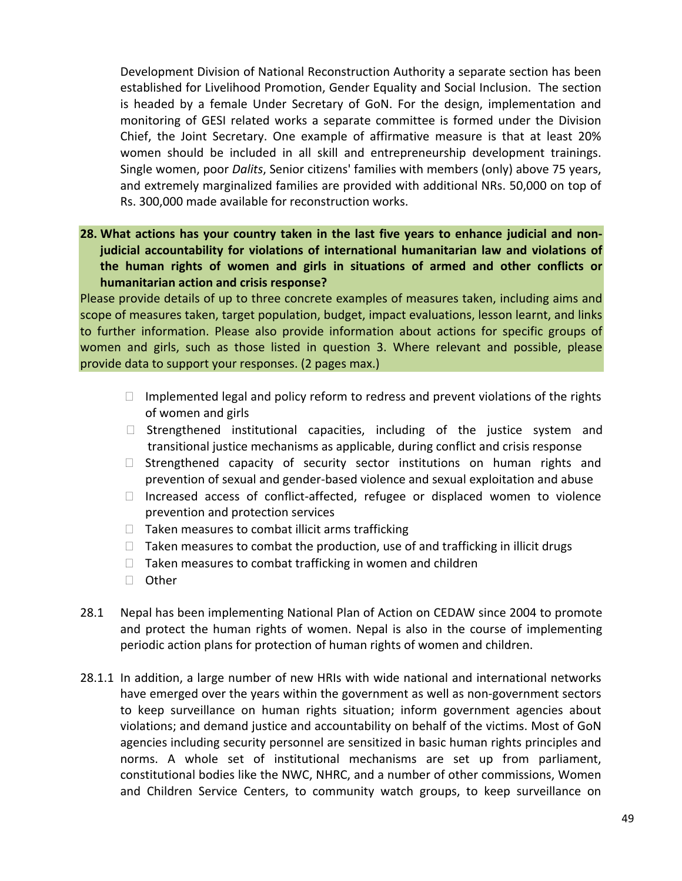Development Division of National Reconstruction Authority a separate section has been established for Livelihood Promotion, Gender Equality and Social Inclusion. The section is headed by a female Under Secretary of GoN. For the design, implementation and monitoring of GESI related works a separate committee is formed under the Division Chief, the Joint Secretary. One example of affirmative measure is that at least 20% women should be included in all skill and entrepreneurship development trainings. Single women, poor *Dalits*, Senior citizens' families with members (only) above 75 years, and extremely marginalized families are provided with additional NRs. 50,000 on top of Rs. 300,000 made available for reconstruction works.

**28. What actions has your country taken in the last five years to enhance judicial and non-judicial accountability for violations of international humanitarian law and violations of the human rights of women and girls in situations of armed and other conflicts or humanitarian action and crisis response?**

Please provide details of up to three concrete examples of measures taken, including aims and scope of measures taken, target population, budget, impact evaluations, lesson learnt, and links to further information. Please also provide information about actions for specific groups of women and girls, such as those listed in question 3. Where relevant and possible, please provide data to support your responses. (2 pages max.)

- ☐ Implemented legal and policy reform to redress and prevent violations of the rights of women and girls
- ☐ Strengthened institutional capacities, including of the justice system and transitional justice mechanisms as applicable, during conflict and crisis response
- ☐ Strengthened capacity of security sector institutions on human rights and prevention of sexual and gender-based violence and sexual exploitation and abuse
- ☐ Increased access of conflict-affected, refugee or displaced women to violence prevention and protection services
- ☐ Taken measures to combat illicit arms trafficking
- ☐ Taken measures to combat the production, use of and trafficking in illicit drugs
- ☐ Taken measures to combat trafficking in women and children
- ☐ Other

28.1 Nepal has been implementing National Plan of Action on CEDAW since 2004 to promote and protect the human rights of women. Nepal is also in the course of implementing periodic action plans for protection of human rights of women and children.

28.1.1 In addition, a large number of new HRIs with wide national and international networks have emerged over the years within the government as well as non-government sectors to keep surveillance on human rights situation; inform government agencies about violations; and demand justice and accountability on behalf of the victims. Most of GoN agencies including security personnel are sensitized in basic human rights principles and norms. A whole set of institutional mechanisms are set up from parliament, constitutional bodies like the NWC, NHRC, and a number of other commissions, Women and Children Service Centers, to community watch groups, to keep surveillance on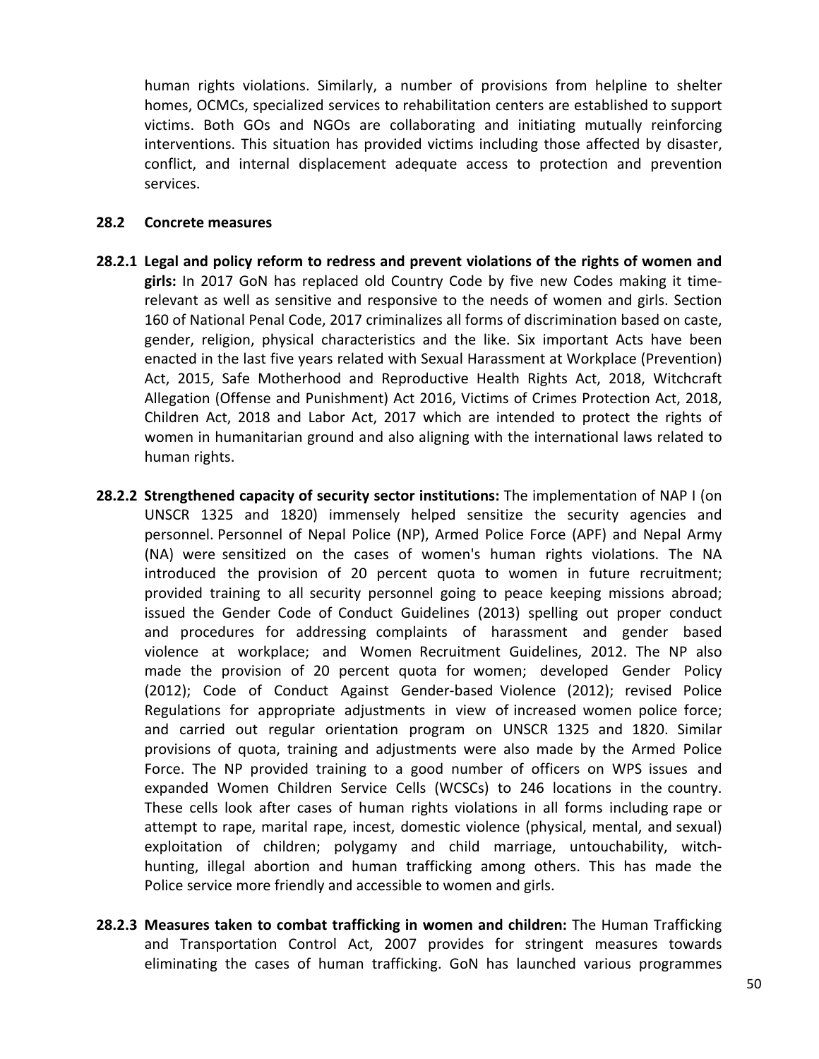human rights violations. Similarly, a number of provisions from helpline to shelter homes, OCMCs, specialized services to rehabilitation centers are established to support victims. Both GOs and NGOs are collaborating and initiating mutually reinforcing interventions. This situation has provided victims including those affected by disaster, conflict, and internal displacement adequate access to protection and prevention services.

### 28.2 Concrete measures

**28.2.1 Legal and policy reform to redress and prevent violations of the rights of women and girls:** In 2017 GoN has replaced old Country Code by five new Codes making it time-relevant as well as sensitive and responsive to the needs of women and girls. Section 160 of National Penal Code, 2017 criminalizes all forms of discrimination based on caste, gender, religion, physical characteristics and the like. Six important Acts have been enacted in the last five years related with Sexual Harassment at Workplace (Prevention) Act, 2015, Safe Motherhood and Reproductive Health Rights Act, 2018, Witchcraft Allegation (Offense and Punishment) Act 2016, Victims of Crimes Protection Act, 2018, Children Act, 2018 and Labor Act, 2017 which are intended to protect the rights of women in humanitarian ground and also aligning with the international laws related to human rights.

**28.2.2 Strengthened capacity of security sector institutions:** The implementation of NAP I (on UNSCR 1325 and 1820) immensely helped sensitize the security agencies and personnel. Personnel of Nepal Police (NP), Armed Police Force (APF) and Nepal Army (NA) were sensitized on the cases of women's human rights violations. The NA introduced the provision of 20 percent quota to women in future recruitment; provided training to all security personnel going to peace keeping missions abroad; issued the Gender Code of Conduct Guidelines (2013) spelling out proper conduct and procedures for addressing complaints of harassment and gender based violence at workplace; and Women Recruitment Guidelines, 2012. The NP also made the provision of 20 percent quota for women; developed Gender Policy (2012); Code of Conduct Against Gender-based Violence (2012); revised Police Regulations for appropriate adjustments in view of increased women police force; and carried out regular orientation program on UNSCR 1325 and 1820. Similar provisions of quota, training and adjustments were also made by the Armed Police Force. The NP provided training to a good number of officers on WPS issues and expanded Women Children Service Cells (WCSCs) to 246 locations in the country. These cells look after cases of human rights violations in all forms including rape or attempt to rape, marital rape, incest, domestic violence (physical, mental, and sexual) exploitation of children; polygamy and child marriage, untouchability, witch-hunting, illegal abortion and human trafficking among others. This has made the Police service more friendly and accessible to women and girls.

**28.2.3 Measures taken to combat trafficking in women and children:** The Human Trafficking and Transportation Control Act, 2007 provides for stringent measures towards eliminating the cases of human trafficking. GoN has launched various programmes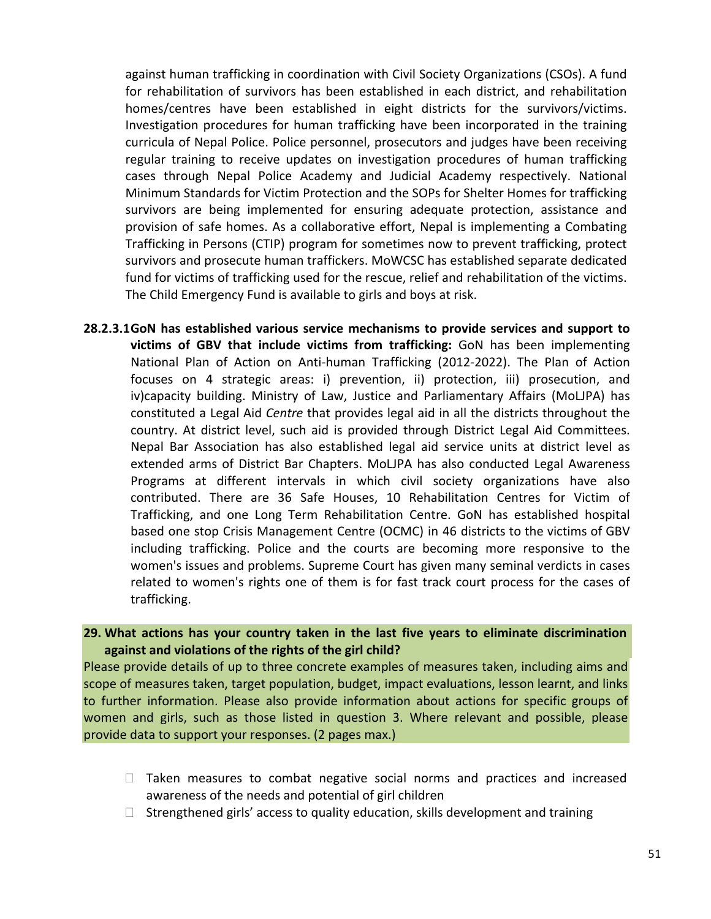against human trafficking in coordination with Civil Society Organizations (CSOs). A fund for rehabilitation of survivors has been established in each district, and rehabilitation homes/centres have been established in eight districts for the survivors/victims. Investigation procedures for human trafficking have been incorporated in the training curricula of Nepal Police. Police personnel, prosecutors and judges have been receiving regular training to receive updates on investigation procedures of human trafficking cases through Nepal Police Academy and Judicial Academy respectively. National Minimum Standards for Victim Protection and the SOPs for Shelter Homes for trafficking survivors are being implemented for ensuring adequate protection, assistance and provision of safe homes. As a collaborative effort, Nepal is implementing a Combating Trafficking in Persons (CTIP) program for sometimes now to prevent trafficking, protect survivors and prosecute human traffickers. MoWCSC has established separate dedicated fund for victims of trafficking used for the rescue, relief and rehabilitation of the victims. The Child Emergency Fund is available to girls and boys at risk.

**28.2.3.1 GoN has established various service mechanisms to provide services and support to victims of GBV that include victims from trafficking:** GoN has been implementing National Plan of Action on Anti-human Trafficking (2012-2022). The Plan of Action focuses on 4 strategic areas: i) prevention, ii) protection, iii) prosecution, and iv)capacity building. Ministry of Law, Justice and Parliamentary Affairs (MoLJPA) has constituted a Legal Aid *Centre* that provides legal aid in all the districts throughout the country. At district level, such aid is provided through District Legal Aid Committees. Nepal Bar Association has also established legal aid service units at district level as extended arms of District Bar Chapters. MoLJPA has also conducted Legal Awareness Programs at different intervals in which civil society organizations have also contributed. There are 36 Safe Houses, 10 Rehabilitation Centres for Victim of Trafficking, and one Long Term Rehabilitation Centre. GoN has established hospital based one stop Crisis Management Centre (OCMC) in 46 districts to the victims of GBV including trafficking. Police and the courts are becoming more responsive to the women's issues and problems. Supreme Court has given many seminal verdicts in cases related to women's rights one of them is for fast track court process for the cases of trafficking.

**29. What actions has your country taken in the last five years to eliminate discrimination against and violations of the rights of the girl child?**

Please provide details of up to three concrete examples of measures taken, including aims and scope of measures taken, target population, budget, impact evaluations, lesson learnt, and links to further information. Please also provide information about actions for specific groups of women and girls, such as those listed in question 3. Where relevant and possible, please provide data to support your responses. (2 pages max.)

- Taken measures to combat negative social norms and practices and increased awareness of the needs and potential of girl children
- Strengthened girls' access to quality education, skills development and training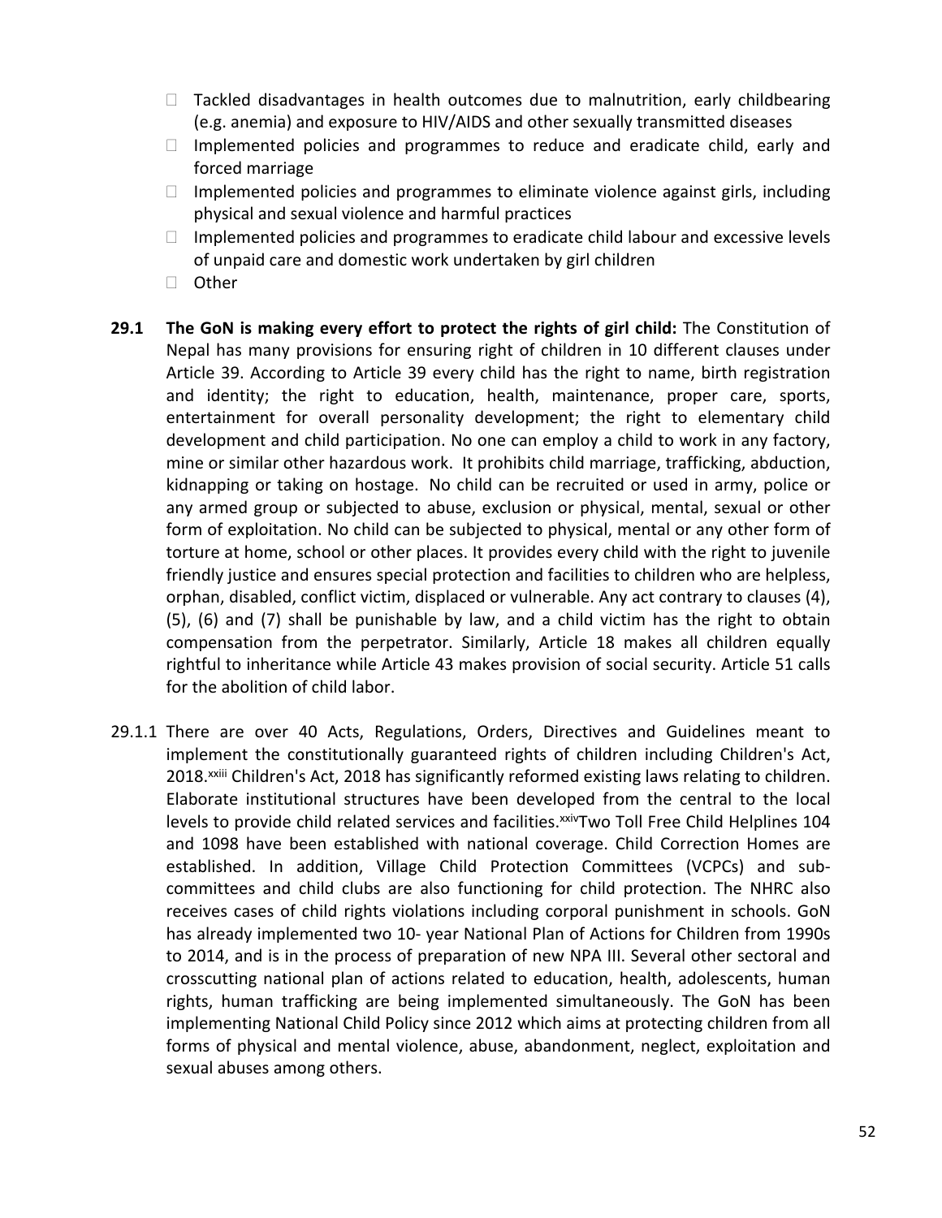- Tackled disadvantages in health outcomes due to malnutrition, early childbearing (e.g. anemia) and exposure to HIV/AIDS and other sexually transmitted diseases
- Implemented policies and programmes to reduce and eradicate child, early and forced marriage
- Implemented policies and programmes to eliminate violence against girls, including physical and sexual violence and harmful practices
- Implemented policies and programmes to eradicate child labour and excessive levels of unpaid care and domestic work undertaken by girl children
- Other

**29.1 The GoN is making every effort to protect the rights of girl child:** The Constitution of Nepal has many provisions for ensuring right of children in 10 different clauses under Article 39. According to Article 39 every child has the right to name, birth registration and identity; the right to education, health, maintenance, proper care, sports, entertainment for overall personality development; the right to elementary child development and child participation. No one can employ a child to work in any factory, mine or similar other hazardous work. It prohibits child marriage, trafficking, abduction, kidnapping or taking on hostage. No child can be recruited or used in army, police or any armed group or subjected to abuse, exclusion or physical, mental, sexual or other form of exploitation. No child can be subjected to physical, mental or any other form of torture at home, school or other places. It provides every child with the right to juvenile friendly justice and ensures special protection and facilities to children who are helpless, orphan, disabled, conflict victim, displaced or vulnerable. Any act contrary to clauses (4), (5), (6) and (7) shall be punishable by law, and a child victim has the right to obtain compensation from the perpetrator. Similarly, Article 18 makes all children equally rightful to inheritance while Article 43 makes provision of social security. Article 51 calls for the abolition of child labor.

29.1.1 There are over 40 Acts, Regulations, Orders, Directives and Guidelines meant to implement the constitutionally guaranteed rights of children including Children's Act, 2018.[xxiii] Children's Act, 2018 has significantly reformed existing laws relating to children. Elaborate institutional structures have been developed from the central to the local levels to provide child related services and facilities.[xxiv]Two Toll Free Child Helplines 104 and 1098 have been established with national coverage. Child Correction Homes are established. In addition, Village Child Protection Committees (VCPCs) and sub-committees and child clubs are also functioning for child protection. The NHRC also receives cases of child rights violations including corporal punishment in schools. GoN has already implemented two 10- year National Plan of Actions for Children from 1990s to 2014, and is in the process of preparation of new NPA III. Several other sectoral and crosscutting national plan of actions related to education, health, adolescents, human rights, human trafficking are being implemented simultaneously. The GoN has been implementing National Child Policy since 2012 which aims at protecting children from all forms of physical and mental violence, abuse, abandonment, neglect, exploitation and sexual abuses among others.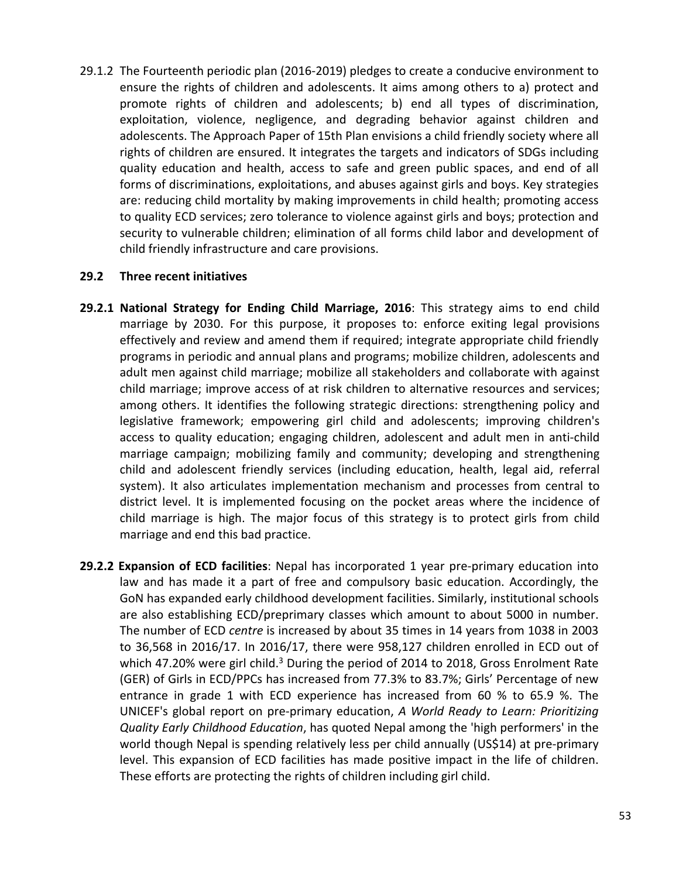29.1.2 The Fourteenth periodic plan (2016-2019) pledges to create a conducive environment to ensure the rights of children and adolescents. It aims among others to a) protect and promote rights of children and adolescents; b) end all types of discrimination, exploitation, violence, negligence, and degrading behavior against children and adolescents. The Approach Paper of 15th Plan envisions a child friendly society where all rights of children are ensured. It integrates the targets and indicators of SDGs including quality education and health, access to safe and green public spaces, and end of all forms of discriminations, exploitations, and abuses against girls and boys. Key strategies are: reducing child mortality by making improvements in child health; promoting access to quality ECD services; zero tolerance to violence against girls and boys; protection and security to vulnerable children; elimination of all forms child labor and development of child friendly infrastructure and care provisions.

## 29.2 Three recent initiatives

**29.2.1 National Strategy for Ending Child Marriage, 2016**: This strategy aims to end child marriage by 2030. For this purpose, it proposes to: enforce exiting legal provisions effectively and review and amend them if required; integrate appropriate child friendly programs in periodic and annual plans and programs; mobilize children, adolescents and adult men against child marriage; mobilize all stakeholders and collaborate with against child marriage; improve access of at risk children to alternative resources and services; among others. It identifies the following strategic directions: strengthening policy and legislative framework; empowering girl child and adolescents; improving children's access to quality education; engaging children, adolescent and adult men in anti-child marriage campaign; mobilizing family and community; developing and strengthening child and adolescent friendly services (including education, health, legal aid, referral system). It also articulates implementation mechanism and processes from central to district level. It is implemented focusing on the pocket areas where the incidence of child marriage is high. The major focus of this strategy is to protect girls from child marriage and end this bad practice.

**29.2.2 Expansion of ECD facilities**: Nepal has incorporated 1 year pre-primary education into law and has made it a part of free and compulsory basic education. Accordingly, the GoN has expanded early childhood development facilities. Similarly, institutional schools are also establishing ECD/preprimary classes which amount to about 5000 in number. The number of ECD *centre* is increased by about 35 times in 14 years from 1038 in 2003 to 36,568 in 2016/17. In 2016/17, there were 958,127 children enrolled in ECD out of which 47.20% were girl child.[3] During the period of 2014 to 2018, Gross Enrolment Rate (GER) of Girls in ECD/PPCs has increased from 77.3% to 83.7%; Girls' Percentage of new entrance in grade 1 with ECD experience has increased from 60 % to 65.9 %. The UNICEF's global report on pre-primary education, *A World Ready to Learn: Prioritizing Quality Early Childhood Education*, has quoted Nepal among the 'high performers' in the world though Nepal is spending relatively less per child annually (US$14) at pre-primary level. This expansion of ECD facilities has made positive impact in the life of children. These efforts are protecting the rights of children including girl child.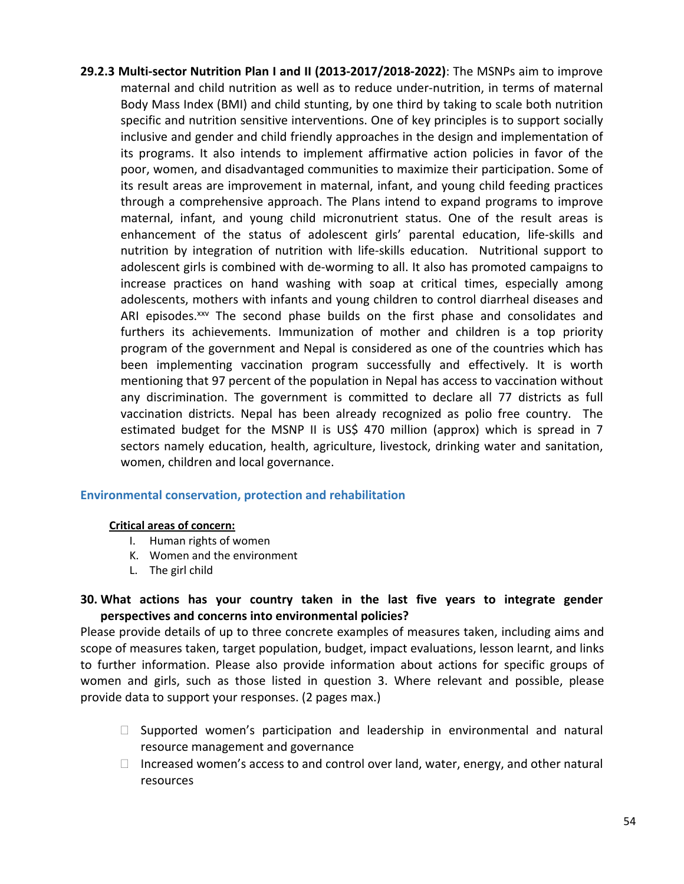**29.2.3 Multi-sector Nutrition Plan I and II (2013-2017/2018-2022)**: The MSNPs aim to improve maternal and child nutrition as well as to reduce under-nutrition, in terms of maternal Body Mass Index (BMI) and child stunting, by one third by taking to scale both nutrition specific and nutrition sensitive interventions. One of key principles is to support socially inclusive and gender and child friendly approaches in the design and implementation of its programs. It also intends to implement affirmative action policies in favor of the poor, women, and disadvantaged communities to maximize their participation. Some of its result areas are improvement in maternal, infant, and young child feeding practices through a comprehensive approach. The Plans intend to expand programs to improve maternal, infant, and young child micronutrient status. One of the result areas is enhancement of the status of adolescent girls' parental education, life-skills and nutrition by integration of nutrition with life-skills education. Nutritional support to adolescent girls is combined with de-worming to all. It also has promoted campaigns to increase practices on hand washing with soap at critical times, especially among adolescents, mothers with infants and young children to control diarrheal diseases and ARI episodes.[xxv] The second phase builds on the first phase and consolidates and furthers its achievements. Immunization of mother and children is a top priority program of the government and Nepal is considered as one of the countries which has been implementing vaccination program successfully and effectively. It is worth mentioning that 97 percent of the population in Nepal has access to vaccination without any discrimination. The government is committed to declare all 77 districts as full vaccination districts. Nepal has been already recognized as polio free country. The estimated budget for the MSNP II is US$ 470 million (approx) which is spread in 7 sectors namely education, health, agriculture, livestock, drinking water and sanitation, women, children and local governance.

## Environmental conservation, protection and rehabilitation

**Critical areas of concern:**

I. Human rights of women
K. Women and the environment
L. The girl child

### 30. What actions has your country taken in the last five years to integrate gender perspectives and concerns into environmental policies?

Please provide details of up to three concrete examples of measures taken, including aims and scope of measures taken, target population, budget, impact evaluations, lesson learnt, and links to further information. Please also provide information about actions for specific groups of women and girls, such as those listed in question 3. Where relevant and possible, please provide data to support your responses. (2 pages max.)

- Supported women's participation and leadership in environmental and natural resource management and governance
- Increased women's access to and control over land, water, energy, and other natural resources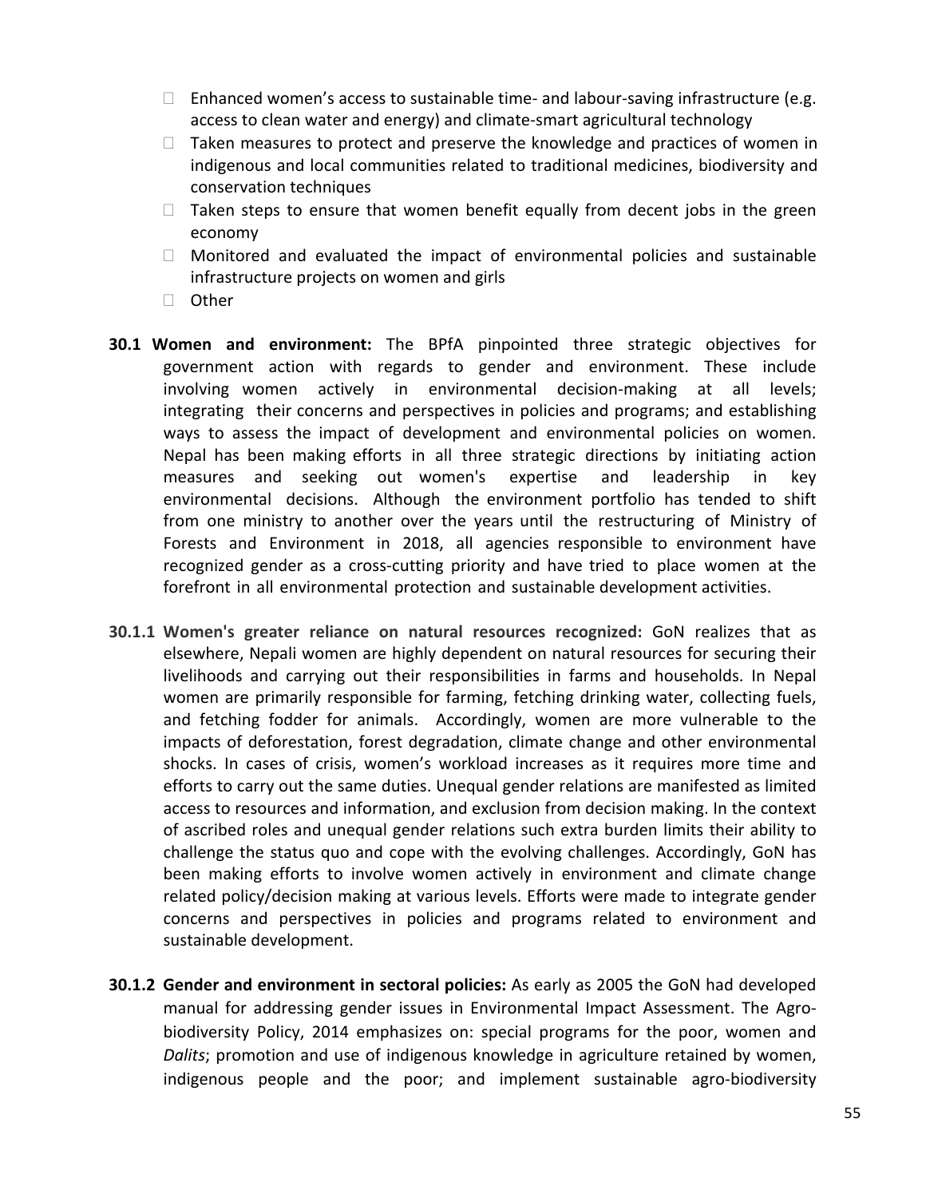- Enhanced women's access to sustainable time- and labour-saving infrastructure (e.g. access to clean water and energy) and climate-smart agricultural technology
- Taken measures to protect and preserve the knowledge and practices of women in indigenous and local communities related to traditional medicines, biodiversity and conservation techniques
- Taken steps to ensure that women benefit equally from decent jobs in the green economy
- Monitored and evaluated the impact of environmental policies and sustainable infrastructure projects on women and girls
- Other

**30.1 Women and environment:** The BPfA pinpointed three strategic objectives for government action with regards to gender and environment. These include involving women actively in environmental decision-making at all levels; integrating their concerns and perspectives in policies and programs; and establishing ways to assess the impact of development and environmental policies on women. Nepal has been making efforts in all three strategic directions by initiating action measures and seeking out women's expertise and leadership in key environmental decisions. Although the environment portfolio has tended to shift from one ministry to another over the years until the restructuring of Ministry of Forests and Environment in 2018, all agencies responsible to environment have recognized gender as a cross-cutting priority and have tried to place women at the forefront in all environmental protection and sustainable development activities.

**30.1.1 Women's greater reliance on natural resources recognized:** GoN realizes that as elsewhere, Nepali women are highly dependent on natural resources for securing their livelihoods and carrying out their responsibilities in farms and households. In Nepal women are primarily responsible for farming, fetching drinking water, collecting fuels, and fetching fodder for animals. Accordingly, women are more vulnerable to the impacts of deforestation, forest degradation, climate change and other environmental shocks. In cases of crisis, women's workload increases as it requires more time and efforts to carry out the same duties. Unequal gender relations are manifested as limited access to resources and information, and exclusion from decision making. In the context of ascribed roles and unequal gender relations such extra burden limits their ability to challenge the status quo and cope with the evolving challenges. Accordingly, GoN has been making efforts to involve women actively in environment and climate change related policy/decision making at various levels. Efforts were made to integrate gender concerns and perspectives in policies and programs related to environment and sustainable development.

**30.1.2 Gender and environment in sectoral policies:** As early as 2005 the GoN had developed manual for addressing gender issues in Environmental Impact Assessment. The Agro-biodiversity Policy, 2014 emphasizes on: special programs for the poor, women and *Dalits*; promotion and use of indigenous knowledge in agriculture retained by women, indigenous people and the poor; and implement sustainable agro-biodiversity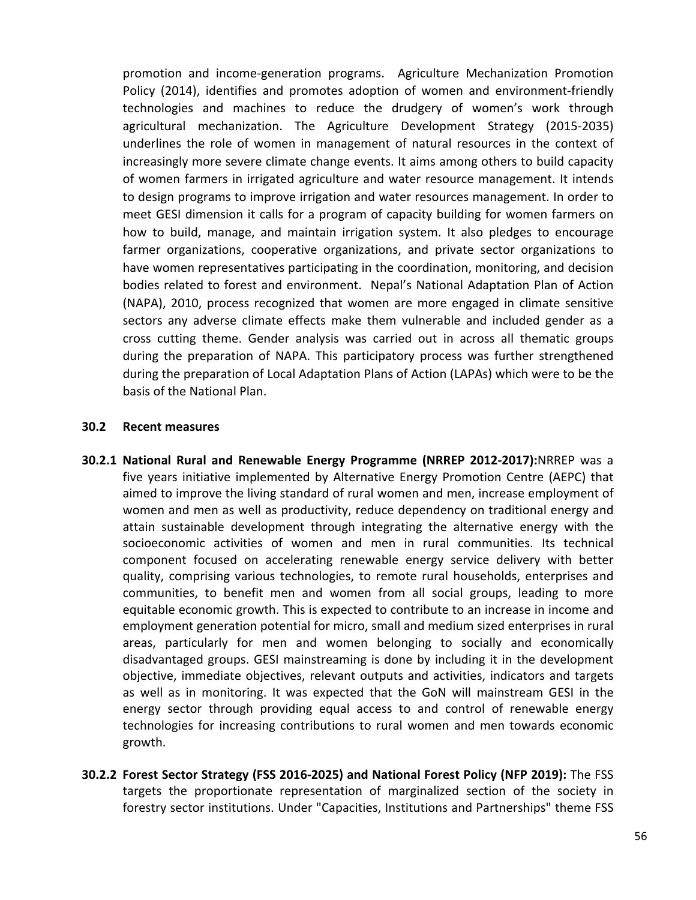promotion and income-generation programs. Agriculture Mechanization Promotion Policy (2014), identifies and promotes adoption of women and environment-friendly technologies and machines to reduce the drudgery of women's work through agricultural mechanization. The Agriculture Development Strategy (2015-2035) underlines the role of women in management of natural resources in the context of increasingly more severe climate change events. It aims among others to build capacity of women farmers in irrigated agriculture and water resource management. It intends to design programs to improve irrigation and water resources management. In order to meet GESI dimension it calls for a program of capacity building for women farmers on how to build, manage, and maintain irrigation system. It also pledges to encourage farmer organizations, cooperative organizations, and private sector organizations to have women representatives participating in the coordination, monitoring, and decision bodies related to forest and environment. Nepal's National Adaptation Plan of Action (NAPA), 2010, process recognized that women are more engaged in climate sensitive sectors any adverse climate effects make them vulnerable and included gender as a cross cutting theme. Gender analysis was carried out in across all thematic groups during the preparation of NAPA. This participatory process was further strengthened during the preparation of Local Adaptation Plans of Action (LAPAs) which were to be the basis of the National Plan.

### 30.2 Recent measures

**30.2.1 National Rural and Renewable Energy Programme (NRREP 2012-2017):**NRREP was a five years initiative implemented by Alternative Energy Promotion Centre (AEPC) that aimed to improve the living standard of rural women and men, increase employment of women and men as well as productivity, reduce dependency on traditional energy and attain sustainable development through integrating the alternative energy with the socioeconomic activities of women and men in rural communities. Its technical component focused on accelerating renewable energy service delivery with better quality, comprising various technologies, to remote rural households, enterprises and communities, to benefit men and women from all social groups, leading to more equitable economic growth. This is expected to contribute to an increase in income and employment generation potential for micro, small and medium sized enterprises in rural areas, particularly for men and women belonging to socially and economically disadvantaged groups. GESI mainstreaming is done by including it in the development objective, immediate objectives, relevant outputs and activities, indicators and targets as well as in monitoring. It was expected that the GoN will mainstream GESI in the energy sector through providing equal access to and control of renewable energy technologies for increasing contributions to rural women and men towards economic growth.

**30.2.2 Forest Sector Strategy (FSS 2016-2025) and National Forest Policy (NFP 2019):** The FSS targets the proportionate representation of marginalized section of the society in forestry sector institutions. Under "Capacities, Institutions and Partnerships" theme FSS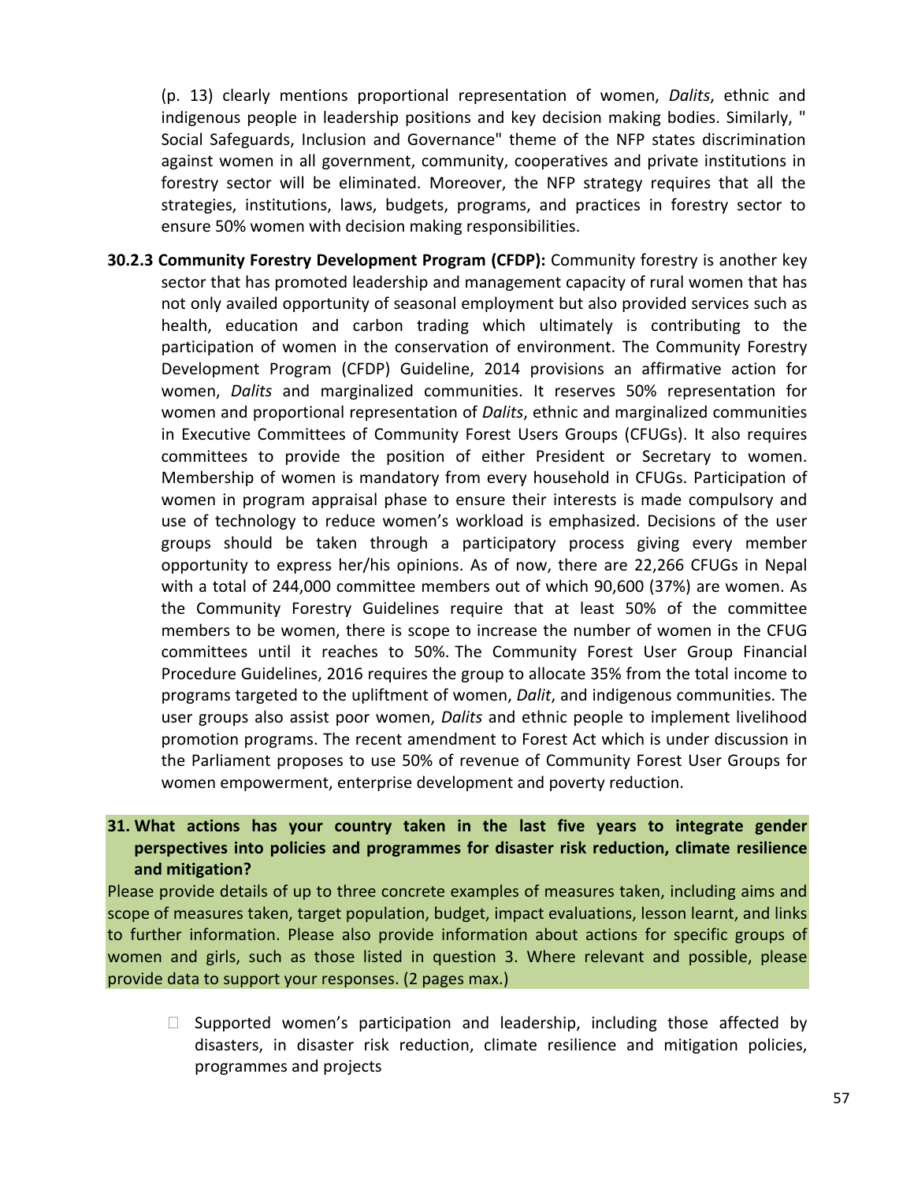(p. 13) clearly mentions proportional representation of women, *Dalits*, ethnic and indigenous people in leadership positions and key decision making bodies. Similarly, " Social Safeguards, Inclusion and Governance" theme of the NFP states discrimination against women in all government, community, cooperatives and private institutions in forestry sector will be eliminated. Moreover, the NFP strategy requires that all the strategies, institutions, laws, budgets, programs, and practices in forestry sector to ensure 50% women with decision making responsibilities.

**30.2.3 Community Forestry Development Program (CFDP):** Community forestry is another key sector that has promoted leadership and management capacity of rural women that has not only availed opportunity of seasonal employment but also provided services such as health, education and carbon trading which ultimately is contributing to the participation of women in the conservation of environment. The Community Forestry Development Program (CFDP) Guideline, 2014 provisions an affirmative action for women, *Dalits* and marginalized communities. It reserves 50% representation for women and proportional representation of *Dalits*, ethnic and marginalized communities in Executive Committees of Community Forest Users Groups (CFUGs). It also requires committees to provide the position of either President or Secretary to women. Membership of women is mandatory from every household in CFUGs. Participation of women in program appraisal phase to ensure their interests is made compulsory and use of technology to reduce women's workload is emphasized. Decisions of the user groups should be taken through a participatory process giving every member opportunity to express her/his opinions. As of now, there are 22,266 CFUGs in Nepal with a total of 244,000 committee members out of which 90,600 (37%) are women. As the Community Forestry Guidelines require that at least 50% of the committee members to be women, there is scope to increase the number of women in the CFUG committees until it reaches to 50%. The Community Forest User Group Financial Procedure Guidelines, 2016 requires the group to allocate 35% from the total income to programs targeted to the upliftment of women, *Dalit*, and indigenous communities. The user groups also assist poor women, *Dalits* and ethnic people to implement livelihood promotion programs. The recent amendment to Forest Act which is under discussion in the Parliament proposes to use 50% of revenue of Community Forest User Groups for women empowerment, enterprise development and poverty reduction.

**31. What actions has your country taken in the last five years to integrate gender perspectives into policies and programmes for disaster risk reduction, climate resilience and mitigation?**

Please provide details of up to three concrete examples of measures taken, including aims and scope of measures taken, target population, budget, impact evaluations, lesson learnt, and links to further information. Please also provide information about actions for specific groups of women and girls, such as those listed in question 3. Where relevant and possible, please provide data to support your responses. (2 pages max.)

- ☐ Supported women's participation and leadership, including those affected by disasters, in disaster risk reduction, climate resilience and mitigation policies, programmes and projects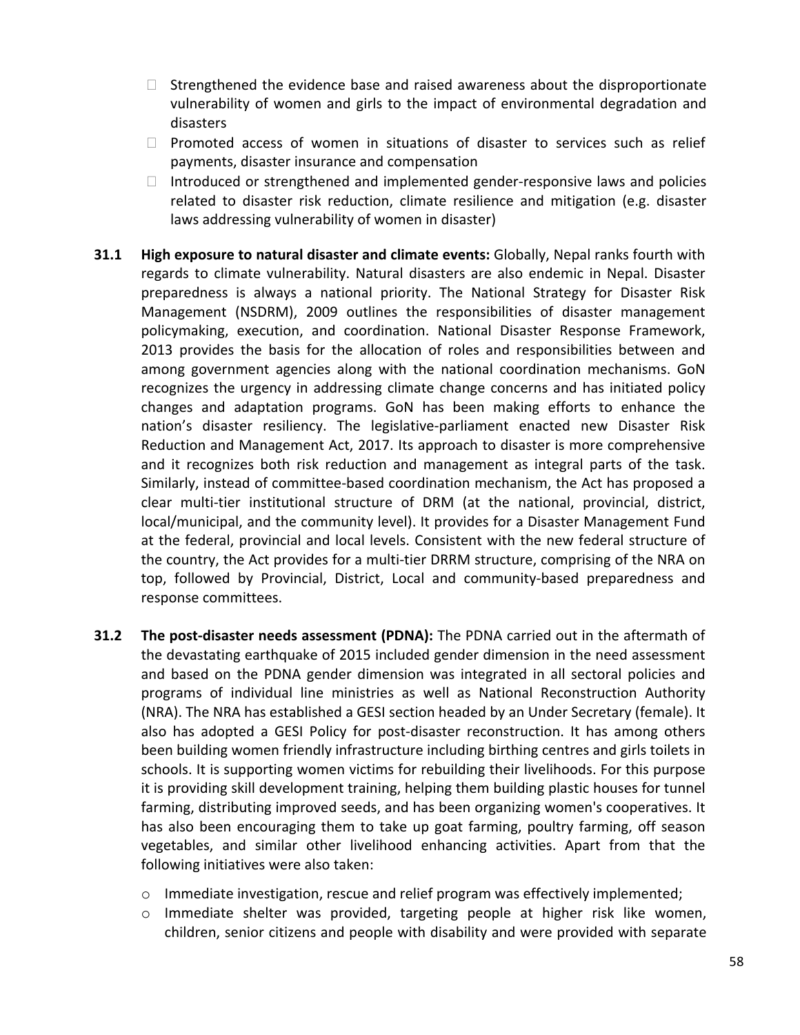- Strengthened the evidence base and raised awareness about the disproportionate vulnerability of women and girls to the impact of environmental degradation and disasters
- Promoted access of women in situations of disaster to services such as relief payments, disaster insurance and compensation
- Introduced or strengthened and implemented gender-responsive laws and policies related to disaster risk reduction, climate resilience and mitigation (e.g. disaster laws addressing vulnerability of women in disaster)

**31.1 High exposure to natural disaster and climate events:** Globally, Nepal ranks fourth with regards to climate vulnerability. Natural disasters are also endemic in Nepal. Disaster preparedness is always a national priority. The National Strategy for Disaster Risk Management (NSDRM), 2009 outlines the responsibilities of disaster management policymaking, execution, and coordination. National Disaster Response Framework, 2013 provides the basis for the allocation of roles and responsibilities between and among government agencies along with the national coordination mechanisms. GoN recognizes the urgency in addressing climate change concerns and has initiated policy changes and adaptation programs. GoN has been making efforts to enhance the nation's disaster resiliency. The legislative-parliament enacted new Disaster Risk Reduction and Management Act, 2017. Its approach to disaster is more comprehensive and it recognizes both risk reduction and management as integral parts of the task. Similarly, instead of committee-based coordination mechanism, the Act has proposed a clear multi-tier institutional structure of DRM (at the national, provincial, district, local/municipal, and the community level). It provides for a Disaster Management Fund at the federal, provincial and local levels. Consistent with the new federal structure of the country, the Act provides for a multi-tier DRRM structure, comprising of the NRA on top, followed by Provincial, District, Local and community-based preparedness and response committees.

**31.2 The post-disaster needs assessment (PDNA):** The PDNA carried out in the aftermath of the devastating earthquake of 2015 included gender dimension in the need assessment and based on the PDNA gender dimension was integrated in all sectoral policies and programs of individual line ministries as well as National Reconstruction Authority (NRA). The NRA has established a GESI section headed by an Under Secretary (female). It also has adopted a GESI Policy for post-disaster reconstruction. It has among others been building women friendly infrastructure including birthing centres and girls toilets in schools. It is supporting women victims for rebuilding their livelihoods. For this purpose it is providing skill development training, helping them building plastic houses for tunnel farming, distributing improved seeds, and has been organizing women's cooperatives. It has also been encouraging them to take up goat farming, poultry farming, off season vegetables, and similar other livelihood enhancing activities. Apart from that the following initiatives were also taken:

- Immediate investigation, rescue and relief program was effectively implemented;
- Immediate shelter was provided, targeting people at higher risk like women, children, senior citizens and people with disability and were provided with separate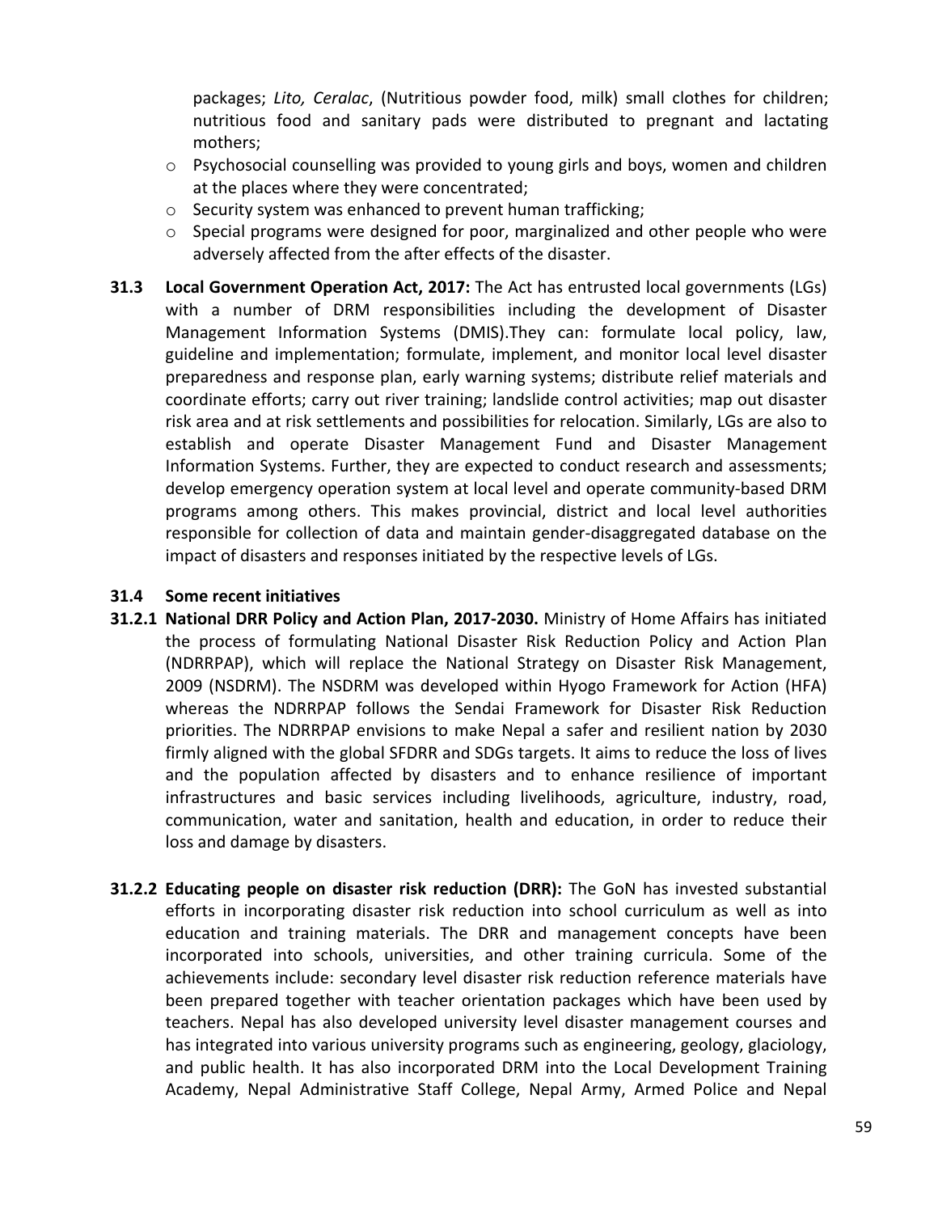packages; *Lito, Ceralac*, (Nutritious powder food, milk) small clothes for children; nutritious food and sanitary pads were distributed to pregnant and lactating mothers;

- Psychosocial counselling was provided to young girls and boys, women and children at the places where they were concentrated;
- Security system was enhanced to prevent human trafficking;
- Special programs were designed for poor, marginalized and other people who were adversely affected from the after effects of the disaster.

**31.3 Local Government Operation Act, 2017:** The Act has entrusted local governments (LGs) with a number of DRM responsibilities including the development of Disaster Management Information Systems (DMIS).They can: formulate local policy, law, guideline and implementation; formulate, implement, and monitor local level disaster preparedness and response plan, early warning systems; distribute relief materials and coordinate efforts; carry out river training; landslide control activities; map out disaster risk area and at risk settlements and possibilities for relocation. Similarly, LGs are also to establish and operate Disaster Management Fund and Disaster Management Information Systems. Further, they are expected to conduct research and assessments; develop emergency operation system at local level and operate community-based DRM programs among others. This makes provincial, district and local level authorities responsible for collection of data and maintain gender-disaggregated database on the impact of disasters and responses initiated by the respective levels of LGs.

**31.4 Some recent initiatives**

**31.2.1 National DRR Policy and Action Plan, 2017-2030.** Ministry of Home Affairs has initiated the process of formulating National Disaster Risk Reduction Policy and Action Plan (NDRRPAP), which will replace the National Strategy on Disaster Risk Management, 2009 (NSDRM). The NSDRM was developed within Hyogo Framework for Action (HFA) whereas the NDRRPAP follows the Sendai Framework for Disaster Risk Reduction priorities. The NDRRPAP envisions to make Nepal a safer and resilient nation by 2030 firmly aligned with the global SFDRR and SDGs targets. It aims to reduce the loss of lives and the population affected by disasters and to enhance resilience of important infrastructures and basic services including livelihoods, agriculture, industry, road, communication, water and sanitation, health and education, in order to reduce their loss and damage by disasters.

**31.2.2 Educating people on disaster risk reduction (DRR):** The GoN has invested substantial efforts in incorporating disaster risk reduction into school curriculum as well as into education and training materials. The DRR and management concepts have been incorporated into schools, universities, and other training curricula. Some of the achievements include: secondary level disaster risk reduction reference materials have been prepared together with teacher orientation packages which have been used by teachers. Nepal has also developed university level disaster management courses and has integrated into various university programs such as engineering, geology, glaciology, and public health. It has also incorporated DRM into the Local Development Training Academy, Nepal Administrative Staff College, Nepal Army, Armed Police and Nepal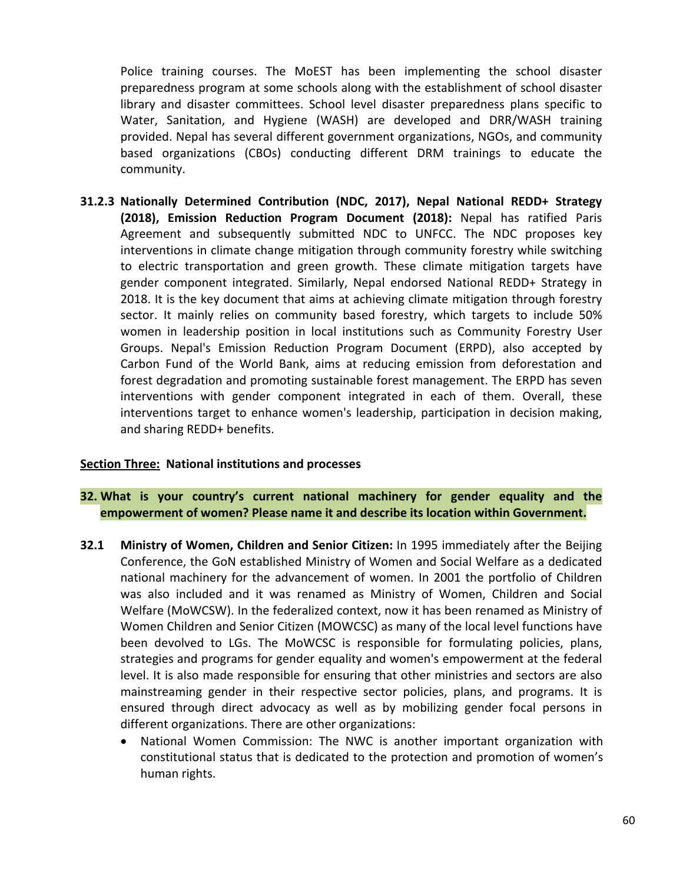Police training courses. The MoEST has been implementing the school disaster preparedness program at some schools along with the establishment of school disaster library and disaster committees. School level disaster preparedness plans specific to Water, Sanitation, and Hygiene (WASH) are developed and DRR/WASH training provided. Nepal has several different government organizations, NGOs, and community based organizations (CBOs) conducting different DRM trainings to educate the community.

**31.2.3 Nationally Determined Contribution (NDC, 2017), Nepal National REDD+ Strategy (2018), Emission Reduction Program Document (2018):** Nepal has ratified Paris Agreement and subsequently submitted NDC to UNFCC. The NDC proposes key interventions in climate change mitigation through community forestry while switching to electric transportation and green growth. These climate mitigation targets have gender component integrated. Similarly, Nepal endorsed National REDD+ Strategy in 2018. It is the key document that aims at achieving climate mitigation through forestry sector. It mainly relies on community based forestry, which targets to include 50% women in leadership position in local institutions such as Community Forestry User Groups. Nepal's Emission Reduction Program Document (ERPD), also accepted by Carbon Fund of the World Bank, aims at reducing emission from deforestation and forest degradation and promoting sustainable forest management. The ERPD has seven interventions with gender component integrated in each of them. Overall, these interventions target to enhance women's leadership, participation in decision making, and sharing REDD+ benefits.

## Section Three: National institutions and processes

### 32. What is your country's current national machinery for gender equality and the empowerment of women? Please name it and describe its location within Government.

**32.1 Ministry of Women, Children and Senior Citizen:** In 1995 immediately after the Beijing Conference, the GoN established Ministry of Women and Social Welfare as a dedicated national machinery for the advancement of women. In 2001 the portfolio of Children was also included and it was renamed as Ministry of Women, Children and Social Welfare (MoWCSW). In the federalized context, now it has been renamed as Ministry of Women Children and Senior Citizen (MOWCSC) as many of the local level functions have been devolved to LGs. The MoWCSC is responsible for formulating policies, plans, strategies and programs for gender equality and women's empowerment at the federal level. It is also made responsible for ensuring that other ministries and sectors are also mainstreaming gender in their respective sector policies, plans, and programs. It is ensured through direct advocacy as well as by mobilizing gender focal persons in different organizations. There are other organizations:

- National Women Commission: The NWC is another important organization with constitutional status that is dedicated to the protection and promotion of women's human rights.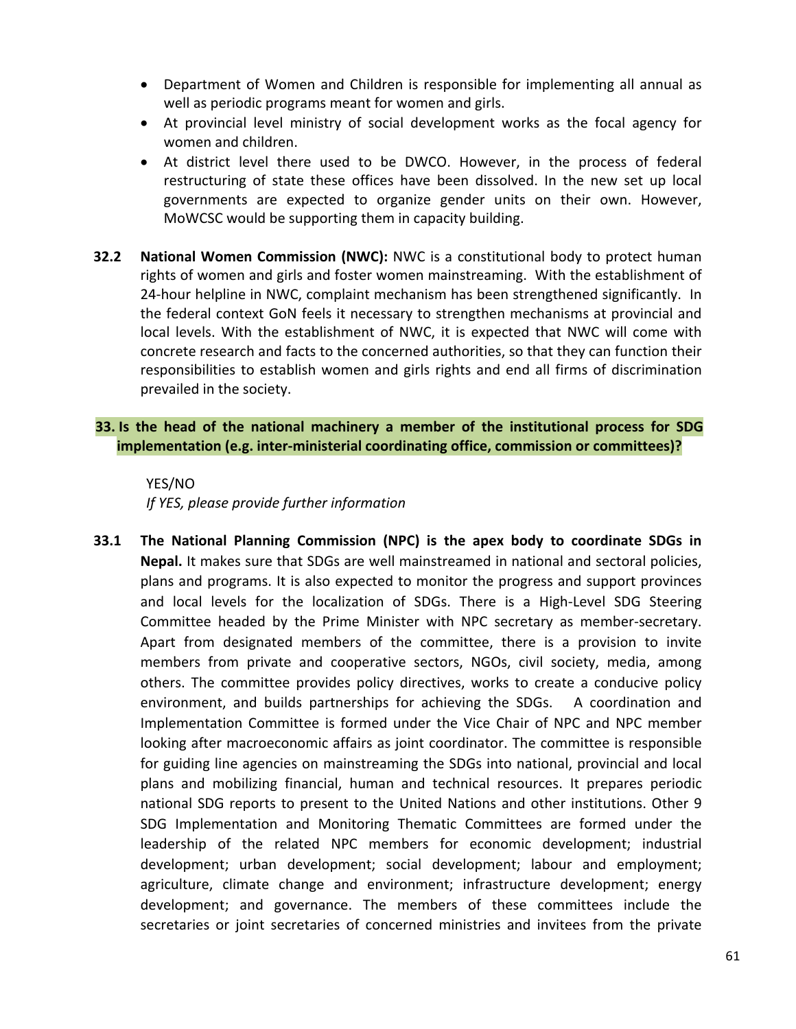- Department of Women and Children is responsible for implementing all annual as well as periodic programs meant for women and girls.
- At provincial level ministry of social development works as the focal agency for women and children.
- At district level there used to be DWCO. However, in the process of federal restructuring of state these offices have been dissolved. In the new set up local governments are expected to organize gender units on their own. However, MoWCSC would be supporting them in capacity building.

**32.2 National Women Commission (NWC):** NWC is a constitutional body to protect human rights of women and girls and foster women mainstreaming. With the establishment of 24-hour helpline in NWC, complaint mechanism has been strengthened significantly. In the federal context GoN feels it necessary to strengthen mechanisms at provincial and local levels. With the establishment of NWC, it is expected that NWC will come with concrete research and facts to the concerned authorities, so that they can function their responsibilities to establish women and girls rights and end all firms of discrimination prevailed in the society.

**33. Is the head of the national machinery a member of the institutional process for SDG implementation (e.g. inter-ministerial coordinating office, commission or committees)?**

YES/NO

*If YES, please provide further information*

**33.1 The National Planning Commission (NPC) is the apex body to coordinate SDGs in Nepal.** It makes sure that SDGs are well mainstreamed in national and sectoral policies, plans and programs. It is also expected to monitor the progress and support provinces and local levels for the localization of SDGs. There is a High-Level SDG Steering Committee headed by the Prime Minister with NPC secretary as member-secretary. Apart from designated members of the committee, there is a provision to invite members from private and cooperative sectors, NGOs, civil society, media, among others. The committee provides policy directives, works to create a conducive policy environment, and builds partnerships for achieving the SDGs. A coordination and Implementation Committee is formed under the Vice Chair of NPC and NPC member looking after macroeconomic affairs as joint coordinator. The committee is responsible for guiding line agencies on mainstreaming the SDGs into national, provincial and local plans and mobilizing financial, human and technical resources. It prepares periodic national SDG reports to present to the United Nations and other institutions. Other 9 SDG Implementation and Monitoring Thematic Committees are formed under the leadership of the related NPC members for economic development; industrial development; urban development; social development; labour and employment; agriculture, climate change and environment; infrastructure development; energy development; and governance. The members of these committees include the secretaries or joint secretaries of concerned ministries and invitees from the private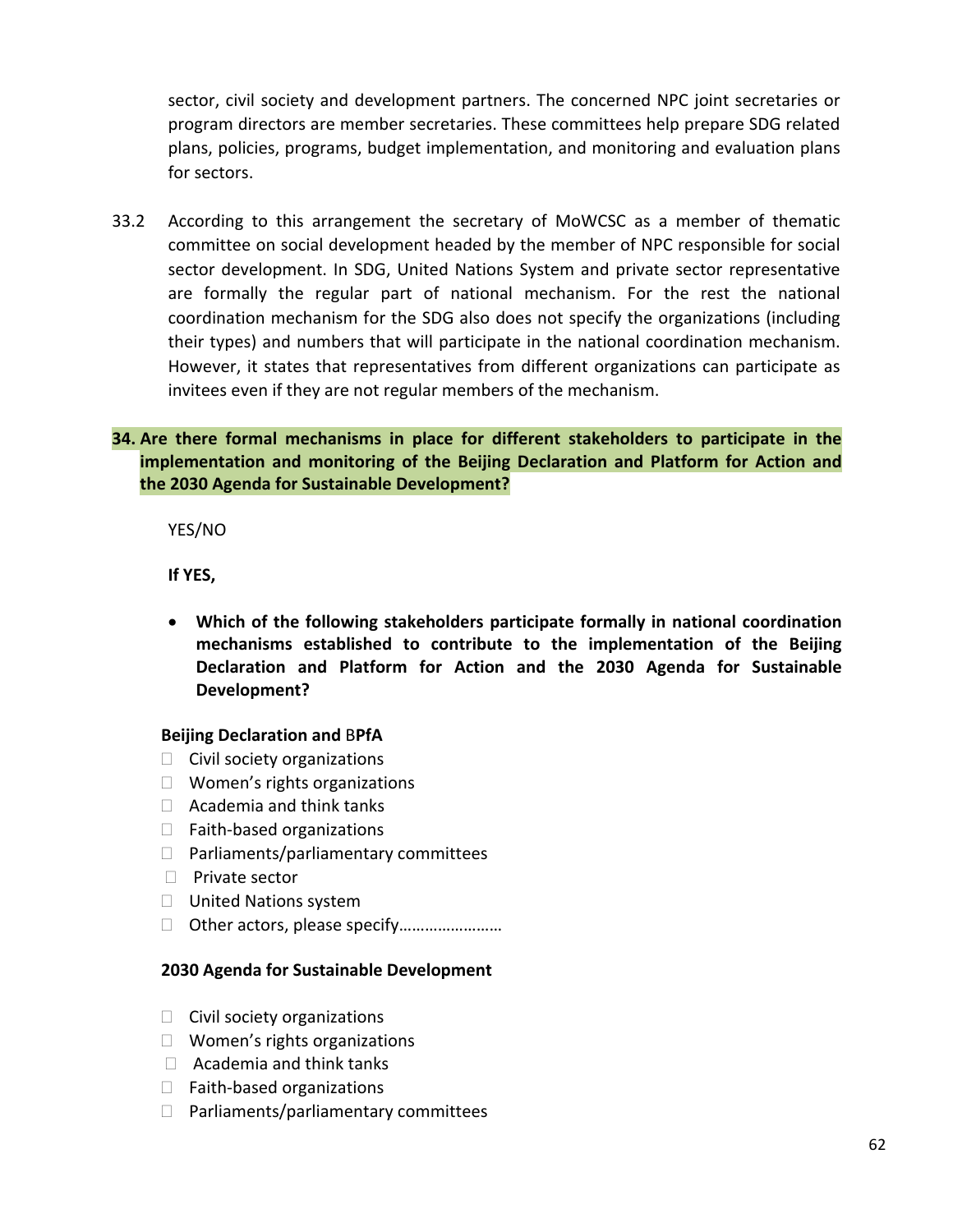sector, civil society and development partners. The concerned NPC joint secretaries or program directors are member secretaries. These committees help prepare SDG related plans, policies, programs, budget implementation, and monitoring and evaluation plans for sectors.

33.2 According to this arrangement the secretary of MoWCSC as a member of thematic committee on social development headed by the member of NPC responsible for social sector development. In SDG, United Nations System and private sector representative are formally the regular part of national mechanism. For the rest the national coordination mechanism for the SDG also does not specify the organizations (including their types) and numbers that will participate in the national coordination mechanism. However, it states that representatives from different organizations can participate as invitees even if they are not regular members of the mechanism.

**34. Are there formal mechanisms in place for different stakeholders to participate in the implementation and monitoring of the Beijing Declaration and Platform for Action and the 2030 Agenda for Sustainable Development?**

YES/NO

**If YES,**

- **Which of the following stakeholders participate formally in national coordination mechanisms established to contribute to the implementation of the Beijing Declaration and Platform for Action and the 2030 Agenda for Sustainable Development?**

**Beijing Declaration and BPfA**

- ☐ Civil society organizations
- ☐ Women's rights organizations
- ☐ Academia and think tanks
- ☐ Faith-based organizations
- ☐ Parliaments/parliamentary committees
- ☐ Private sector
- ☐ United Nations system
- ☐ Other actors, please specify……………………

**2030 Agenda for Sustainable Development**

- ☐ Civil society organizations
- ☐ Women's rights organizations
- ☐ Academia and think tanks
- ☐ Faith-based organizations
- ☐ Parliaments/parliamentary committees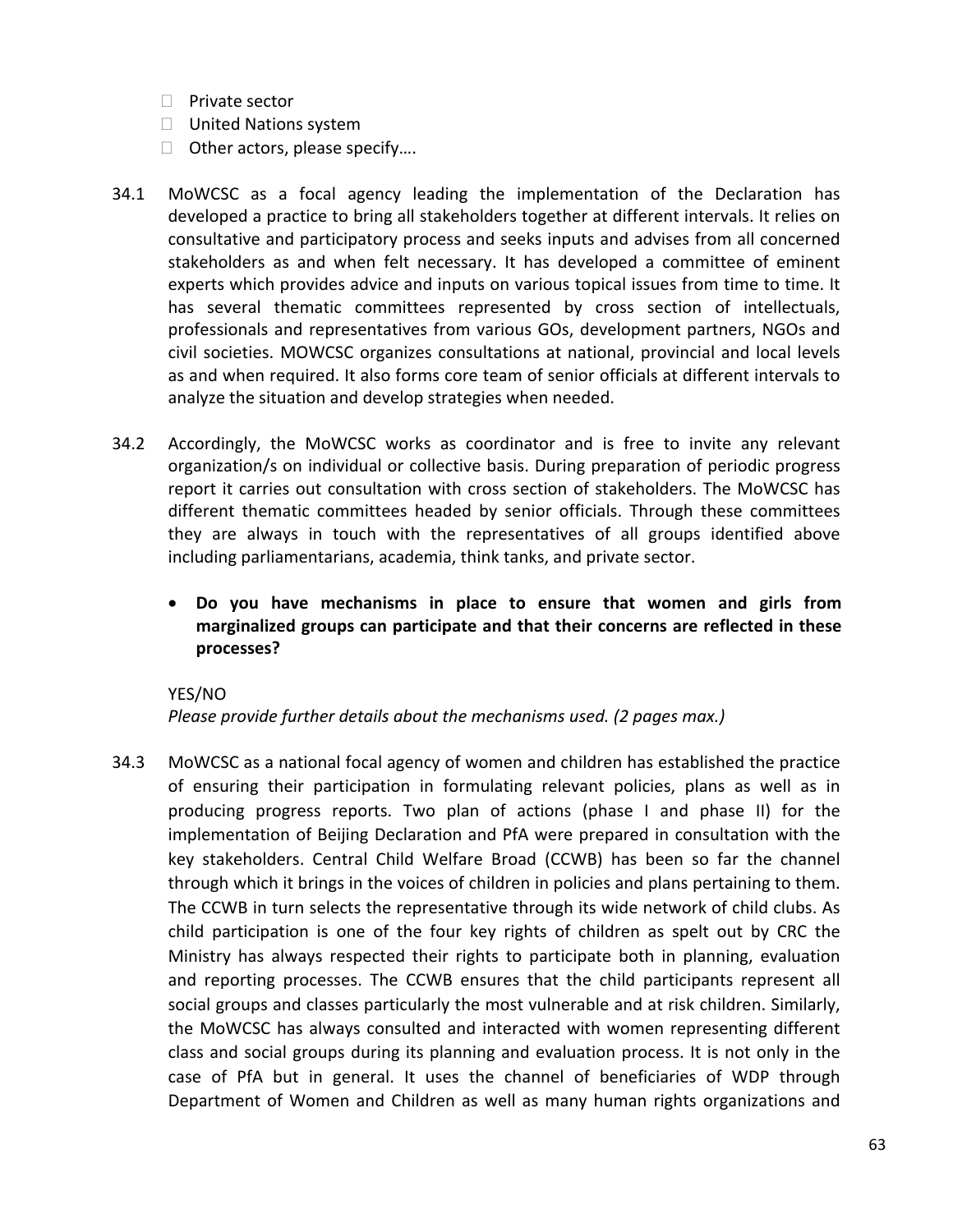- Private sector
- United Nations system
- Other actors, please specify….

34.1 MoWCSC as a focal agency leading the implementation of the Declaration has developed a practice to bring all stakeholders together at different intervals. It relies on consultative and participatory process and seeks inputs and advises from all concerned stakeholders as and when felt necessary. It has developed a committee of eminent experts which provides advice and inputs on various topical issues from time to time. It has several thematic committees represented by cross section of intellectuals, professionals and representatives from various GOs, development partners, NGOs and civil societies. MOWCSC organizes consultations at national, provincial and local levels as and when required. It also forms core team of senior officials at different intervals to analyze the situation and develop strategies when needed.

34.2 Accordingly, the MoWCSC works as coordinator and is free to invite any relevant organization/s on individual or collective basis. During preparation of periodic progress report it carries out consultation with cross section of stakeholders. The MoWCSC has different thematic committees headed by senior officials. Through these committees they are always in touch with the representatives of all groups identified above including parliamentarians, academia, think tanks, and private sector.

- **Do you have mechanisms in place to ensure that women and girls from marginalized groups can participate and that their concerns are reflected in these processes?**

YES/NO

*Please provide further details about the mechanisms used. (2 pages max.)*

34.3 MoWCSC as a national focal agency of women and children has established the practice of ensuring their participation in formulating relevant policies, plans as well as in producing progress reports. Two plan of actions (phase I and phase II) for the implementation of Beijing Declaration and PfA were prepared in consultation with the key stakeholders. Central Child Welfare Broad (CCWB) has been so far the channel through which it brings in the voices of children in policies and plans pertaining to them. The CCWB in turn selects the representative through its wide network of child clubs. As child participation is one of the four key rights of children as spelt out by CRC the Ministry has always respected their rights to participate both in planning, evaluation and reporting processes. The CCWB ensures that the child participants represent all social groups and classes particularly the most vulnerable and at risk children. Similarly, the MoWCSC has always consulted and interacted with women representing different class and social groups during its planning and evaluation process. It is not only in the case of PfA but in general. It uses the channel of beneficiaries of WDP through Department of Women and Children as well as many human rights organizations and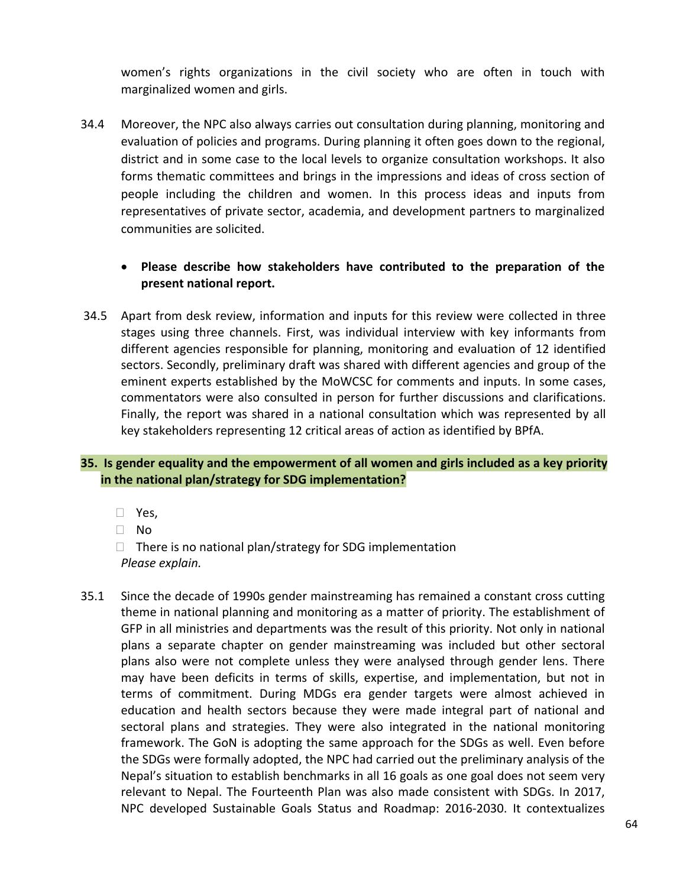women's rights organizations in the civil society who are often in touch with marginalized women and girls.

34.4 Moreover, the NPC also always carries out consultation during planning, monitoring and evaluation of policies and programs. During planning it often goes down to the regional, district and in some case to the local levels to organize consultation workshops. It also forms thematic committees and brings in the impressions and ideas of cross section of people including the children and women. In this process ideas and inputs from representatives of private sector, academia, and development partners to marginalized communities are solicited.

- **Please describe how stakeholders have contributed to the preparation of the present national report.**

34.5 Apart from desk review, information and inputs for this review were collected in three stages using three channels. First, was individual interview with key informants from different agencies responsible for planning, monitoring and evaluation of 12 identified sectors. Secondly, preliminary draft was shared with different agencies and group of the eminent experts established by the MoWCSC for comments and inputs. In some cases, commentators were also consulted in person for further discussions and clarifications. Finally, the report was shared in a national consultation which was represented by all key stakeholders representing 12 critical areas of action as identified by BPfA.

**35. Is gender equality and the empowerment of all women and girls included as a key priority in the national plan/strategy for SDG implementation?**

- ☐ Yes,
- ☐ No
- ☐ There is no national plan/strategy for SDG implementation

*Please explain.*

35.1 Since the decade of 1990s gender mainstreaming has remained a constant cross cutting theme in national planning and monitoring as a matter of priority. The establishment of GFP in all ministries and departments was the result of this priority. Not only in national plans a separate chapter on gender mainstreaming was included but other sectoral plans also were not complete unless they were analysed through gender lens. There may have been deficits in terms of skills, expertise, and implementation, but not in terms of commitment. During MDGs era gender targets were almost achieved in education and health sectors because they were made integral part of national and sectoral plans and strategies. They were also integrated in the national monitoring framework. The GoN is adopting the same approach for the SDGs as well. Even before the SDGs were formally adopted, the NPC had carried out the preliminary analysis of the Nepal's situation to establish benchmarks in all 16 goals as one goal does not seem very relevant to Nepal. The Fourteenth Plan was also made consistent with SDGs. In 2017, NPC developed Sustainable Goals Status and Roadmap: 2016-2030. It contextualizes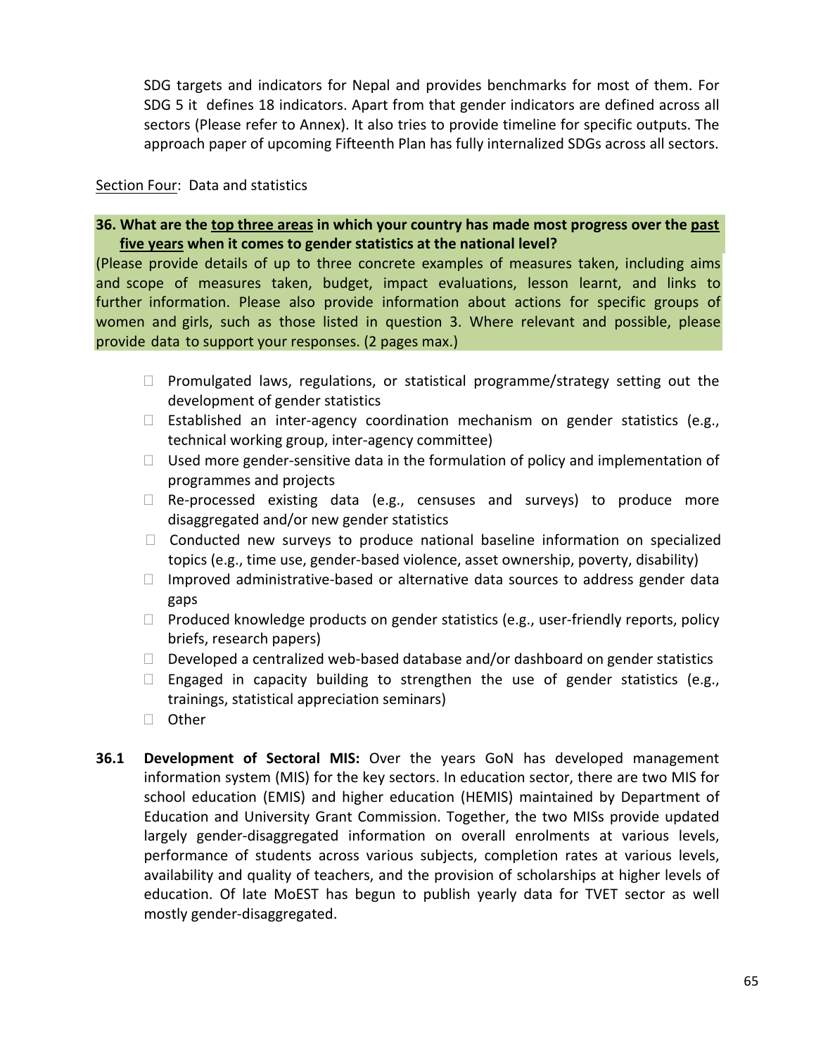SDG targets and indicators for Nepal and provides benchmarks for most of them. For SDG 5 it defines 18 indicators. Apart from that gender indicators are defined across all sectors (Please refer to Annex). It also tries to provide timeline for specific outputs. The approach paper of upcoming Fifteenth Plan has fully internalized SDGs across all sectors.

Section Four: Data and statistics

**36. What are the top three areas in which your country has made most progress over the past five years when it comes to gender statistics at the national level?**

(Please provide details of up to three concrete examples of measures taken, including aims and scope of measures taken, budget, impact evaluations, lesson learnt, and links to further information. Please also provide information about actions for specific groups of women and girls, such as those listed in question 3. Where relevant and possible, please provide data to support your responses. (2 pages max.)

- ☐ Promulgated laws, regulations, or statistical programme/strategy setting out the development of gender statistics
- ☐ Established an inter-agency coordination mechanism on gender statistics (e.g., technical working group, inter-agency committee)
- ☐ Used more gender-sensitive data in the formulation of policy and implementation of programmes and projects
- ☐ Re-processed existing data (e.g., censuses and surveys) to produce more disaggregated and/or new gender statistics
- ☐ Conducted new surveys to produce national baseline information on specialized topics (e.g., time use, gender-based violence, asset ownership, poverty, disability)
- ☐ Improved administrative-based or alternative data sources to address gender data gaps
- ☐ Produced knowledge products on gender statistics (e.g., user-friendly reports, policy briefs, research papers)
- ☐ Developed a centralized web-based database and/or dashboard on gender statistics
- ☐ Engaged in capacity building to strengthen the use of gender statistics (e.g., trainings, statistical appreciation seminars)
- ☐ Other

**36.1 Development of Sectoral MIS:** Over the years GoN has developed management information system (MIS) for the key sectors. In education sector, there are two MIS for school education (EMIS) and higher education (HEMIS) maintained by Department of Education and University Grant Commission. Together, the two MISs provide updated largely gender-disaggregated information on overall enrolments at various levels, performance of students across various subjects, completion rates at various levels, availability and quality of teachers, and the provision of scholarships at higher levels of education. Of late MoEST has begun to publish yearly data for TVET sector as well mostly gender-disaggregated.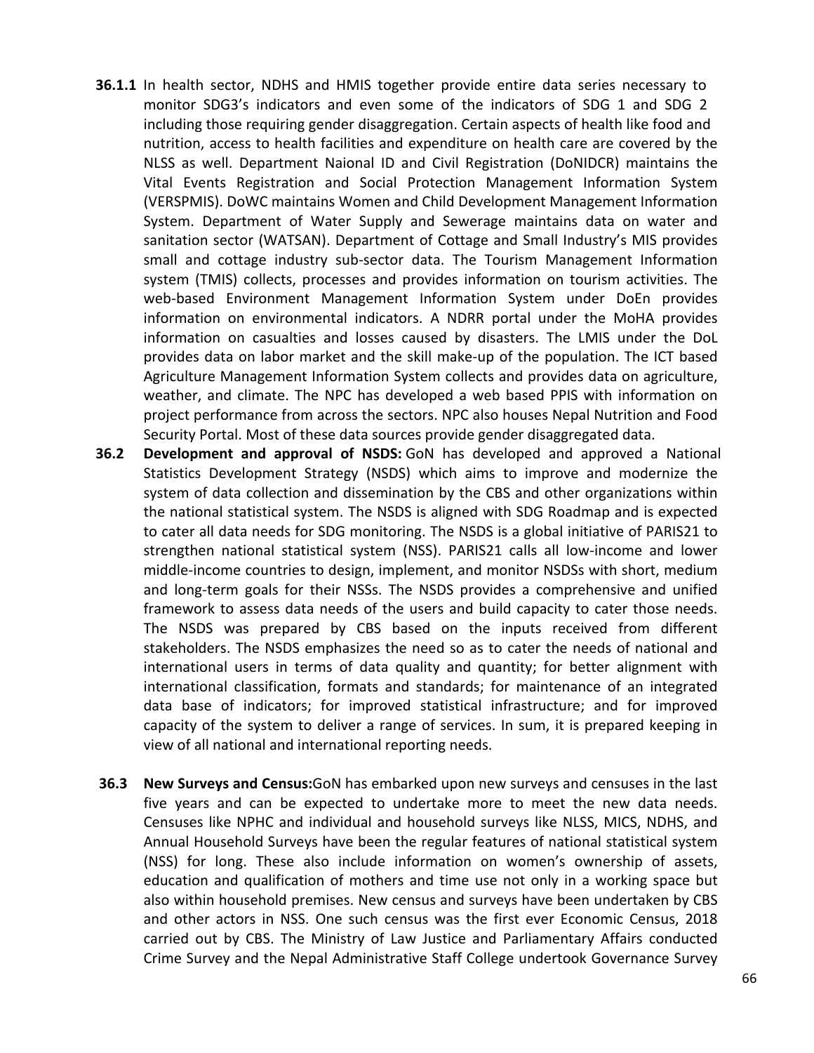**36.1.1** In health sector, NDHS and HMIS together provide entire data series necessary to monitor SDG3's indicators and even some of the indicators of SDG 1 and SDG 2 including those requiring gender disaggregation. Certain aspects of health like food and nutrition, access to health facilities and expenditure on health care are covered by the NLSS as well. Department Naional ID and Civil Registration (DoNIDCR) maintains the Vital Events Registration and Social Protection Management Information System (VERSPMIS). DoWC maintains Women and Child Development Management Information System. Department of Water Supply and Sewerage maintains data on water and sanitation sector (WATSAN). Department of Cottage and Small Industry's MIS provides small and cottage industry sub-sector data. The Tourism Management Information system (TMIS) collects, processes and provides information on tourism activities. The web-based Environment Management Information System under DoEn provides information on environmental indicators. A NDRR portal under the MoHA provides information on casualties and losses caused by disasters. The LMIS under the DoL provides data on labor market and the skill make-up of the population. The ICT based Agriculture Management Information System collects and provides data on agriculture, weather, and climate. The NPC has developed a web based PPIS with information on project performance from across the sectors. NPC also houses Nepal Nutrition and Food Security Portal. Most of these data sources provide gender disaggregated data.

**36.2** **Development and approval of NSDS:** GoN has developed and approved a National Statistics Development Strategy (NSDS) which aims to improve and modernize the system of data collection and dissemination by the CBS and other organizations within the national statistical system. The NSDS is aligned with SDG Roadmap and is expected to cater all data needs for SDG monitoring. The NSDS is a global initiative of PARIS21 to strengthen national statistical system (NSS). PARIS21 calls all low-income and lower middle-income countries to design, implement, and monitor NSDSs with short, medium and long-term goals for their NSSs. The NSDS provides a comprehensive and unified framework to assess data needs of the users and build capacity to cater those needs. The NSDS was prepared by CBS based on the inputs received from different stakeholders. The NSDS emphasizes the need so as to cater the needs of national and international users in terms of data quality and quantity; for better alignment with international classification, formats and standards; for maintenance of an integrated data base of indicators; for improved statistical infrastructure; and for improved capacity of the system to deliver a range of services. In sum, it is prepared keeping in view of all national and international reporting needs.

**36.3** **New Surveys and Census:**GoN has embarked upon new surveys and censuses in the last five years and can be expected to undertake more to meet the new data needs. Censuses like NPHC and individual and household surveys like NLSS, MICS, NDHS, and Annual Household Surveys have been the regular features of national statistical system (NSS) for long. These also include information on women's ownership of assets, education and qualification of mothers and time use not only in a working space but also within household premises. New census and surveys have been undertaken by CBS and other actors in NSS. One such census was the first ever Economic Census, 2018 carried out by CBS. The Ministry of Law Justice and Parliamentary Affairs conducted Crime Survey and the Nepal Administrative Staff College undertook Governance Survey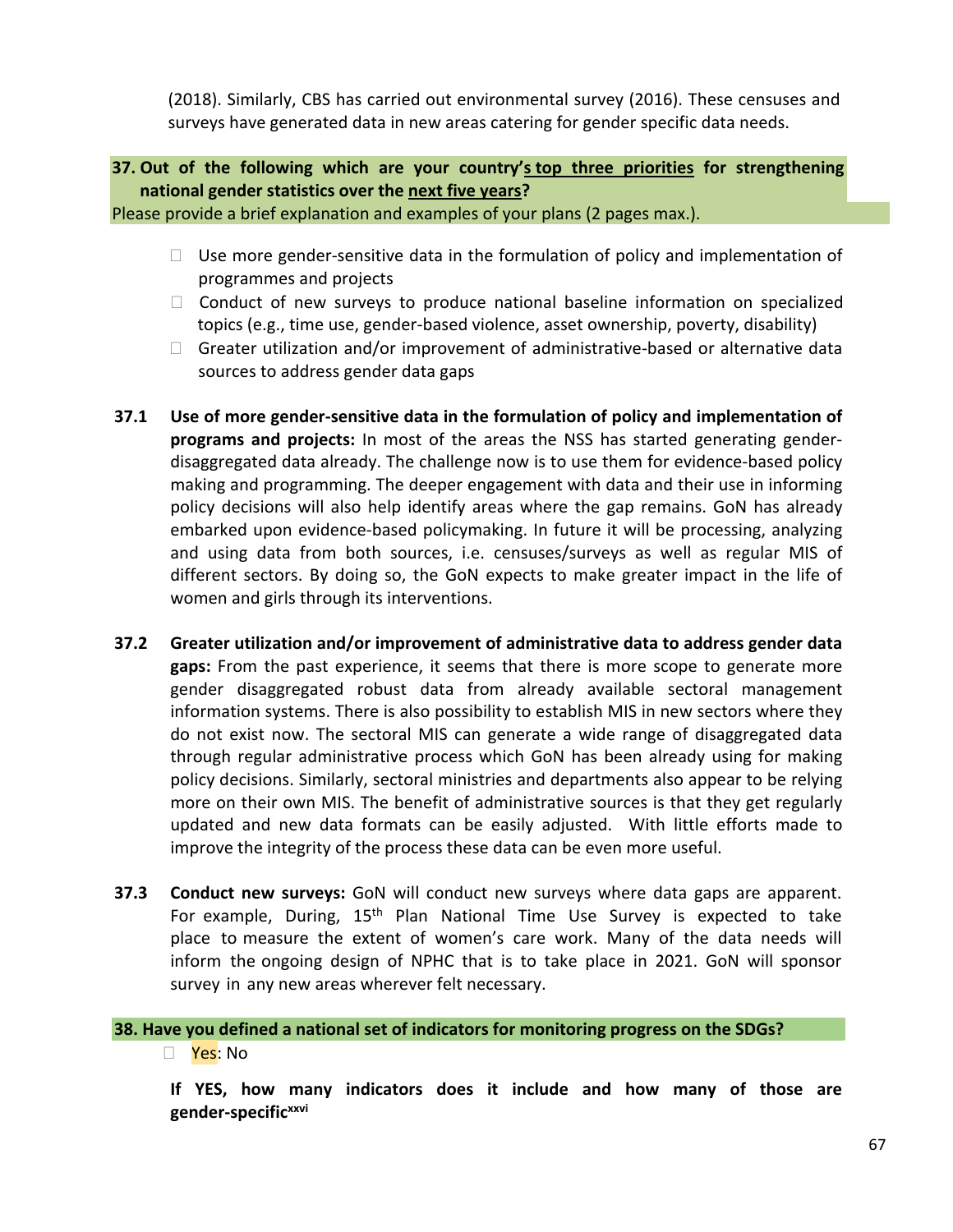(2018). Similarly, CBS has carried out environmental survey (2016). These censuses and surveys have generated data in new areas catering for gender specific data needs.

**37. Out of the following which are your country's top three priorities for strengthening national gender statistics over the next five years?**

Please provide a brief explanation and examples of your plans (2 pages max.).

- ☐ Use more gender-sensitive data in the formulation of policy and implementation of programmes and projects
- ☐ Conduct of new surveys to produce national baseline information on specialized topics (e.g., time use, gender-based violence, asset ownership, poverty, disability)
- ☐ Greater utilization and/or improvement of administrative-based or alternative data sources to address gender data gaps

**37.1 Use of more gender-sensitive data in the formulation of policy and implementation of programs and projects:** In most of the areas the NSS has started generating gender-disaggregated data already. The challenge now is to use them for evidence-based policy making and programming. The deeper engagement with data and their use in informing policy decisions will also help identify areas where the gap remains. GoN has already embarked upon evidence-based policymaking. In future it will be processing, analyzing and using data from both sources, i.e. censuses/surveys as well as regular MIS of different sectors. By doing so, the GoN expects to make greater impact in the life of women and girls through its interventions.

**37.2 Greater utilization and/or improvement of administrative data to address gender data gaps:** From the past experience, it seems that there is more scope to generate more gender disaggregated robust data from already available sectoral management information systems. There is also possibility to establish MIS in new sectors where they do not exist now. The sectoral MIS can generate a wide range of disaggregated data through regular administrative process which GoN has been already using for making policy decisions. Similarly, sectoral ministries and departments also appear to be relying more on their own MIS. The benefit of administrative sources is that they get regularly updated and new data formats can be easily adjusted. With little efforts made to improve the integrity of the process these data can be even more useful.

**37.3 Conduct new surveys:** GoN will conduct new surveys where data gaps are apparent. For example, During, 15th Plan National Time Use Survey is expected to take place to measure the extent of women's care work. Many of the data needs will inform the ongoing design of NPHC that is to take place in 2021. GoN will sponsor survey in any new areas wherever felt necessary.

**38. Have you defined a national set of indicators for monitoring progress on the SDGs?**

☐ Yes: No

**If YES, how many indicators does it include and how many of those are gender-specific**[xxvi]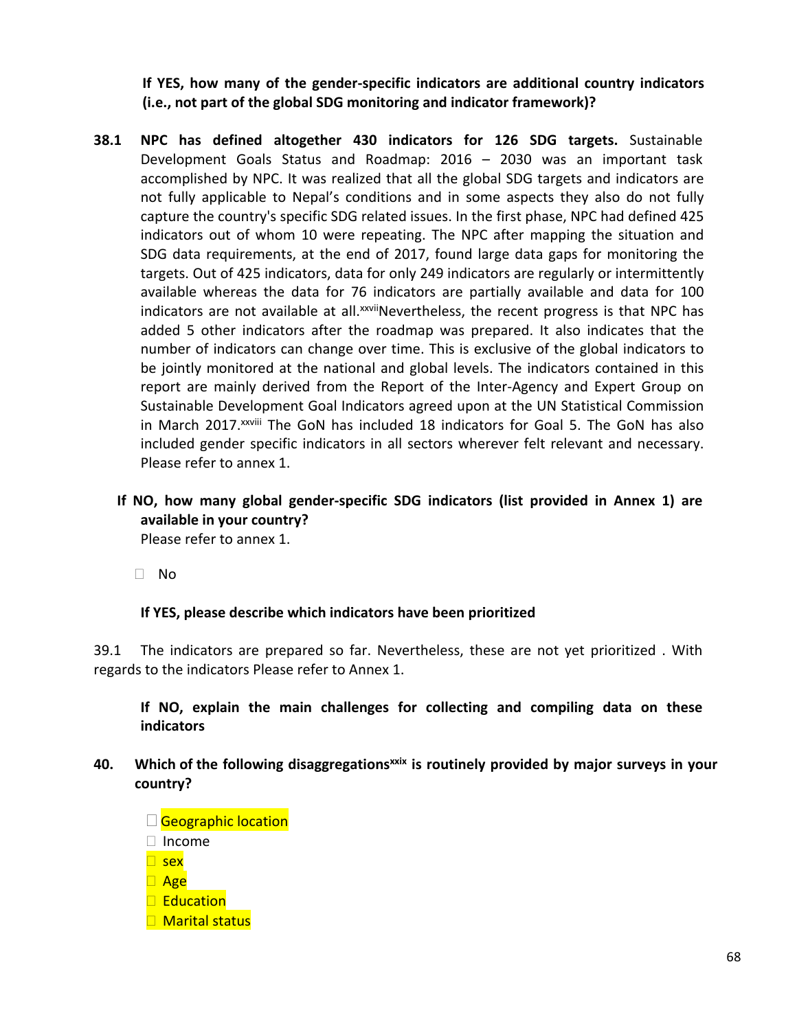**If YES, how many of the gender-specific indicators are additional country indicators (i.e., not part of the global SDG monitoring and indicator framework)?**

**38.1** **NPC has defined altogether 430 indicators for 126 SDG targets.** Sustainable Development Goals Status and Roadmap: 2016 – 2030 was an important task accomplished by NPC. It was realized that all the global SDG targets and indicators are not fully applicable to Nepal's conditions and in some aspects they also do not fully capture the country's specific SDG related issues. In the first phase, NPC had defined 425 indicators out of whom 10 were repeating. The NPC after mapping the situation and SDG data requirements, at the end of 2017, found large data gaps for monitoring the targets. Out of 425 indicators, data for only 249 indicators are regularly or intermittently available whereas the data for 76 indicators are partially available and data for 100 indicators are not available at all.[xxvii]Nevertheless, the recent progress is that NPC has added 5 other indicators after the roadmap was prepared. It also indicates that the number of indicators can change over time. This is exclusive of the global indicators to be jointly monitored at the national and global levels. The indicators contained in this report are mainly derived from the Report of the Inter-Agency and Expert Group on Sustainable Development Goal Indicators agreed upon at the UN Statistical Commission in March 2017.[xxviii] The GoN has included 18 indicators for Goal 5. The GoN has also included gender specific indicators in all sectors wherever felt relevant and necessary. Please refer to annex 1.

**If NO, how many global gender-specific SDG indicators (list provided in Annex 1) are available in your country?**

Please refer to annex 1.

- ☐ No

**If YES, please describe which indicators have been prioritized**

39.1 The indicators are prepared so far. Nevertheless, these are not yet prioritized . With regards to the indicators Please refer to Annex 1.

**If NO, explain the main challenges for collecting and compiling data on these indicators**

**40. Which of the following disaggregations[xxix] is routinely provided by major surveys in your country?**

- ☐ Geographic location
- ☐ Income
- ☐ sex
- ☐ Age
- ☐ Education
- ☐ Marital status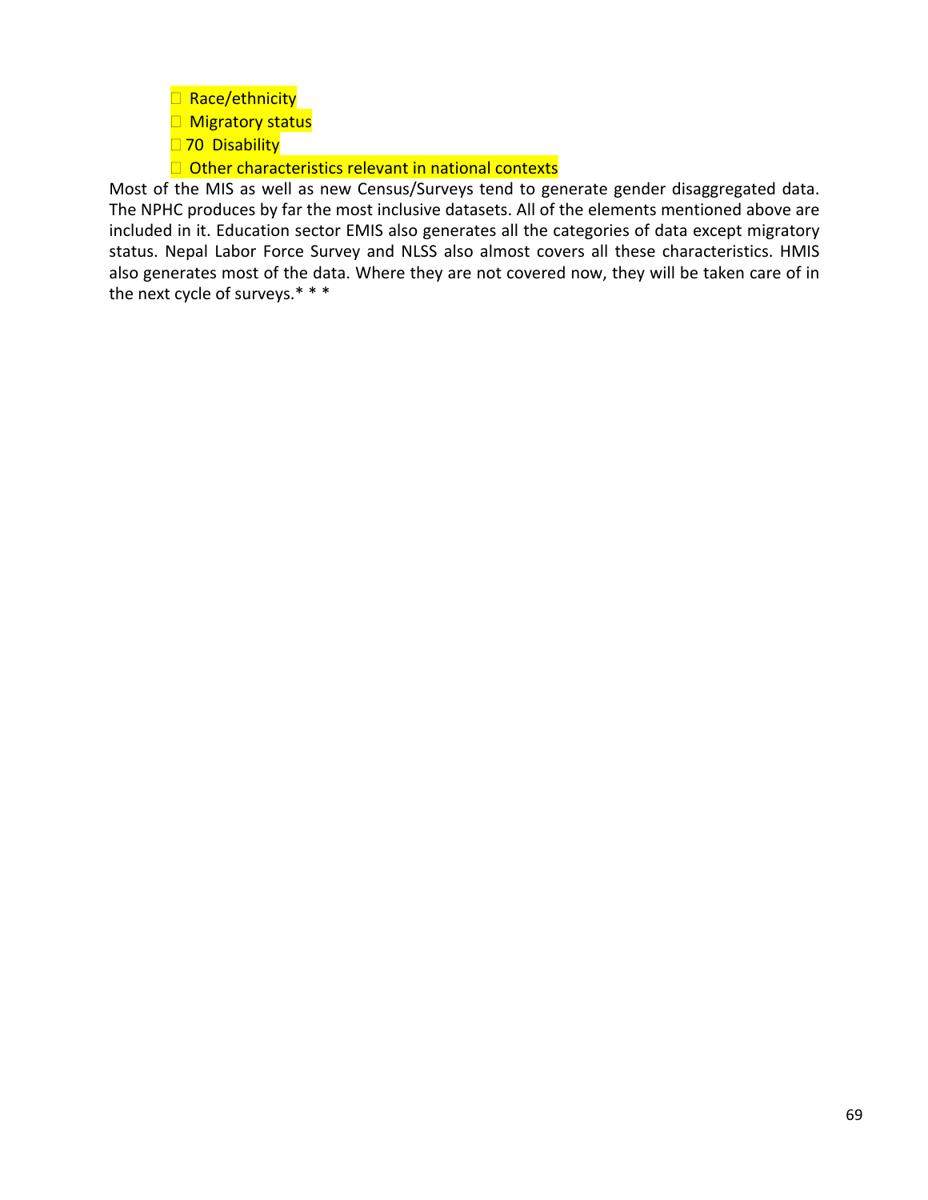- Race/ethnicity
- Migratory status
- 70 Disability
- Other characteristics relevant in national contexts

Most of the MIS as well as new Census/Surveys tend to generate gender disaggregated data. The NPHC produces by far the most inclusive datasets. All of the elements mentioned above are included in it. Education sector EMIS also generates all the categories of data except migratory status. Nepal Labor Force Survey and NLSS also almost covers all these characteristics. HMIS also generates most of the data. Where they are not covered now, they will be taken care of in the next cycle of surveys.* * *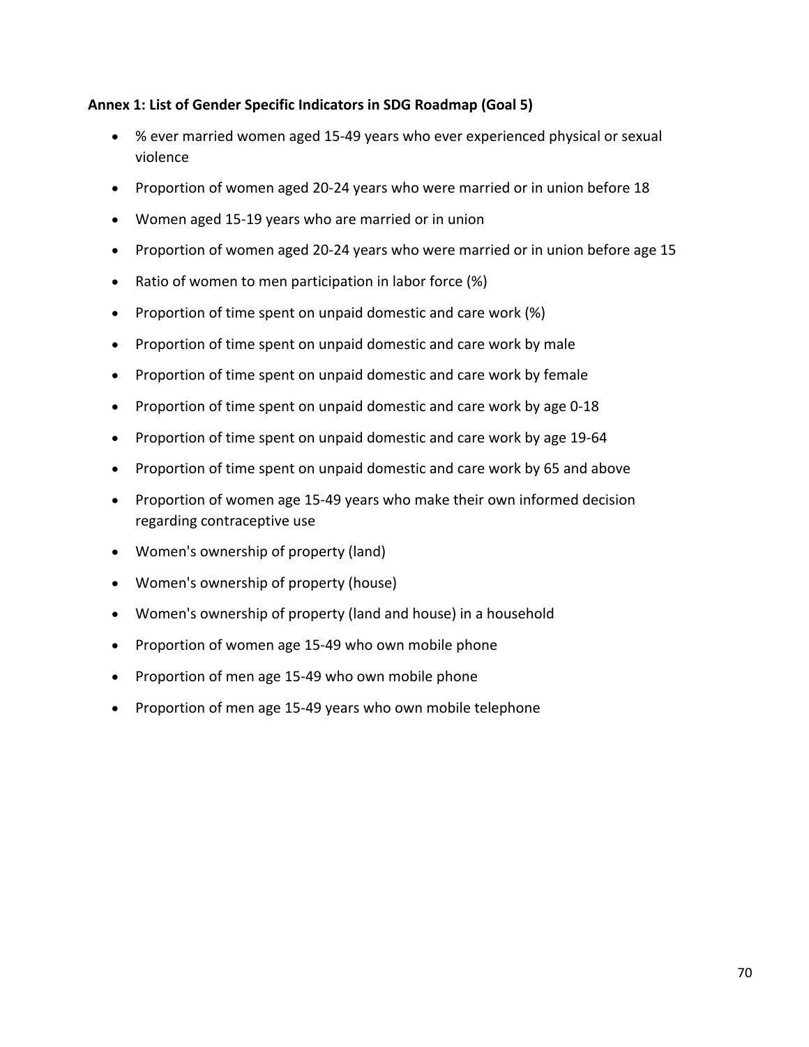**Annex 1: List of Gender Specific Indicators in SDG Roadmap (Goal 5)**

- % ever married women aged 15-49 years who ever experienced physical or sexual violence
- Proportion of women aged 20-24 years who were married or in union before 18
- Women aged 15-19 years who are married or in union
- Proportion of women aged 20-24 years who were married or in union before age 15
- Ratio of women to men participation in labor force (%)
- Proportion of time spent on unpaid domestic and care work (%)
- Proportion of time spent on unpaid domestic and care work by male
- Proportion of time spent on unpaid domestic and care work by female
- Proportion of time spent on unpaid domestic and care work by age 0-18
- Proportion of time spent on unpaid domestic and care work by age 19-64
- Proportion of time spent on unpaid domestic and care work by 65 and above
- Proportion of women age 15-49 years who make their own informed decision regarding contraceptive use
- Women's ownership of property (land)
- Women's ownership of property (house)
- Women's ownership of property (land and house) in a household
- Proportion of women age 15-49 who own mobile phone
- Proportion of men age 15-49 who own mobile phone
- Proportion of men age 15-49 years who own mobile telephone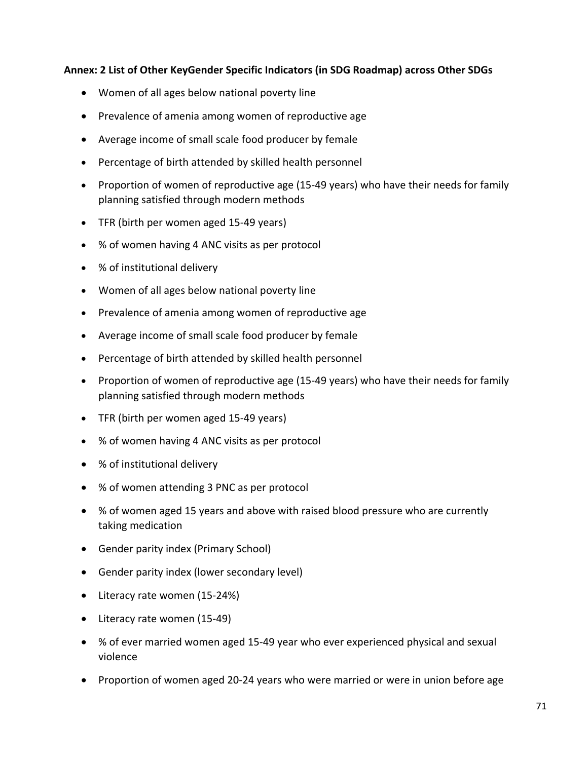**Annex: 2 List of Other KeyGender Specific Indicators (in SDG Roadmap) across Other SDGs**

- Women of all ages below national poverty line
- Prevalence of amenia among women of reproductive age
- Average income of small scale food producer by female
- Percentage of birth attended by skilled health personnel
- Proportion of women of reproductive age (15-49 years) who have their needs for family planning satisfied through modern methods
- TFR (birth per women aged 15-49 years)
- % of women having 4 ANC visits as per protocol
- % of institutional delivery
- Women of all ages below national poverty line
- Prevalence of amenia among women of reproductive age
- Average income of small scale food producer by female
- Percentage of birth attended by skilled health personnel
- Proportion of women of reproductive age (15-49 years) who have their needs for family planning satisfied through modern methods
- TFR (birth per women aged 15-49 years)
- % of women having 4 ANC visits as per protocol
- % of institutional delivery
- % of women attending 3 PNC as per protocol
- % of women aged 15 years and above with raised blood pressure who are currently taking medication
- Gender parity index (Primary School)
- Gender parity index (lower secondary level)
- Literacy rate women (15-24%)
- Literacy rate women (15-49)
- % of ever married women aged 15-49 year who ever experienced physical and sexual violence
- Proportion of women aged 20-24 years who were married or were in union before age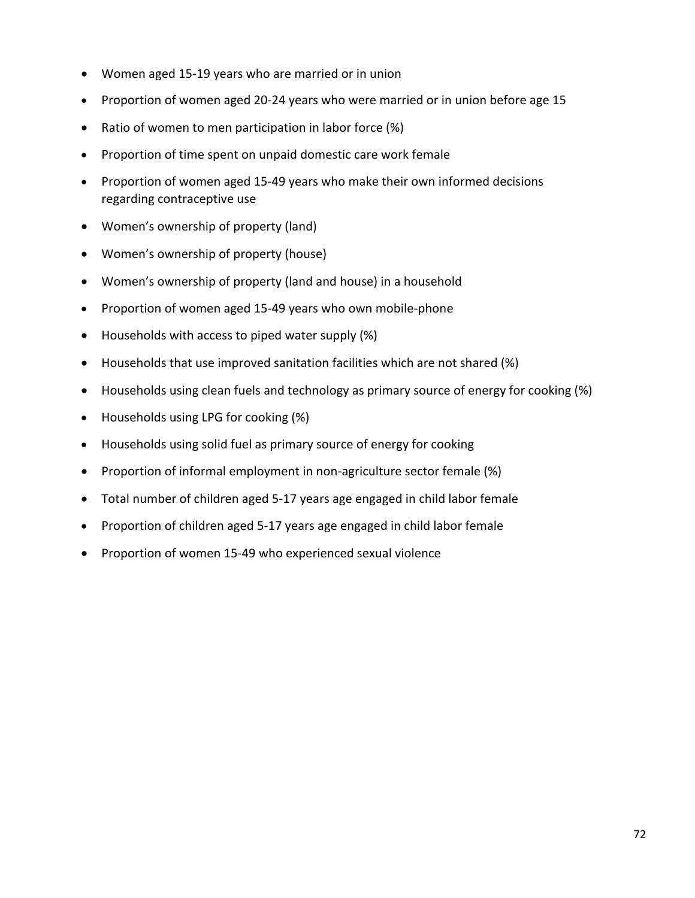- Women aged 15-19 years who are married or in union
- Proportion of women aged 20-24 years who were married or in union before age 15
- Ratio of women to men participation in labor force (%)
- Proportion of time spent on unpaid domestic care work female
- Proportion of women aged 15-49 years who make their own informed decisions regarding contraceptive use
- Women's ownership of property (land)
- Women's ownership of property (house)
- Women's ownership of property (land and house) in a household
- Proportion of women aged 15-49 years who own mobile-phone
- Households with access to piped water supply (%)
- Households that use improved sanitation facilities which are not shared (%)
- Households using clean fuels and technology as primary source of energy for cooking (%)
- Households using LPG for cooking (%)
- Households using solid fuel as primary source of energy for cooking
- Proportion of informal employment in non-agriculture sector female (%)
- Total number of children aged 5-17 years age engaged in child labor female
- Proportion of children aged 5-17 years age engaged in child labor female
- Proportion of women 15-49 who experienced sexual violence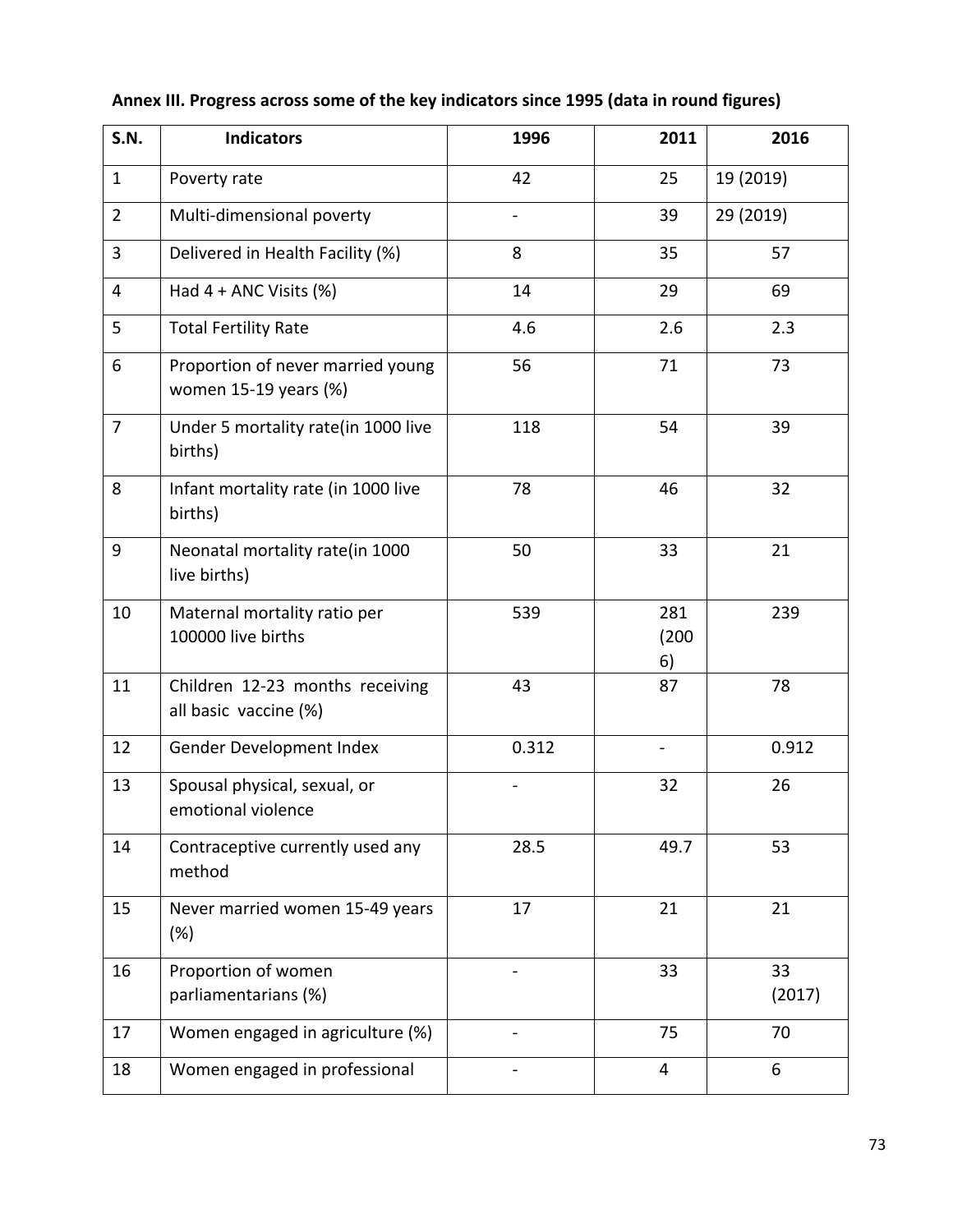**Annex III. Progress across some of the key indicators since 1995 (data in round figures)**

| S.N. | Indicators | 1996 | 2011 | 2016 |
|---|---|---|---|---|
| 1 | Poverty rate | 42 | 25 | 19 (2019) |
| 2 | Multi-dimensional poverty | - | 39 | 29 (2019) |
| 3 | Delivered in Health Facility (%) | 8 | 35 | 57 |
| 4 | Had 4 + ANC Visits (%) | 14 | 29 | 69 |
| 5 | Total Fertility Rate | 4.6 | 2.6 | 2.3 |
| 6 | Proportion of never married young women 15-19 years (%) | 56 | 71 | 73 |
| 7 | Under 5 mortality rate(in 1000 live births) | 118 | 54 | 39 |
| 8 | Infant mortality rate (in 1000 live births) | 78 | 46 | 32 |
| 9 | Neonatal mortality rate(in 1000 live births) | 50 | 33 | 21 |
| 10 | Maternal mortality ratio per 100000 live births | 539 | 281 (2006) | 239 |
| 11 | Children 12-23 months receiving all basic vaccine (%) | 43 | 87 | 78 |
| 12 | Gender Development Index | 0.312 | - | 0.912 |
| 13 | Spousal physical, sexual, or emotional violence | - | 32 | 26 |
| 14 | Contraceptive currently used any method | 28.5 | 49.7 | 53 |
| 15 | Never married women 15-49 years (%) | 17 | 21 | 21 |
| 16 | Proportion of women parliamentarians (%) | - | 33 | 33 (2017) |
| 17 | Women engaged in agriculture (%) | - | 75 | 70 |
| 18 | Women engaged in professional | - | 4 | 6 |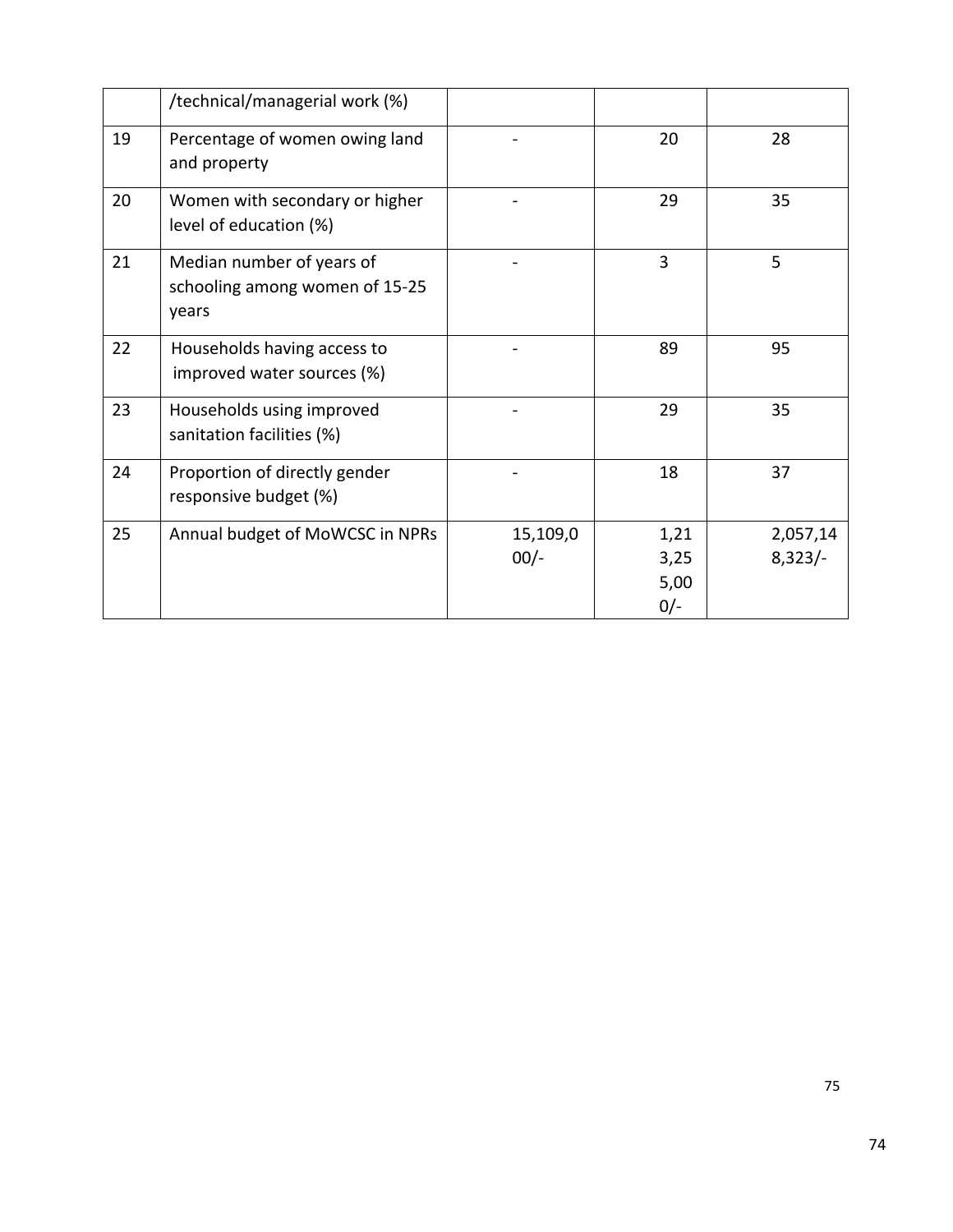|  | /technical/managerial work (%) |  |  |  |
|---|---|---|---|---|
| 19 | Percentage of women owing land and property | - | 20 | 28 |
| 20 | Women with secondary or higher level of education (%) | - | 29 | 35 |
| 21 | Median number of years of schooling among women of 15-25 years | - | 3 | 5 |
| 22 | Households having access to improved water sources (%) | - | 89 | 95 |
| 23 | Households using improved sanitation facilities (%) | - | 29 | 35 |
| 24 | Proportion of directly gender responsive budget (%) | - | 18 | 37 |
| 25 | Annual budget of MoWCSC in NPRs | 15,109,000/- | 1,213,255,000/- | 2,057,148,323/- |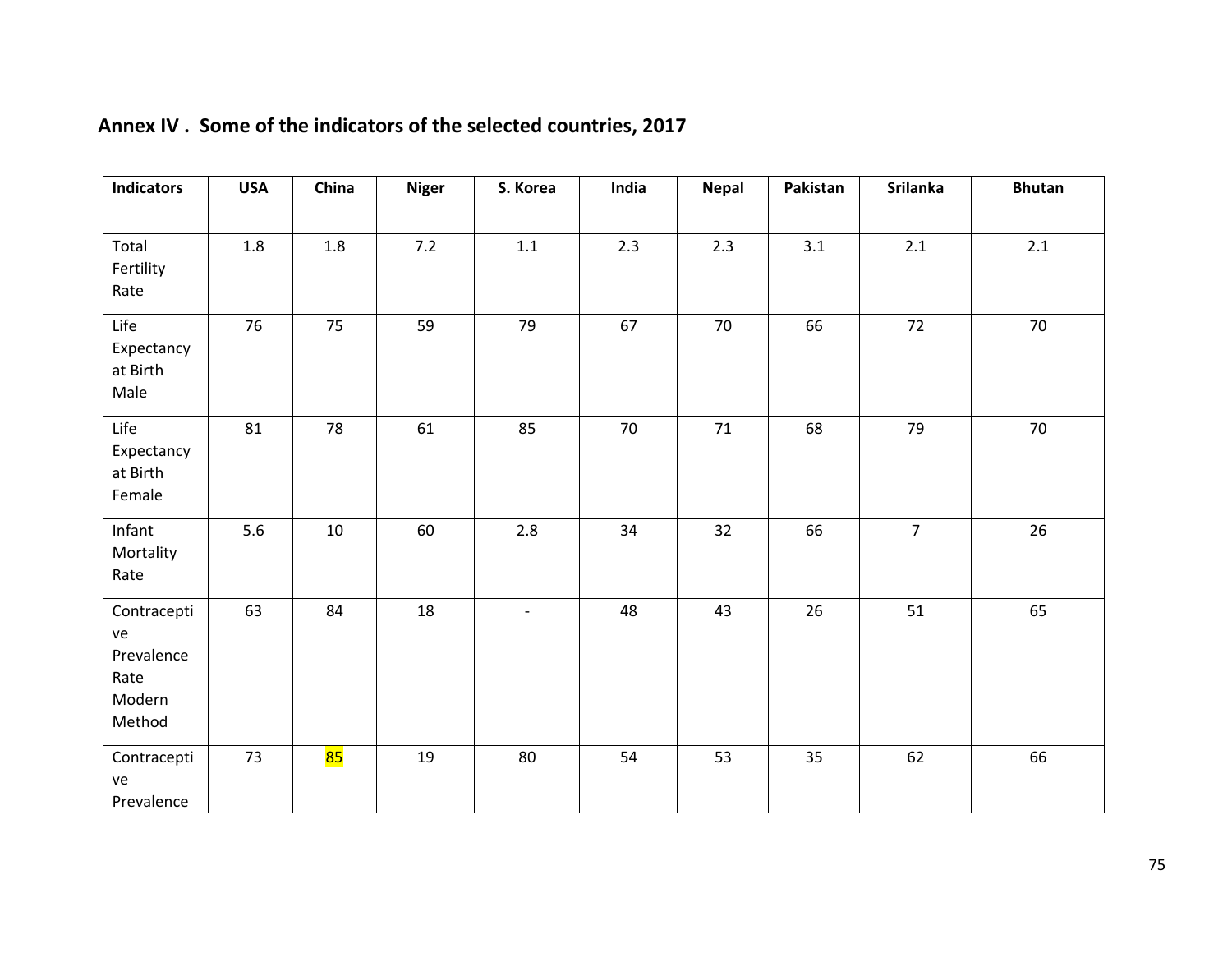## Annex IV . Some of the indicators of the selected countries, 2017

| Indicators | USA | China | Niger | S. Korea | India | Nepal | Pakistan | Srilanka | Bhutan |
|---|---|---|---|---|---|---|---|---|---|
| Total Fertility Rate | 1.8 | 1.8 | 7.2 | 1.1 | 2.3 | 2.3 | 3.1 | 2.1 | 2.1 |
| Life Expectancy at Birth Male | 76 | 75 | 59 | 79 | 67 | 70 | 66 | 72 | 70 |
| Life Expectancy at Birth Female | 81 | 78 | 61 | 85 | 70 | 71 | 68 | 79 | 70 |
| Infant Mortality Rate | 5.6 | 10 | 60 | 2.8 | 34 | 32 | 66 | 7 | 26 |
| Contraceptive Prevalence Rate Modern Method | 63 | 84 | 18 | - | 48 | 43 | 26 | 51 | 65 |
| Contraceptive Prevalence | 73 | 85 | 19 | 80 | 54 | 53 | 35 | 62 | 66 |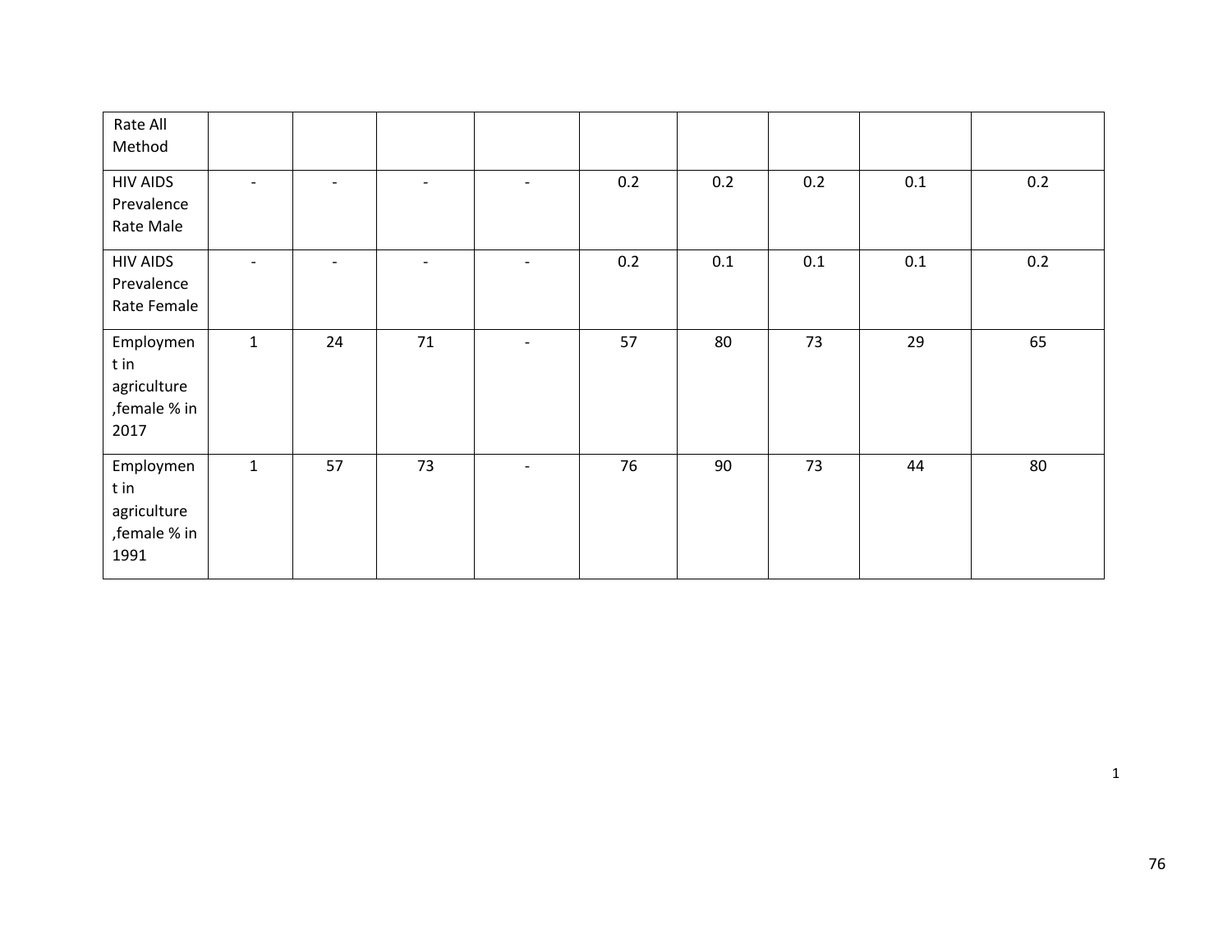| Rate All Method | | | | | | | | | |
|---|---|---|---|---|---|---|---|---|---|
| HIV AIDS Prevalence Rate Male | - | - | - | - | 0.2 | 0.2 | 0.2 | 0.1 | 0.2 |
| HIV AIDS Prevalence Rate Female | - | - | - | - | 0.2 | 0.1 | 0.1 | 0.1 | 0.2 |
| Employment in agriculture ,female % in 2017 | 1 | 24 | 71 | - | 57 | 80 | 73 | 29 | 65 |
| Employment in agriculture ,female % in 1991 | 1 | 57 | 73 | - | 76 | 90 | 73 | 44 | 80 |

1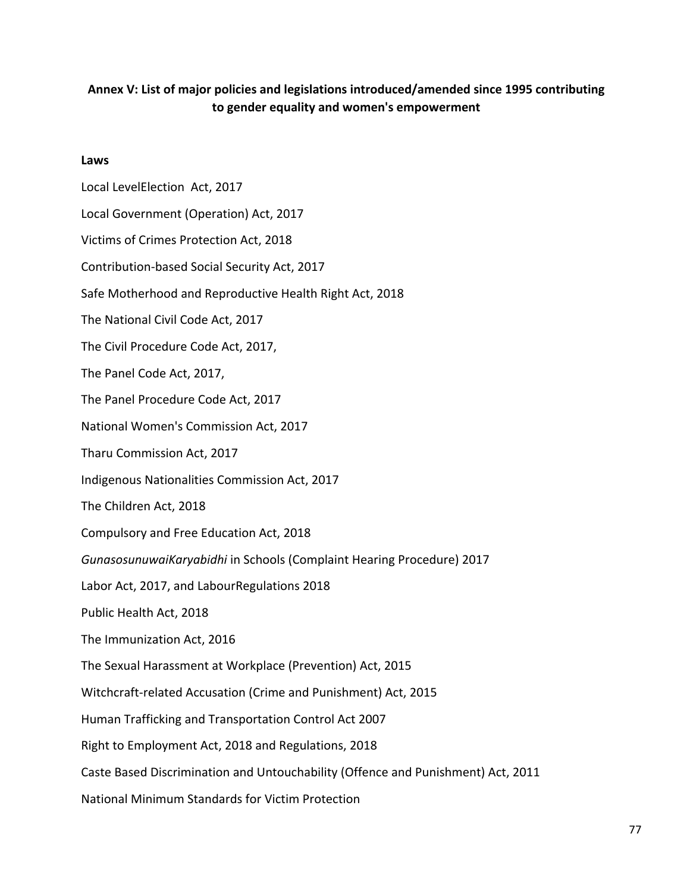## Annex V: List of major policies and legislations introduced/amended since 1995 contributing to gender equality and women's empowerment

**Laws**

Local LevelElection Act, 2017

Local Government (Operation) Act, 2017

Victims of Crimes Protection Act, 2018

Contribution-based Social Security Act, 2017

Safe Motherhood and Reproductive Health Right Act, 2018

The National Civil Code Act, 2017

The Civil Procedure Code Act, 2017,

The Panel Code Act, 2017,

The Panel Procedure Code Act, 2017

National Women's Commission Act, 2017

Tharu Commission Act, 2017

Indigenous Nationalities Commission Act, 2017

The Children Act, 2018

Compulsory and Free Education Act, 2018

*GunasosunuwaiKaryabidhi* in Schools (Complaint Hearing Procedure) 2017

Labor Act, 2017, and LabourRegulations 2018

Public Health Act, 2018

The Immunization Act, 2016

The Sexual Harassment at Workplace (Prevention) Act, 2015

Witchcraft-related Accusation (Crime and Punishment) Act, 2015

Human Trafficking and Transportation Control Act 2007

Right to Employment Act, 2018 and Regulations, 2018

Caste Based Discrimination and Untouchability (Offence and Punishment) Act, 2011

National Minimum Standards for Victim Protection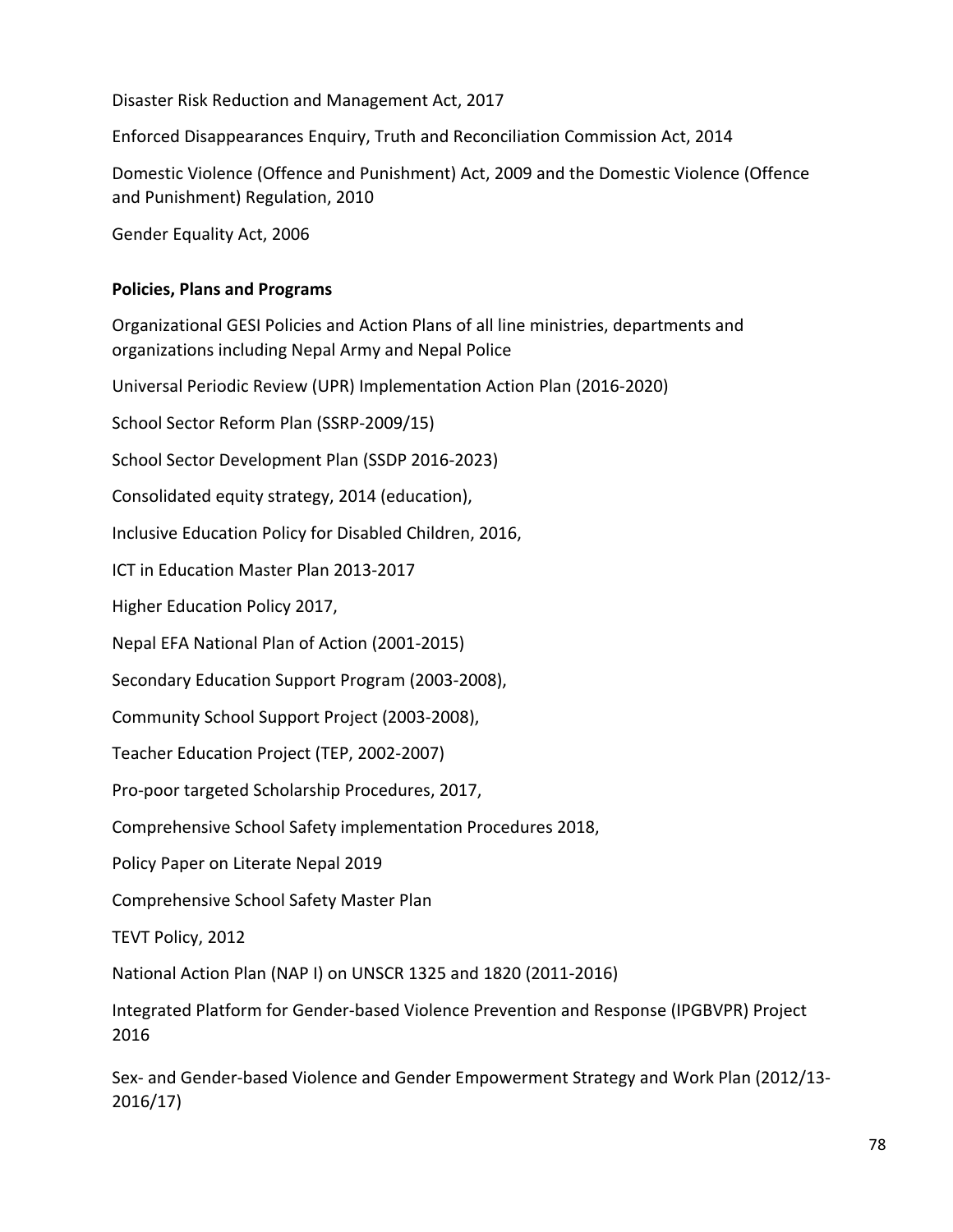Disaster Risk Reduction and Management Act, 2017

Enforced Disappearances Enquiry, Truth and Reconciliation Commission Act, 2014

Domestic Violence (Offence and Punishment) Act, 2009 and the Domestic Violence (Offence and Punishment) Regulation, 2010

Gender Equality Act, 2006

**Policies, Plans and Programs**

Organizational GESI Policies and Action Plans of all line ministries, departments and organizations including Nepal Army and Nepal Police

Universal Periodic Review (UPR) Implementation Action Plan (2016-2020)

School Sector Reform Plan (SSRP-2009/15)

School Sector Development Plan (SSDP 2016-2023)

Consolidated equity strategy, 2014 (education),

Inclusive Education Policy for Disabled Children, 2016,

ICT in Education Master Plan 2013-2017

Higher Education Policy 2017,

Nepal EFA National Plan of Action (2001-2015)

Secondary Education Support Program (2003-2008),

Community School Support Project (2003-2008),

Teacher Education Project (TEP, 2002-2007)

Pro-poor targeted Scholarship Procedures, 2017,

Comprehensive School Safety implementation Procedures 2018,

Policy Paper on Literate Nepal 2019

Comprehensive School Safety Master Plan

TEVT Policy, 2012

National Action Plan (NAP I) on UNSCR 1325 and 1820 (2011-2016)

Integrated Platform for Gender-based Violence Prevention and Response (IPGBVPR) Project 2016

Sex- and Gender-based Violence and Gender Empowerment Strategy and Work Plan (2012/13-2016/17)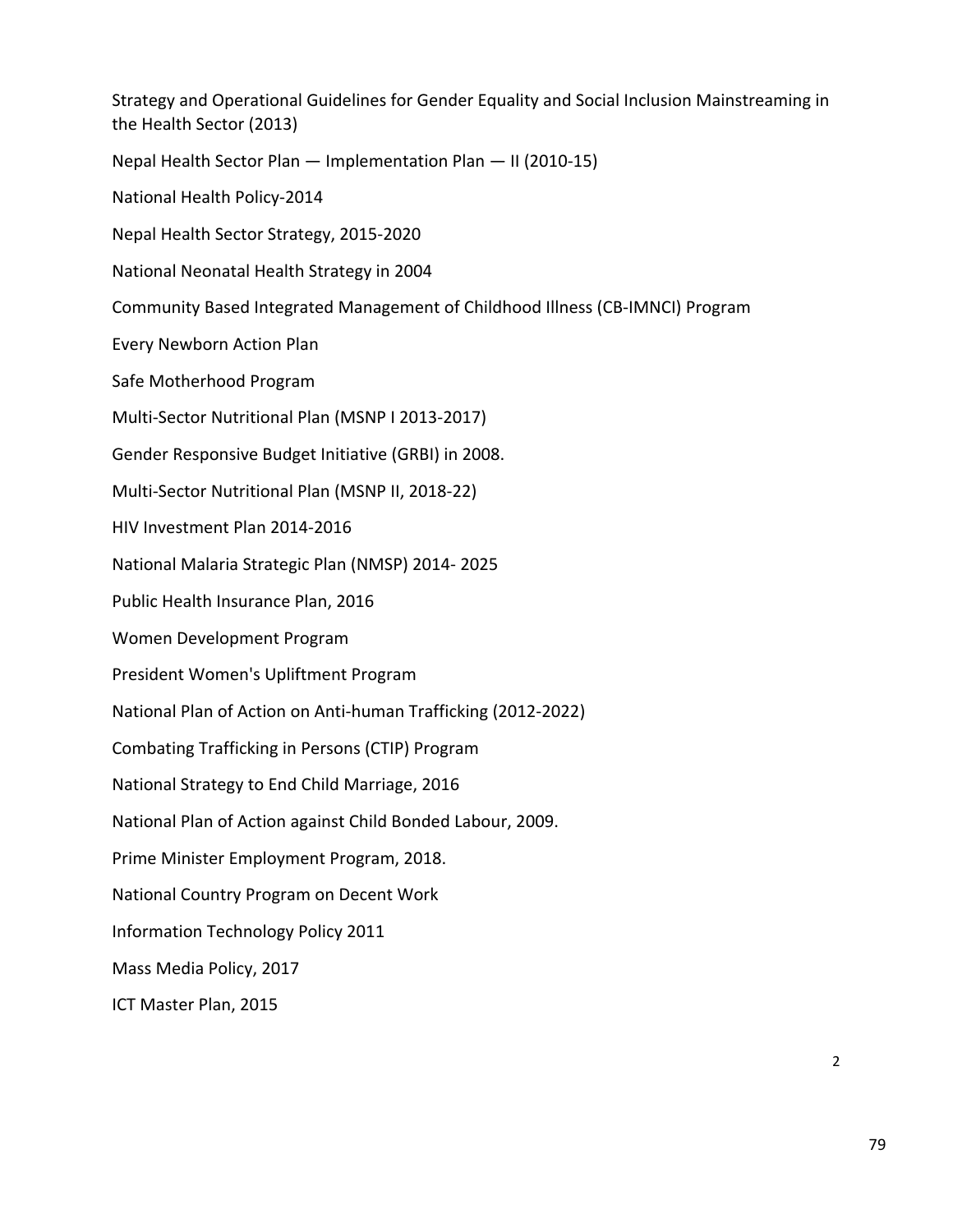Strategy and Operational Guidelines for Gender Equality and Social Inclusion Mainstreaming in the Health Sector (2013)

Nepal Health Sector Plan — Implementation Plan — II (2010-15)

National Health Policy-2014

Nepal Health Sector Strategy, 2015-2020

National Neonatal Health Strategy in 2004

Community Based Integrated Management of Childhood Illness (CB-IMNCI) Program

Every Newborn Action Plan

Safe Motherhood Program

Multi-Sector Nutritional Plan (MSNP I 2013-2017)

Gender Responsive Budget Initiative (GRBI) in 2008.

Multi-Sector Nutritional Plan (MSNP II, 2018-22)

HIV Investment Plan 2014-2016

National Malaria Strategic Plan (NMSP) 2014- 2025

Public Health Insurance Plan, 2016

Women Development Program

President Women's Upliftment Program

National Plan of Action on Anti-human Trafficking (2012-2022)

Combating Trafficking in Persons (CTIP) Program

National Strategy to End Child Marriage, 2016

National Plan of Action against Child Bonded Labour, 2009.

Prime Minister Employment Program, 2018.

National Country Program on Decent Work

Information Technology Policy 2011

Mass Media Policy, 2017

ICT Master Plan, 2015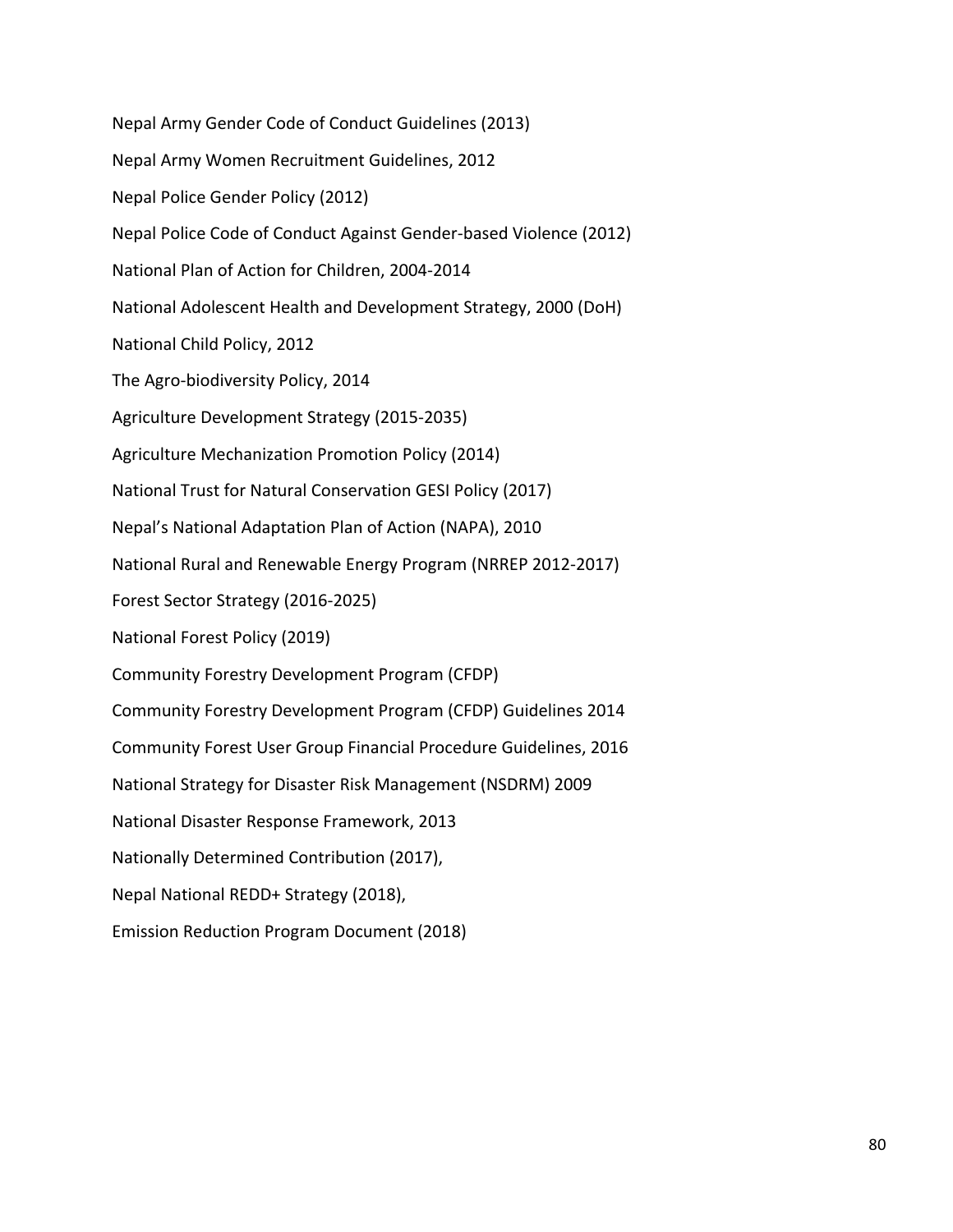Nepal Army Gender Code of Conduct Guidelines (2013)

Nepal Army Women Recruitment Guidelines, 2012

Nepal Police Gender Policy (2012)

Nepal Police Code of Conduct Against Gender-based Violence (2012)

National Plan of Action for Children, 2004-2014

National Adolescent Health and Development Strategy, 2000 (DoH)

National Child Policy, 2012

The Agro-biodiversity Policy, 2014

Agriculture Development Strategy (2015-2035)

Agriculture Mechanization Promotion Policy (2014)

National Trust for Natural Conservation GESI Policy (2017)

Nepal's National Adaptation Plan of Action (NAPA), 2010

National Rural and Renewable Energy Program (NRREP 2012-2017)

Forest Sector Strategy (2016-2025)

National Forest Policy (2019)

Community Forestry Development Program (CFDP)

Community Forestry Development Program (CFDP) Guidelines 2014

Community Forest User Group Financial Procedure Guidelines, 2016

National Strategy for Disaster Risk Management (NSDRM) 2009

National Disaster Response Framework, 2013

Nationally Determined Contribution (2017),

Nepal National REDD+ Strategy (2018),

Emission Reduction Program Document (2018)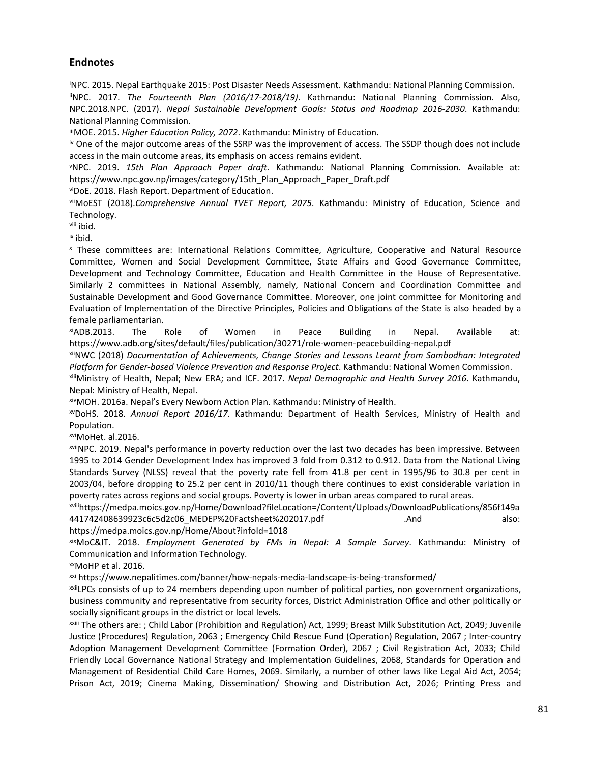## Endnotes

[i]NPC. 2015. Nepal Earthquake 2015: Post Disaster Needs Assessment. Kathmandu: National Planning Commission.

[ii]NPC. 2017. *The Fourteenth Plan (2016/17-2018/19)*. Kathmandu: National Planning Commission. Also, NPC.2018.NPC. (2017). *Nepal Sustainable Development Goals: Status and Roadmap 2016-2030*. Kathmandu: National Planning Commission.

[iii]MOE. 2015. *Higher Education Policy, 2072*. Kathmandu: Ministry of Education.

[iv] One of the major outcome areas of the SSRP was the improvement of access. The SSDP though does not include access in the main outcome areas, its emphasis on access remains evident.

[v]NPC. 2019. *15th Plan Approach Paper draft.* Kathmandu: National Planning Commission. Available at: https://www.npc.gov.np/images/category/15th_Plan_Approach_Paper_Draft.pdf

[vi]DoE. 2018. Flash Report. Department of Education.

[vii]MoEST (2018).*Comprehensive Annual TVET Report, 2075*. Kathmandu: Ministry of Education, Science and Technology.

[viii] ibid.

[ix] ibid.

[x] These committees are: International Relations Committee, Agriculture, Cooperative and Natural Resource Committee, Women and Social Development Committee, State Affairs and Good Governance Committee, Development and Technology Committee, Education and Health Committee in the House of Representative. Similarly 2 committees in National Assembly, namely, National Concern and Coordination Committee and Sustainable Development and Good Governance Committee. Moreover, one joint committee for Monitoring and Evaluation of Implementation of the Directive Principles, Policies and Obligations of the State is also headed by a female parliamentarian.

[xi]ADB.2013. The Role of Women in Peace Building in Nepal. Available at: https://www.adb.org/sites/default/files/publication/30271/role-women-peacebuilding-nepal.pdf

[xii]NWC (2018) *Documentation of Achievements, Change Stories and Lessons Learnt from Sambodhan: Integrated Platform for Gender-based Violence Prevention and Response Project*. Kathmandu: National Women Commission.

[xiii]Ministry of Health, Nepal; New ERA; and ICF. 2017. *Nepal Demographic and Health Survey 2016*. Kathmandu, Nepal: Ministry of Health, Nepal.

[xiv]MOH. 2016a. Nepal's Every Newborn Action Plan. Kathmandu: Ministry of Health.

[xv]DoHS. 2018. *Annual Report 2016/17*. Kathmandu: Department of Health Services, Ministry of Health and Population.

[xvi]MoHet. al.2016.

[xvii]NPC. 2019. Nepal's performance in poverty reduction over the last two decades has been impressive. Between 1995 to 2014 Gender Development Index has improved 3 fold from 0.312 to 0.912. Data from the National Living Standards Survey (NLSS) reveal that the poverty rate fell from 41.8 per cent in 1995/96 to 30.8 per cent in 2003/04, before dropping to 25.2 per cent in 2010/11 though there continues to exist considerable variation in poverty rates across regions and social groups. Poverty is lower in urban areas compared to rural areas.

[xviii]https://medpa.moics.gov.np/Home/Download?fileLocation=/Content/Uploads/DownloadPublications/856f149a441742408639923c6c5d2c06_MEDEP%20Factsheet%202017.pdf .And also: https://medpa.moics.gov.np/Home/About?infoId=1018

[xix]MoC&IT. 2018. *Employment Generated by FMs in Nepal: A Sample Survey*. Kathmandu: Ministry of Communication and Information Technology.

[xx]MoHP et al. 2016.

[xxi] https://www.nepalitimes.com/banner/how-nepals-media-landscape-is-being-transformed/

[xxii]LPCs consists of up to 24 members depending upon number of political parties, non government organizations, business community and representative from security forces, District Administration Office and other politically or socially significant groups in the district or local levels.

[xxiii] The others are: ; Child Labor (Prohibition and Regulation) Act, 1999; Breast Milk Substitution Act, 2049; Juvenile Justice (Procedures) Regulation, 2063 ; Emergency Child Rescue Fund (Operation) Regulation, 2067 ; Inter-country Adoption Management Development Committee (Formation Order), 2067 ; Civil Registration Act, 2033; Child Friendly Local Governance National Strategy and Implementation Guidelines, 2068, Standards for Operation and Management of Residential Child Care Homes, 2069. Similarly, a number of other laws like Legal Aid Act, 2054; Prison Act, 2019; Cinema Making, Dissemination/ Showing and Distribution Act, 2026; Printing Press and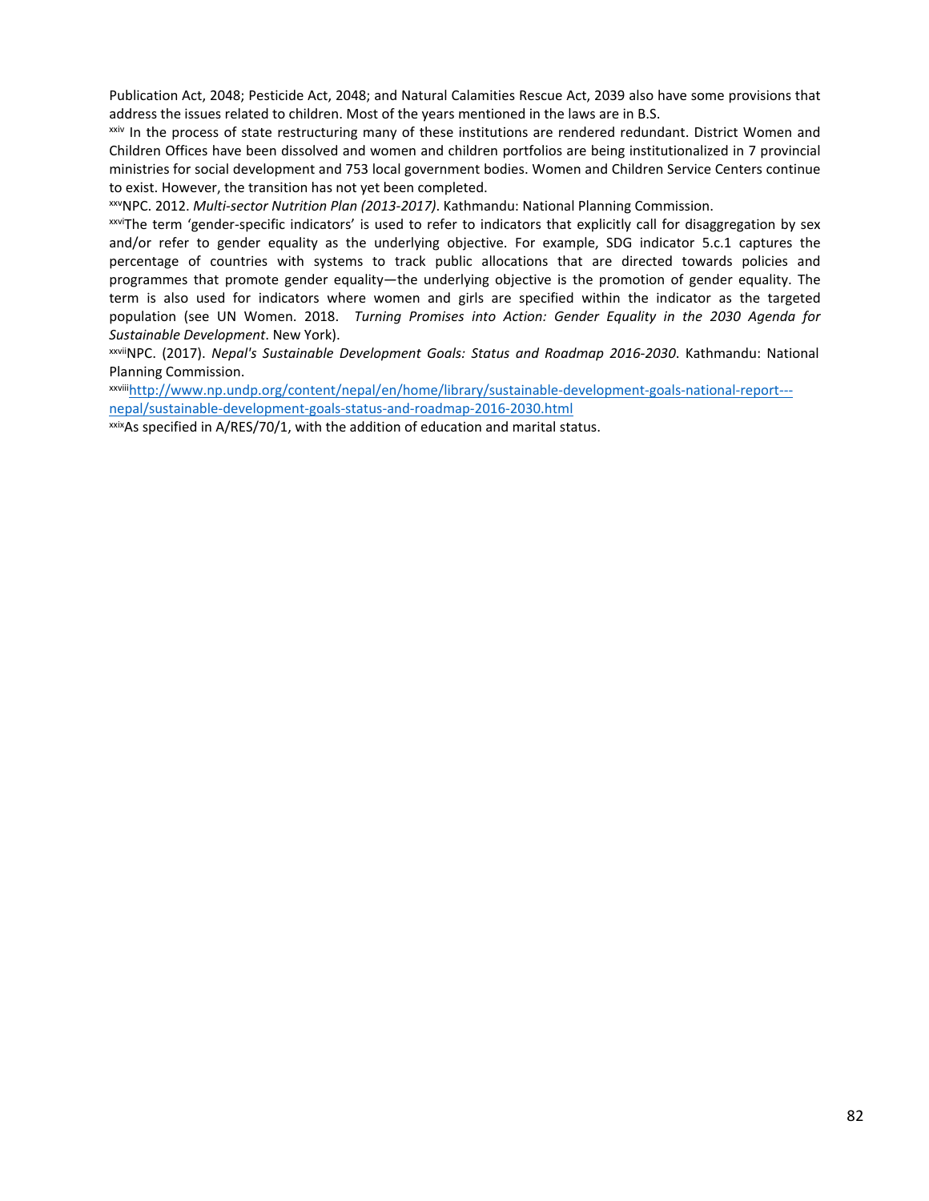Publication Act, 2048; Pesticide Act, 2048; and Natural Calamities Rescue Act, 2039 also have some provisions that address the issues related to children. Most of the years mentioned in the laws are in B.S.

[xxiv] In the process of state restructuring many of these institutions are rendered redundant. District Women and Children Offices have been dissolved and women and children portfolios are being institutionalized in 7 provincial ministries for social development and 753 local government bodies. Women and Children Service Centers continue to exist. However, the transition has not yet been completed.

[xxv]NPC. 2012. *Multi-sector Nutrition Plan (2013-2017)*. Kathmandu: National Planning Commission.

[xxvi]The term 'gender-specific indicators' is used to refer to indicators that explicitly call for disaggregation by sex and/or refer to gender equality as the underlying objective. For example, SDG indicator 5.c.1 captures the percentage of countries with systems to track public allocations that are directed towards policies and programmes that promote gender equality—the underlying objective is the promotion of gender equality. The term is also used for indicators where women and girls are specified within the indicator as the targeted population (see UN Women. 2018. *Turning Promises into Action: Gender Equality in the 2030 Agenda for Sustainable Development*. New York).

[xxvii]NPC. (2017). *Nepal's Sustainable Development Goals: Status and Roadmap 2016-2030*. Kathmandu: National Planning Commission.

[xxviii]http://www.np.undp.org/content/nepal/en/home/library/sustainable-development-goals-national-report---nepal/sustainable-development-goals-status-and-roadmap-2016-2030.html

[xxix]As specified in A/RES/70/1, with the addition of education and marital status.